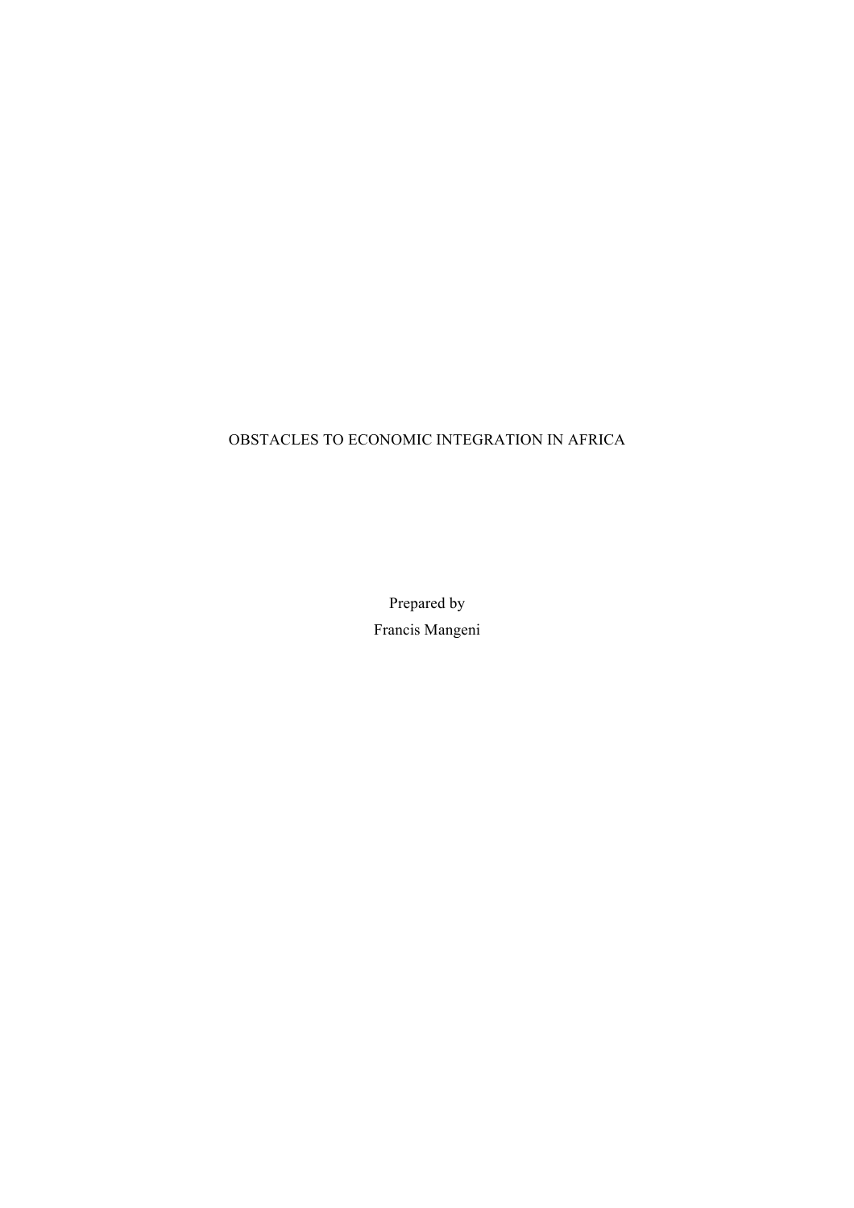# OBSTACLES TO ECONOMIC INTEGRATION IN AFRICA

Prepared by

Francis Mangeni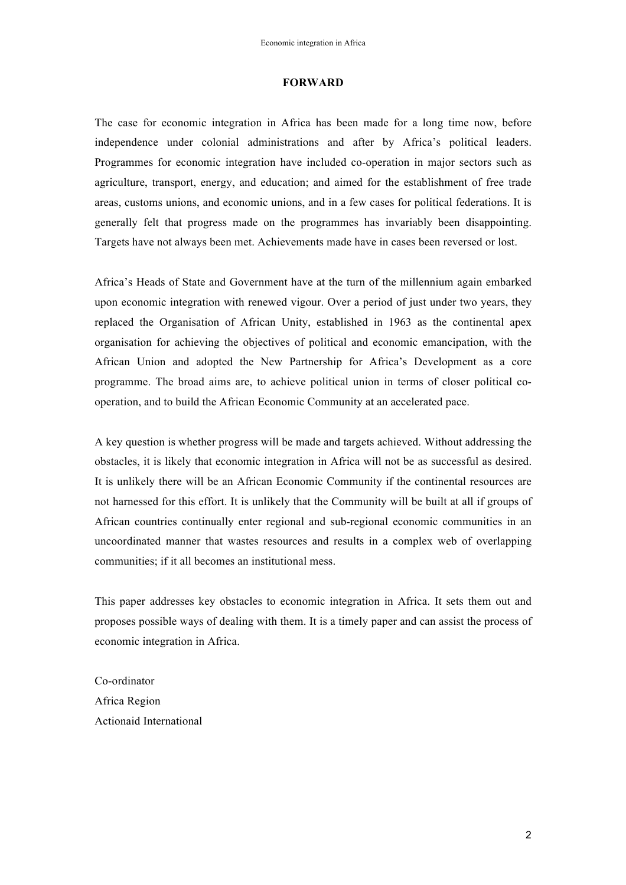## FORWARD

The case for economic integration in Africa has been made for a long time now, before independence under colonial administrations and after by Africa's political leaders. Programmes for economic integration have included co-operation in major sectors such as agriculture, transport, energy, and education; and aimed for the establishment of free trade areas, customs unions, and economic unions, and in a few cases for political federations. It is generally felt that progress made on the programmes has invariably been disappointing. Targets have not always been met. Achievements made have in cases been reversed or lost.

Africa's Heads of State and Government have at the turn of the millennium again embarked upon economic integration with renewed vigour. Over a period of just under two years, they replaced the Organisation of African Unity, established in 1963 as the continental apex organisation for achieving the objectives of political and economic emancipation, with the African Union and adopted the New Partnership for Africa's Development as a core programme. The broad aims are, to achieve political union in terms of closer political co-operation, and to build the African Economic Community at an accelerated pace.

A key question is whether progress will be made and targets achieved. Without addressing the obstacles, it is likely that economic integration in Africa will not be as successful as desired. It is unlikely there will be an African Economic Community if the continental resources are not harnessed for this effort. It is unlikely that the Community will be built at all if groups of African countries continually enter regional and sub-regional economic communities in an uncoordinated manner that wastes resources and results in a complex web of overlapping communities; if it all becomes an institutional mess.

This paper addresses key obstacles to economic integration in Africa. It sets them out and proposes possible ways of dealing with them. It is a timely paper and can assist the process of economic integration in Africa.

Co-ordinator
Africa Region
Actionaid International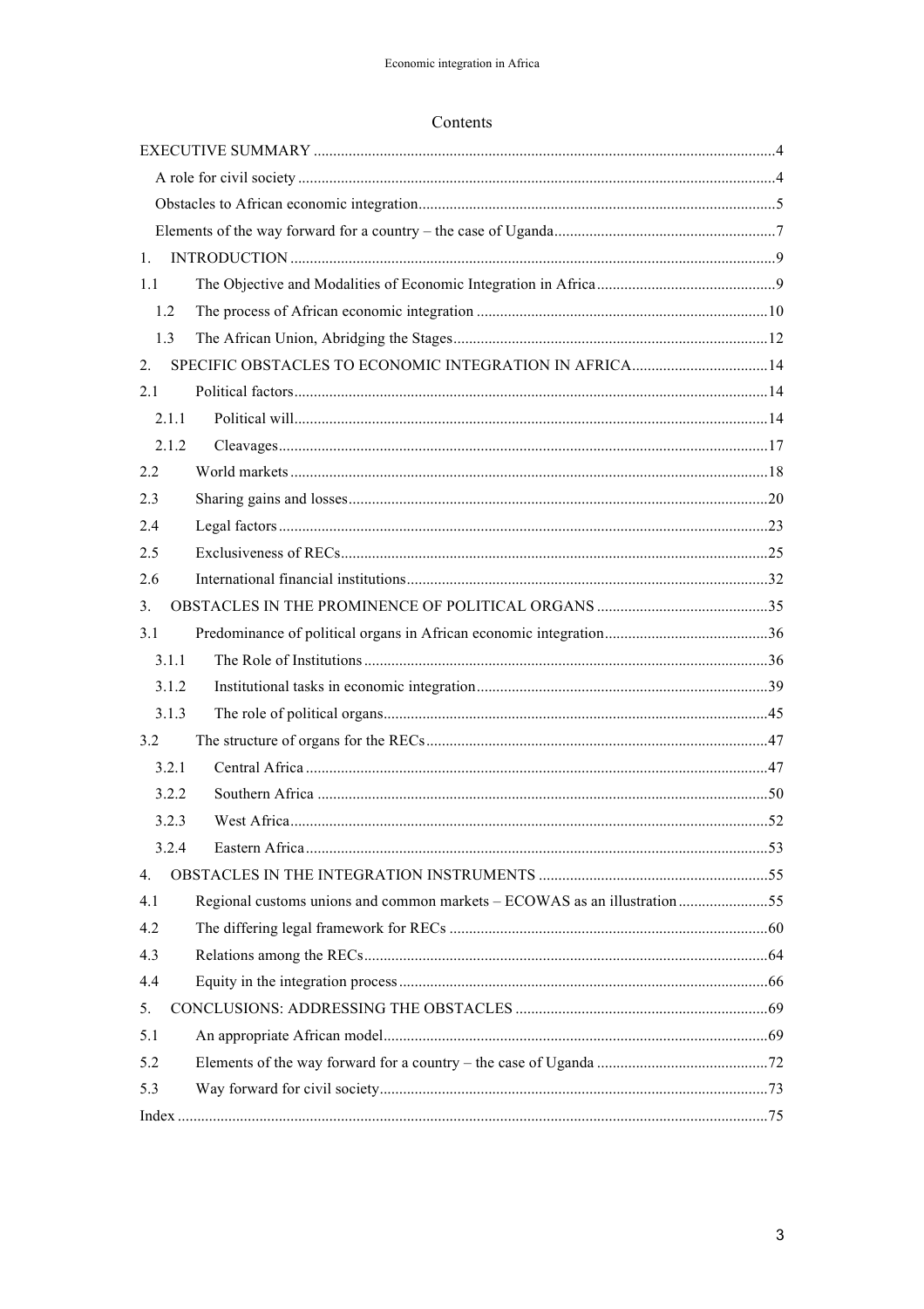# Contents

EXECUTIVE SUMMARY ....................................................................................................... 4

A role for civil society ....................................................................................................... 4

Obstacles to African economic integration ......................................................................... 5

Elements of the way forward for a country – the case of Uganda ........................................ 7

1. INTRODUCTION ........................................................................................................... 9

1.1 The Objective and Modalities of Economic Integration in Africa ...................................... 9

1.2 The process of African economic integration ................................................................. 10

1.3 The African Union, Abridging the Stages ........................................................................ 12

2. SPECIFIC OBSTACLES TO ECONOMIC INTEGRATION IN AFRICA ................................ 14

2.1 Political factors ............................................................................................................. 14

2.1.1 Political will ................................................................................................................ 14

2.1.2 Cleavages ................................................................................................................... 17

2.2 World markets ............................................................................................................... 18

2.3 Sharing gains and losses ................................................................................................ 20

2.4 Legal factors .................................................................................................................. 23

2.5 Exclusiveness of RECs ................................................................................................... 25

2.6 International financial institutions .................................................................................. 32

3. OBSTACLES IN THE PROMINENCE OF POLITICAL ORGANS ......................................... 35

3.1 Predominance of political organs in African economic integration ................................... 36

3.1.1 The Role of Institutions ............................................................................................... 36

3.1.2 Institutional tasks in economic integration .................................................................. 39

3.1.3 The role of political organs .......................................................................................... 45

3.2 The structure of organs for the RECs .............................................................................. 47

3.2.1 Central Africa ............................................................................................................. 47

3.2.2 Southern Africa .......................................................................................................... 50

3.2.3 West Africa ................................................................................................................ 52

3.2.4 Eastern Africa ............................................................................................................. 53

4. OBSTACLES IN THE INTEGRATION INSTRUMENTS ...................................................... 55

4.1 Regional customs unions and common markets – ECOWAS as an illustration ................. 55

4.2 The differing legal framework for RECs .......................................................................... 60

4.3 Relations among the RECs ............................................................................................. 64

4.4 Equity in the integration process .................................................................................... 66

5. CONCLUSIONS: ADDRESSING THE OBSTACLES ........................................................... 69

5.1 An appropriate African model ........................................................................................ 69

5.2 Elements of the way forward for a country – the case of Uganda ..................................... 72

5.3 Way forward for civil society .......................................................................................... 73

Index .................................................................................................................................. 75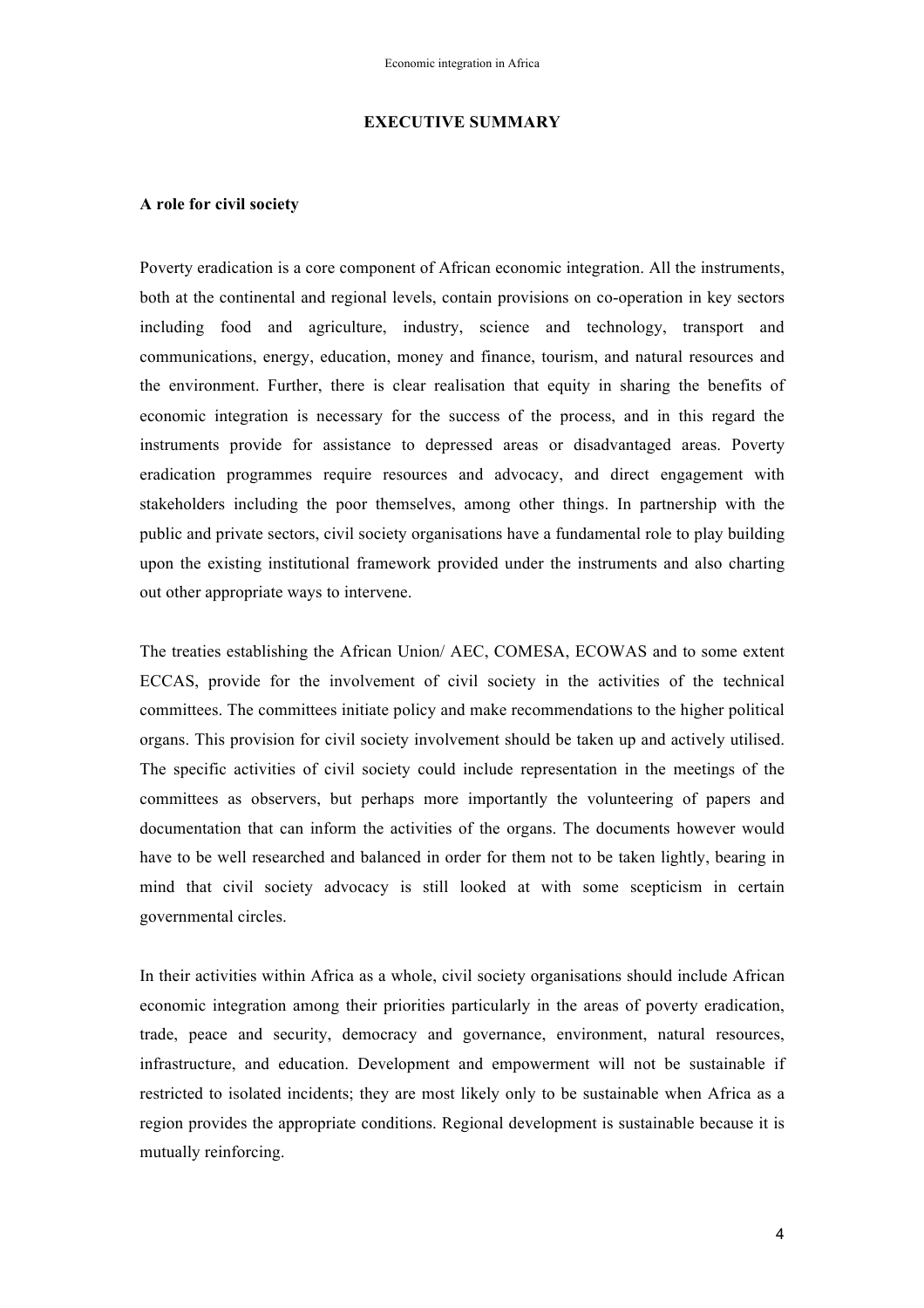## EXECUTIVE SUMMARY

### A role for civil society

Poverty eradication is a core component of African economic integration. All the instruments, both at the continental and regional levels, contain provisions on co-operation in key sectors including food and agriculture, industry, science and technology, transport and communications, energy, education, money and finance, tourism, and natural resources and the environment. Further, there is clear realisation that equity in sharing the benefits of economic integration is necessary for the success of the process, and in this regard the instruments provide for assistance to depressed areas or disadvantaged areas. Poverty eradication programmes require resources and advocacy, and direct engagement with stakeholders including the poor themselves, among other things. In partnership with the public and private sectors, civil society organisations have a fundamental role to play building upon the existing institutional framework provided under the instruments and also charting out other appropriate ways to intervene.

The treaties establishing the African Union/ AEC, COMESA, ECOWAS and to some extent ECCAS, provide for the involvement of civil society in the activities of the technical committees. The committees initiate policy and make recommendations to the higher political organs. This provision for civil society involvement should be taken up and actively utilised. The specific activities of civil society could include representation in the meetings of the committees as observers, but perhaps more importantly the volunteering of papers and documentation that can inform the activities of the organs. The documents however would have to be well researched and balanced in order for them not to be taken lightly, bearing in mind that civil society advocacy is still looked at with some scepticism in certain governmental circles.

In their activities within Africa as a whole, civil society organisations should include African economic integration among their priorities particularly in the areas of poverty eradication, trade, peace and security, democracy and governance, environment, natural resources, infrastructure, and education. Development and empowerment will not be sustainable if restricted to isolated incidents; they are most likely only to be sustainable when Africa as a region provides the appropriate conditions. Regional development is sustainable because it is mutually reinforcing.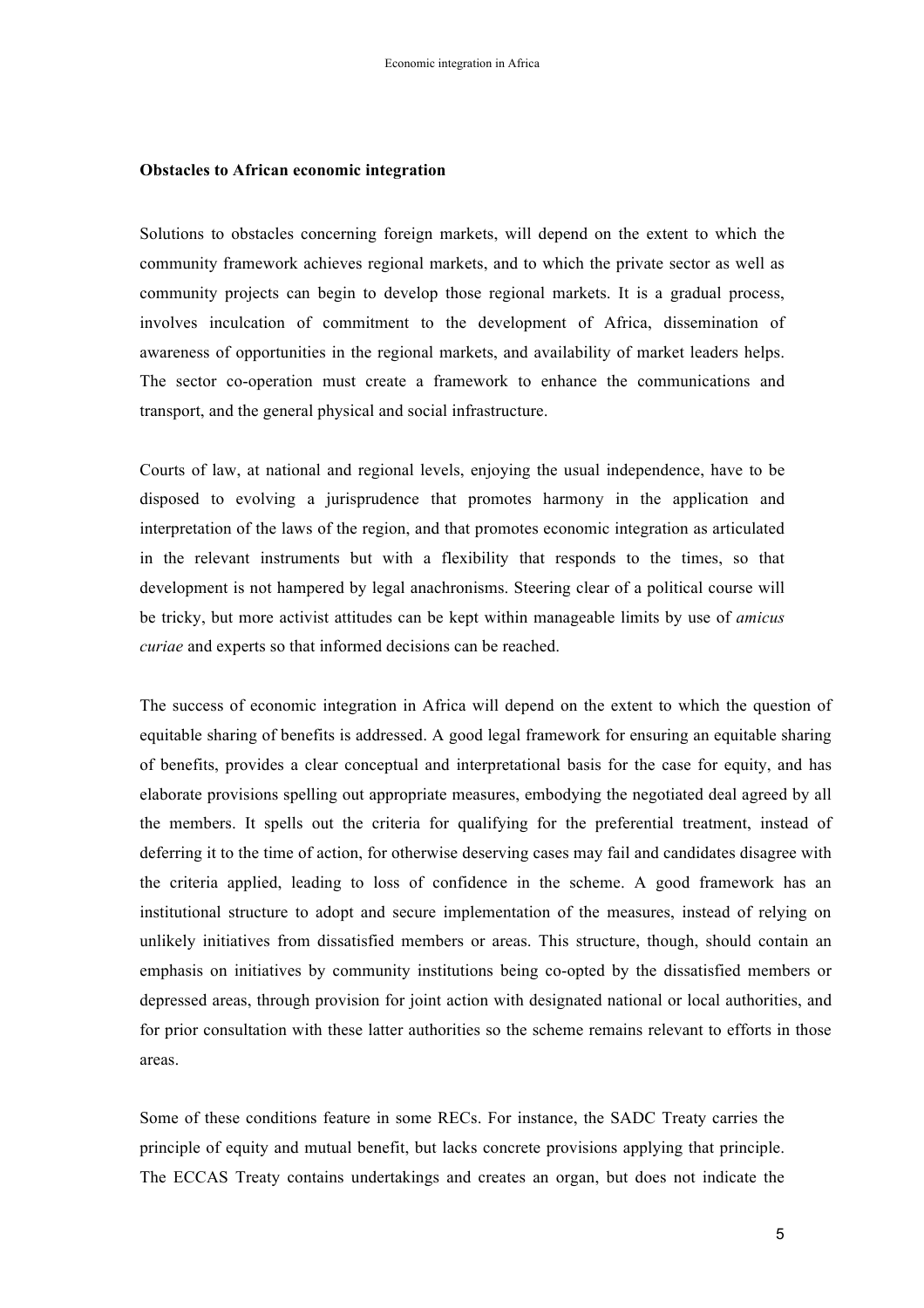**Obstacles to African economic integration**

Solutions to obstacles concerning foreign markets, will depend on the extent to which the community framework achieves regional markets, and to which the private sector as well as community projects can begin to develop those regional markets. It is a gradual process, involves inculcation of commitment to the development of Africa, dissemination of awareness of opportunities in the regional markets, and availability of market leaders helps. The sector co-operation must create a framework to enhance the communications and transport, and the general physical and social infrastructure.

Courts of law, at national and regional levels, enjoying the usual independence, have to be disposed to evolving a jurisprudence that promotes harmony in the application and interpretation of the laws of the region, and that promotes economic integration as articulated in the relevant instruments but with a flexibility that responds to the times, so that development is not hampered by legal anachronisms. Steering clear of a political course will be tricky, but more activist attitudes can be kept within manageable limits by use of *amicus curiae* and experts so that informed decisions can be reached.

The success of economic integration in Africa will depend on the extent to which the question of equitable sharing of benefits is addressed. A good legal framework for ensuring an equitable sharing of benefits, provides a clear conceptual and interpretational basis for the case for equity, and has elaborate provisions spelling out appropriate measures, embodying the negotiated deal agreed by all the members. It spells out the criteria for qualifying for the preferential treatment, instead of deferring it to the time of action, for otherwise deserving cases may fail and candidates disagree with the criteria applied, leading to loss of confidence in the scheme. A good framework has an institutional structure to adopt and secure implementation of the measures, instead of relying on unlikely initiatives from dissatisfied members or areas. This structure, though, should contain an emphasis on initiatives by community institutions being co-opted by the dissatisfied members or depressed areas, through provision for joint action with designated national or local authorities, and for prior consultation with these latter authorities so the scheme remains relevant to efforts in those areas.

Some of these conditions feature in some RECs. For instance, the SADC Treaty carries the principle of equity and mutual benefit, but lacks concrete provisions applying that principle. The ECCAS Treaty contains undertakings and creates an organ, but does not indicate the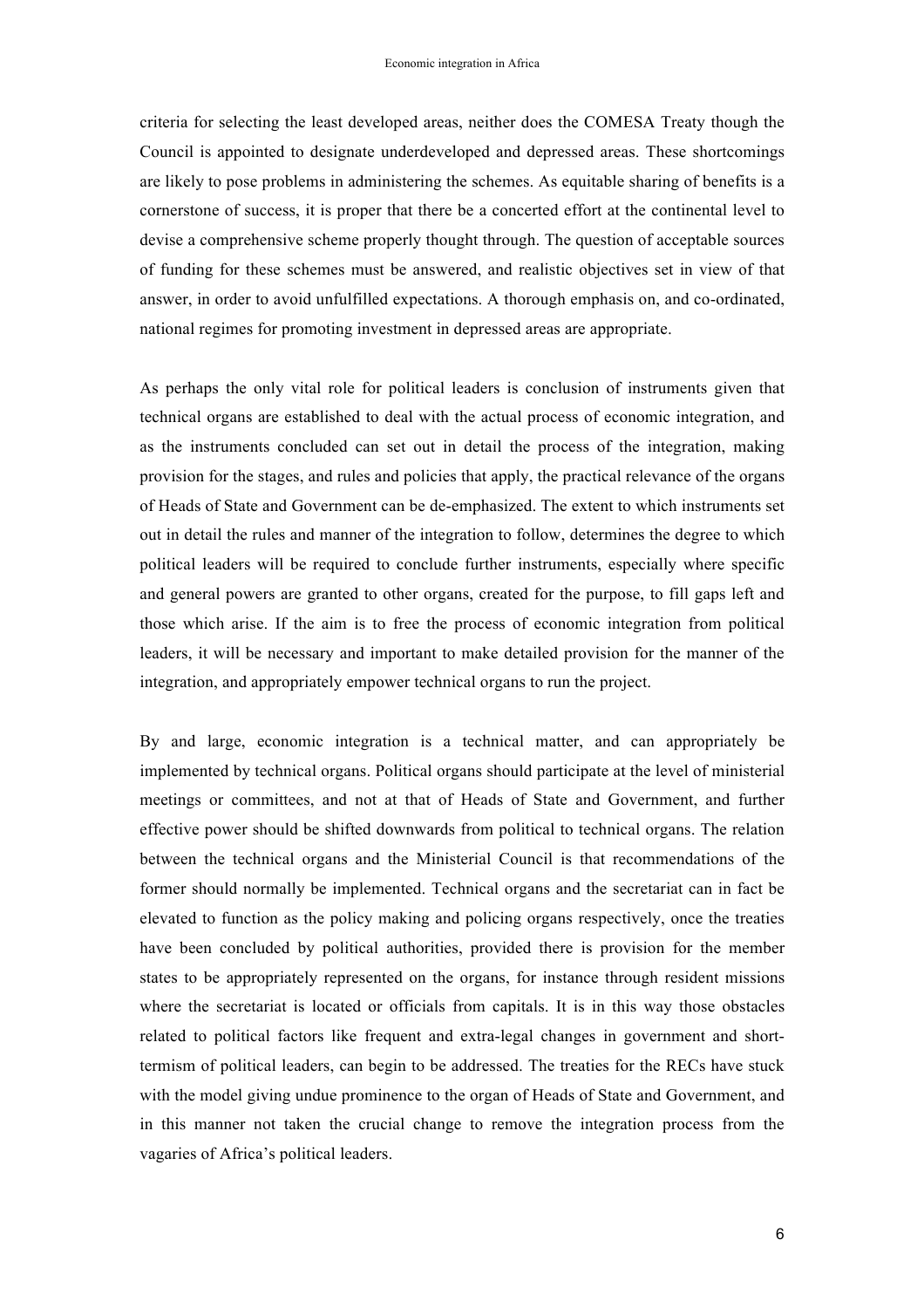criteria for selecting the least developed areas, neither does the COMESA Treaty though the Council is appointed to designate underdeveloped and depressed areas. These shortcomings are likely to pose problems in administering the schemes. As equitable sharing of benefits is a cornerstone of success, it is proper that there be a concerted effort at the continental level to devise a comprehensive scheme properly thought through. The question of acceptable sources of funding for these schemes must be answered, and realistic objectives set in view of that answer, in order to avoid unfulfilled expectations. A thorough emphasis on, and co-ordinated, national regimes for promoting investment in depressed areas are appropriate.

As perhaps the only vital role for political leaders is conclusion of instruments given that technical organs are established to deal with the actual process of economic integration, and as the instruments concluded can set out in detail the process of the integration, making provision for the stages, and rules and policies that apply, the practical relevance of the organs of Heads of State and Government can be de-emphasized. The extent to which instruments set out in detail the rules and manner of the integration to follow, determines the degree to which political leaders will be required to conclude further instruments, especially where specific and general powers are granted to other organs, created for the purpose, to fill gaps left and those which arise. If the aim is to free the process of economic integration from political leaders, it will be necessary and important to make detailed provision for the manner of the integration, and appropriately empower technical organs to run the project.

By and large, economic integration is a technical matter, and can appropriately be implemented by technical organs. Political organs should participate at the level of ministerial meetings or committees, and not at that of Heads of State and Government, and further effective power should be shifted downwards from political to technical organs. The relation between the technical organs and the Ministerial Council is that recommendations of the former should normally be implemented. Technical organs and the secretariat can in fact be elevated to function as the policy making and policing organs respectively, once the treaties have been concluded by political authorities, provided there is provision for the member states to be appropriately represented on the organs, for instance through resident missions where the secretariat is located or officials from capitals. It is in this way those obstacles related to political factors like frequent and extra-legal changes in government and short-termism of political leaders, can begin to be addressed. The treaties for the RECs have stuck with the model giving undue prominence to the organ of Heads of State and Government, and in this manner not taken the crucial change to remove the integration process from the vagaries of Africa's political leaders.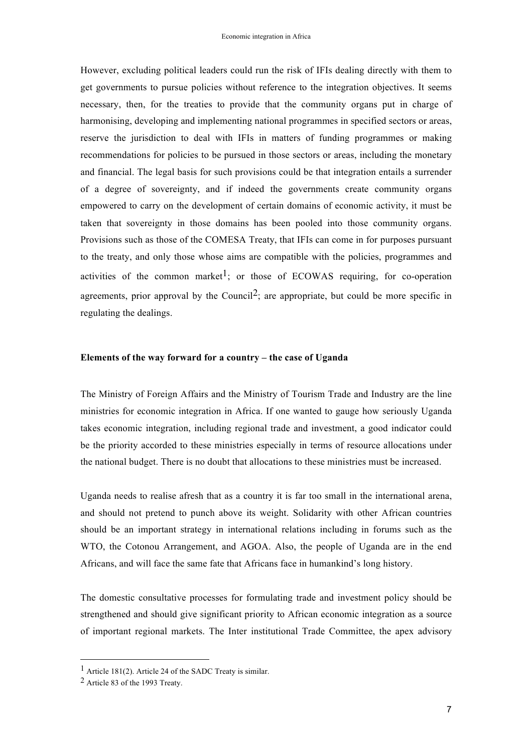However, excluding political leaders could run the risk of IFIs dealing directly with them to get governments to pursue policies without reference to the integration objectives. It seems necessary, then, for the treaties to provide that the community organs put in charge of harmonising, developing and implementing national programmes in specified sectors or areas, reserve the jurisdiction to deal with IFIs in matters of funding programmes or making recommendations for policies to be pursued in those sectors or areas, including the monetary and financial. The legal basis for such provisions could be that integration entails a surrender of a degree of sovereignty, and if indeed the governments create community organs empowered to carry on the development of certain domains of economic activity, it must be taken that sovereignty in those domains has been pooled into those community organs. Provisions such as those of the COMESA Treaty, that IFIs can come in for purposes pursuant to the treaty, and only those whose aims are compatible with the policies, programmes and activities of the common market[1]; or those of ECOWAS requiring, for co-operation agreements, prior approval by the Council[2]; are appropriate, but could be more specific in regulating the dealings.

**Elements of the way forward for a country – the case of Uganda**

The Ministry of Foreign Affairs and the Ministry of Tourism Trade and Industry are the line ministries for economic integration in Africa. If one wanted to gauge how seriously Uganda takes economic integration, including regional trade and investment, a good indicator could be the priority accorded to these ministries especially in terms of resource allocations under the national budget. There is no doubt that allocations to these ministries must be increased.

Uganda needs to realise afresh that as a country it is far too small in the international arena, and should not pretend to punch above its weight. Solidarity with other African countries should be an important strategy in international relations including in forums such as the WTO, the Cotonou Arrangement, and AGOA. Also, the people of Uganda are in the end Africans, and will face the same fate that Africans face in humankind's long history.

The domestic consultative processes for formulating trade and investment policy should be strengthened and should give significant priority to African economic integration as a source of important regional markets. The Inter institutional Trade Committee, the apex advisory

---

[1] Article 181(2). Article 24 of the SADC Treaty is similar.

[2] Article 83 of the 1993 Treaty.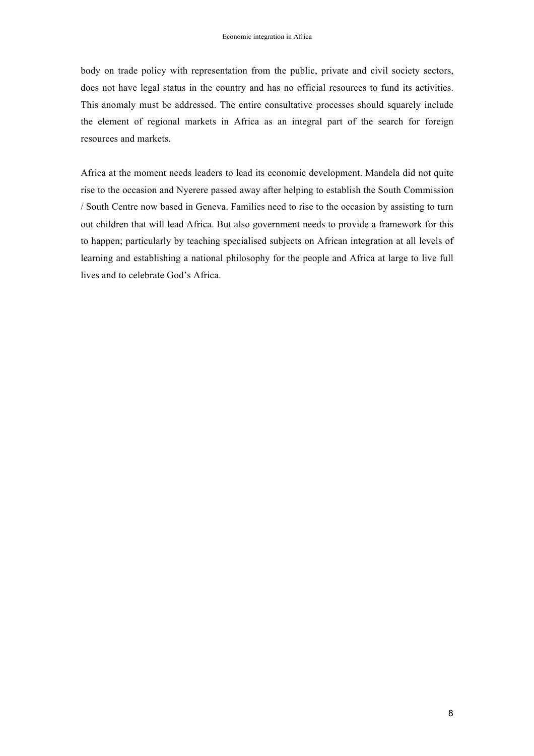body on trade policy with representation from the public, private and civil society sectors, does not have legal status in the country and has no official resources to fund its activities. This anomaly must be addressed. The entire consultative processes should squarely include the element of regional markets in Africa as an integral part of the search for foreign resources and markets.

Africa at the moment needs leaders to lead its economic development. Mandela did not quite rise to the occasion and Nyerere passed away after helping to establish the South Commission / South Centre now based in Geneva. Families need to rise to the occasion by assisting to turn out children that will lead Africa. But also government needs to provide a framework for this to happen; particularly by teaching specialised subjects on African integration at all levels of learning and establishing a national philosophy for the people and Africa at large to live full lives and to celebrate God's Africa.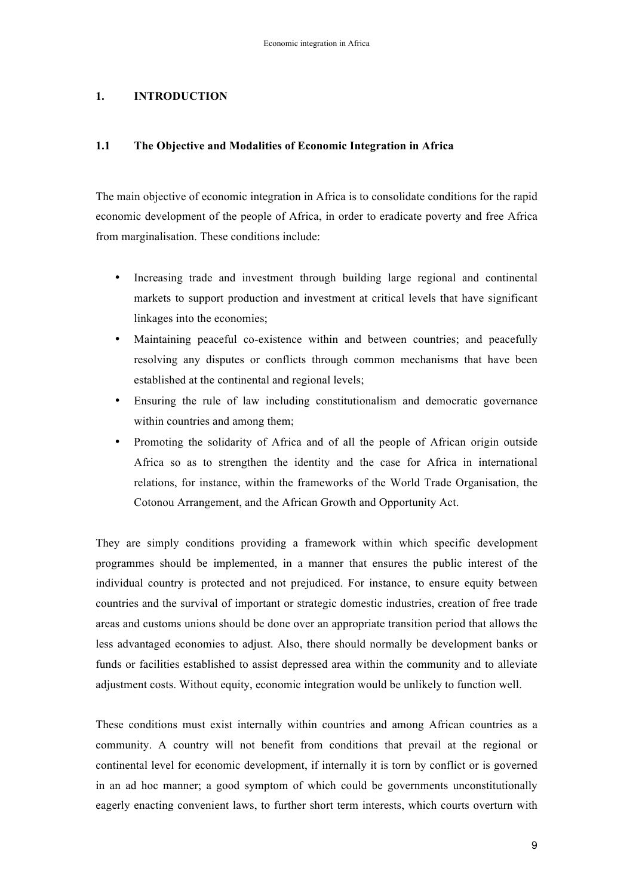## 1. INTRODUCTION

### 1.1 The Objective and Modalities of Economic Integration in Africa

The main objective of economic integration in Africa is to consolidate conditions for the rapid economic development of the people of Africa, in order to eradicate poverty and free Africa from marginalisation. These conditions include:

- Increasing trade and investment through building large regional and continental markets to support production and investment at critical levels that have significant linkages into the economies;
- Maintaining peaceful co-existence within and between countries; and peacefully resolving any disputes or conflicts through common mechanisms that have been established at the continental and regional levels;
- Ensuring the rule of law including constitutionalism and democratic governance within countries and among them;
- Promoting the solidarity of Africa and of all the people of African origin outside Africa so as to strengthen the identity and the case for Africa in international relations, for instance, within the frameworks of the World Trade Organisation, the Cotonou Arrangement, and the African Growth and Opportunity Act.

They are simply conditions providing a framework within which specific development programmes should be implemented, in a manner that ensures the public interest of the individual country is protected and not prejudiced. For instance, to ensure equity between countries and the survival of important or strategic domestic industries, creation of free trade areas and customs unions should be done over an appropriate transition period that allows the less advantaged economies to adjust. Also, there should normally be development banks or funds or facilities established to assist depressed area within the community and to alleviate adjustment costs. Without equity, economic integration would be unlikely to function well.

These conditions must exist internally within countries and among African countries as a community. A country will not benefit from conditions that prevail at the regional or continental level for economic development, if internally it is torn by conflict or is governed in an ad hoc manner; a good symptom of which could be governments unconstitutionally eagerly enacting convenient laws, to further short term interests, which courts overturn with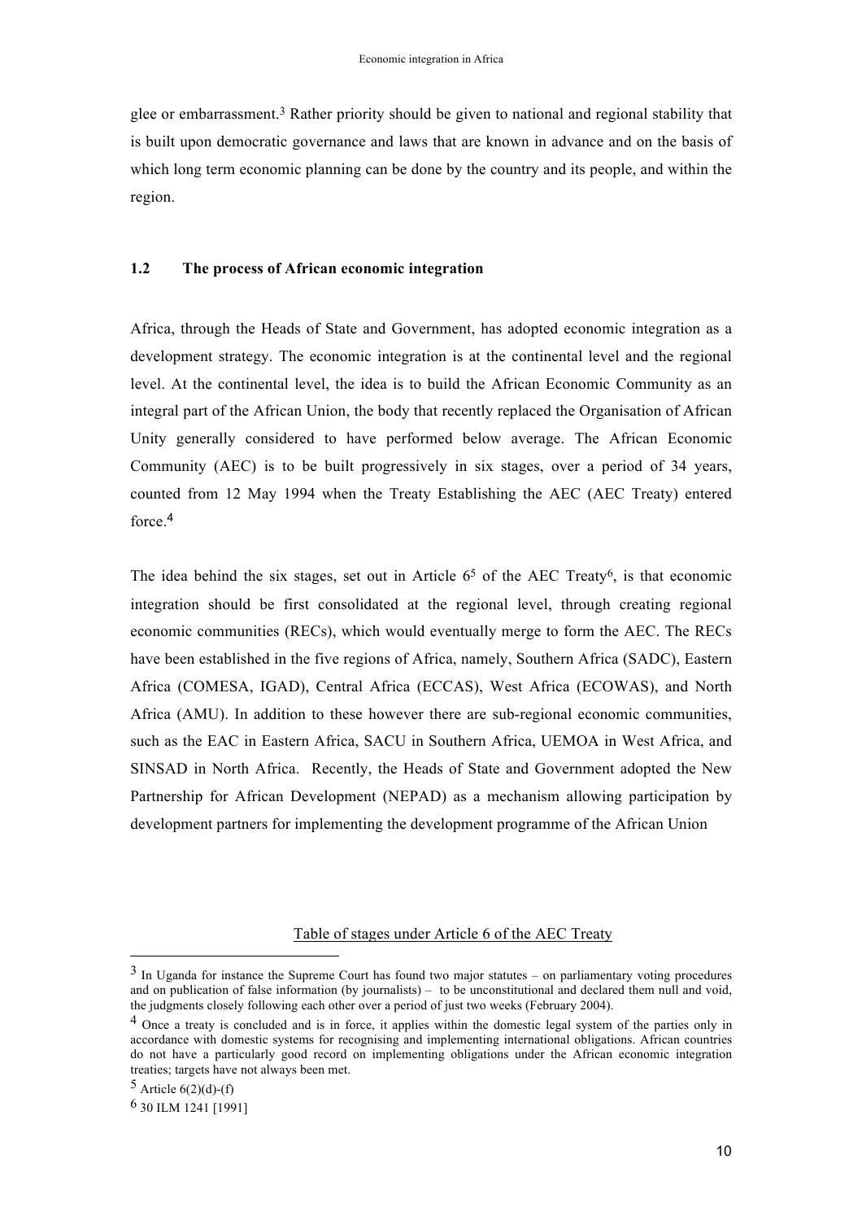glee or embarrassment.[3] Rather priority should be given to national and regional stability that is built upon democratic governance and laws that are known in advance and on the basis of which long term economic planning can be done by the country and its people, and within the region.

### 1.2 The process of African economic integration

Africa, through the Heads of State and Government, has adopted economic integration as a development strategy. The economic integration is at the continental level and the regional level. At the continental level, the idea is to build the African Economic Community as an integral part of the African Union, the body that recently replaced the Organisation of African Unity generally considered to have performed below average. The African Economic Community (AEC) is to be built progressively in six stages, over a period of 34 years, counted from 12 May 1994 when the Treaty Establishing the AEC (AEC Treaty) entered force.[4]

The idea behind the six stages, set out in Article 6[5] of the AEC Treaty[6], is that economic integration should be first consolidated at the regional level, through creating regional economic communities (RECs), which would eventually merge to form the AEC. The RECs have been established in the five regions of Africa, namely, Southern Africa (SADC), Eastern Africa (COMESA, IGAD), Central Africa (ECCAS), West Africa (ECOWAS), and North Africa (AMU). In addition to these however there are sub-regional economic communities, such as the EAC in Eastern Africa, SACU in Southern Africa, UEMOA in West Africa, and SINSAD in North Africa. Recently, the Heads of State and Government adopted the New Partnership for African Development (NEPAD) as a mechanism allowing participation by development partners for implementing the development programme of the African Union

<u>Table of stages under Article 6 of the AEC Treaty</u>

---

[3] In Uganda for instance the Supreme Court has found two major statutes – on parliamentary voting procedures and on publication of false information (by journalists) – to be unconstitutional and declared them null and void, the judgments closely following each other over a period of just two weeks (February 2004).

[4] Once a treaty is concluded and is in force, it applies within the domestic legal system of the parties only in accordance with domestic systems for recognising and implementing international obligations. African countries do not have a particularly good record on implementing obligations under the African economic integration treaties; targets have not always been met.

[5] Article 6(2)(d)-(f)

[6] 30 ILM 1241 [1991]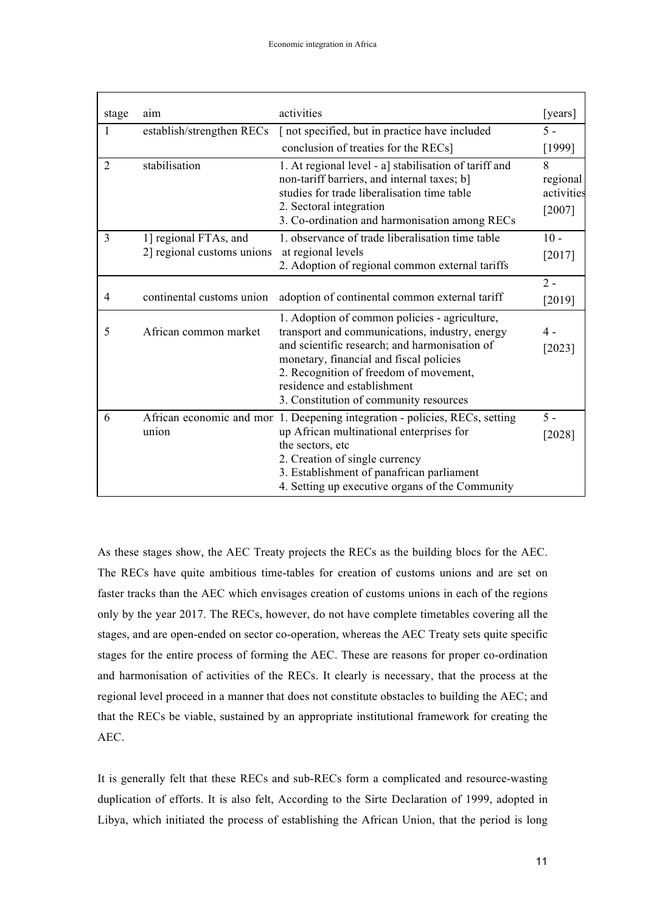| stage | aim | activities | [years] |
|---|---|---|---|
| 1 | establish/strengthen RECs | [ not specified, but in practice have included conclusion of treaties for the RECs] | 5 - [1999] |
| 2 | stabilisation | 1. At regional level - a] stabilisation of tariff and non-tariff barriers, and internal taxes; b] studies for trade liberalisation time table<br>2. Sectoral integration<br>3. Co-ordination and harmonisation among RECs | 8 regional activities [2007] |
| 3 | 1] regional FTAs, and 2] regional customs unions | 1. observance of trade liberalisation time table at regional levels<br>2. Adoption of regional common external tariffs | 10 - [2017] |
| 4 | continental customs union | adoption of continental common external tariff | 2 - [2019] |
| 5 | African common market | 1. Adoption of common policies - agriculture, transport and communications, industry, energy and scientific research; and harmonisation of monetary, financial and fiscal policies<br>2. Recognition of freedom of movement, residence and establishment<br>3. Constitution of community resources | 4 - [2023] |
| 6 | African economic and mon union | 1. Deepening integration - policies, RECs, setting up African multinational enterprises for the sectors, etc<br>2. Creation of single currency<br>3. Establishment of panafrican parliament<br>4. Setting up executive organs of the Community | 5 - [2028] |

As these stages show, the AEC Treaty projects the RECs as the building blocs for the AEC. The RECs have quite ambitious time-tables for creation of customs unions and are set on faster tracks than the AEC which envisages creation of customs unions in each of the regions only by the year 2017. The RECs, however, do not have complete timetables covering all the stages, and are open-ended on sector co-operation, whereas the AEC Treaty sets quite specific stages for the entire process of forming the AEC. These are reasons for proper co-ordination and harmonisation of activities of the RECs. It clearly is necessary, that the process at the regional level proceed in a manner that does not constitute obstacles to building the AEC; and that the RECs be viable, sustained by an appropriate institutional framework for creating the AEC.

It is generally felt that these RECs and sub-RECs form a complicated and resource-wasting duplication of efforts. It is also felt, According to the Sirte Declaration of 1999, adopted in Libya, which initiated the process of establishing the African Union, that the period is long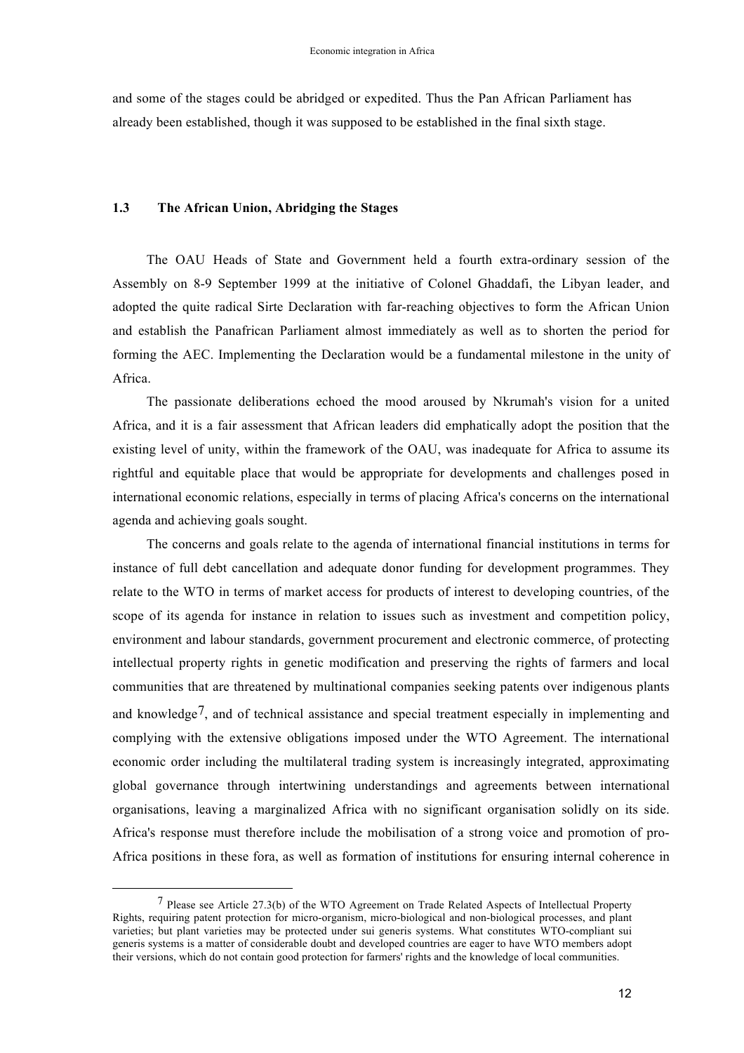and some of the stages could be abridged or expedited. Thus the Pan African Parliament has already been established, though it was supposed to be established in the final sixth stage.

### 1.3 The African Union, Abridging the Stages

The OAU Heads of State and Government held a fourth extra-ordinary session of the Assembly on 8-9 September 1999 at the initiative of Colonel Ghaddafi, the Libyan leader, and adopted the quite radical Sirte Declaration with far-reaching objectives to form the African Union and establish the Panafrican Parliament almost immediately as well as to shorten the period for forming the AEC. Implementing the Declaration would be a fundamental milestone in the unity of Africa.

The passionate deliberations echoed the mood aroused by Nkrumah's vision for a united Africa, and it is a fair assessment that African leaders did emphatically adopt the position that the existing level of unity, within the framework of the OAU, was inadequate for Africa to assume its rightful and equitable place that would be appropriate for developments and challenges posed in international economic relations, especially in terms of placing Africa's concerns on the international agenda and achieving goals sought.

The concerns and goals relate to the agenda of international financial institutions in terms for instance of full debt cancellation and adequate donor funding for development programmes. They relate to the WTO in terms of market access for products of interest to developing countries, of the scope of its agenda for instance in relation to issues such as investment and competition policy, environment and labour standards, government procurement and electronic commerce, of protecting intellectual property rights in genetic modification and preserving the rights of farmers and local communities that are threatened by multinational companies seeking patents over indigenous plants and knowledge[7], and of technical assistance and special treatment especially in implementing and complying with the extensive obligations imposed under the WTO Agreement. The international economic order including the multilateral trading system is increasingly integrated, approximating global governance through intertwining understandings and agreements between international organisations, leaving a marginalized Africa with no significant organisation solidly on its side. Africa's response must therefore include the mobilisation of a strong voice and promotion of pro-Africa positions in these fora, as well as formation of institutions for ensuring internal coherence in

---

[7] Please see Article 27.3(b) of the WTO Agreement on Trade Related Aspects of Intellectual Property Rights, requiring patent protection for micro-organism, micro-biological and non-biological processes, and plant varieties; but plant varieties may be protected under sui generis systems. What constitutes WTO-compliant sui generis systems is a matter of considerable doubt and developed countries are eager to have WTO members adopt their versions, which do not contain good protection for farmers' rights and the knowledge of local communities.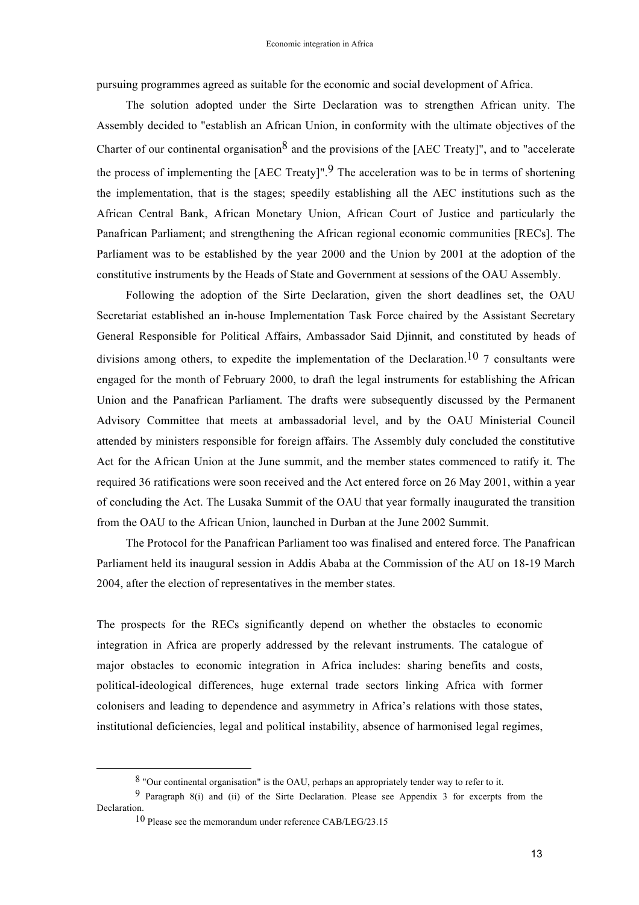pursuing programmes agreed as suitable for the economic and social development of Africa.

The solution adopted under the Sirte Declaration was to strengthen African unity. The Assembly decided to "establish an African Union, in conformity with the ultimate objectives of the Charter of our continental organisation[8] and the provisions of the [AEC Treaty]", and to "accelerate the process of implementing the [AEC Treaty]".[9] The acceleration was to be in terms of shortening the implementation, that is the stages; speedily establishing all the AEC institutions such as the African Central Bank, African Monetary Union, African Court of Justice and particularly the Panafrican Parliament; and strengthening the African regional economic communities [RECs]. The Parliament was to be established by the year 2000 and the Union by 2001 at the adoption of the constitutive instruments by the Heads of State and Government at sessions of the OAU Assembly.

Following the adoption of the Sirte Declaration, given the short deadlines set, the OAU Secretariat established an in-house Implementation Task Force chaired by the Assistant Secretary General Responsible for Political Affairs, Ambassador Said Djinnit, and constituted by heads of divisions among others, to expedite the implementation of the Declaration.[10] 7 consultants were engaged for the month of February 2000, to draft the legal instruments for establishing the African Union and the Panafrican Parliament. The drafts were subsequently discussed by the Permanent Advisory Committee that meets at ambassadorial level, and by the OAU Ministerial Council attended by ministers responsible for foreign affairs. The Assembly duly concluded the constitutive Act for the African Union at the June summit, and the member states commenced to ratify it. The required 36 ratifications were soon received and the Act entered force on 26 May 2001, within a year of concluding the Act. The Lusaka Summit of the OAU that year formally inaugurated the transition from the OAU to the African Union, launched in Durban at the June 2002 Summit.

The Protocol for the Panafrican Parliament too was finalised and entered force. The Panafrican Parliament held its inaugural session in Addis Ababa at the Commission of the AU on 18-19 March 2004, after the election of representatives in the member states.

The prospects for the RECs significantly depend on whether the obstacles to economic integration in Africa are properly addressed by the relevant instruments. The catalogue of major obstacles to economic integration in Africa includes: sharing benefits and costs, political-ideological differences, huge external trade sectors linking Africa with former colonisers and leading to dependence and asymmetry in Africa's relations with those states, institutional deficiencies, legal and political instability, absence of harmonised legal regimes,

---

[8] "Our continental organisation" is the OAU, perhaps an appropriately tender way to refer to it.

[9] Paragraph 8(i) and (ii) of the Sirte Declaration. Please see Appendix 3 for excerpts from the Declaration.

[10] Please see the memorandum under reference CAB/LEG/23.15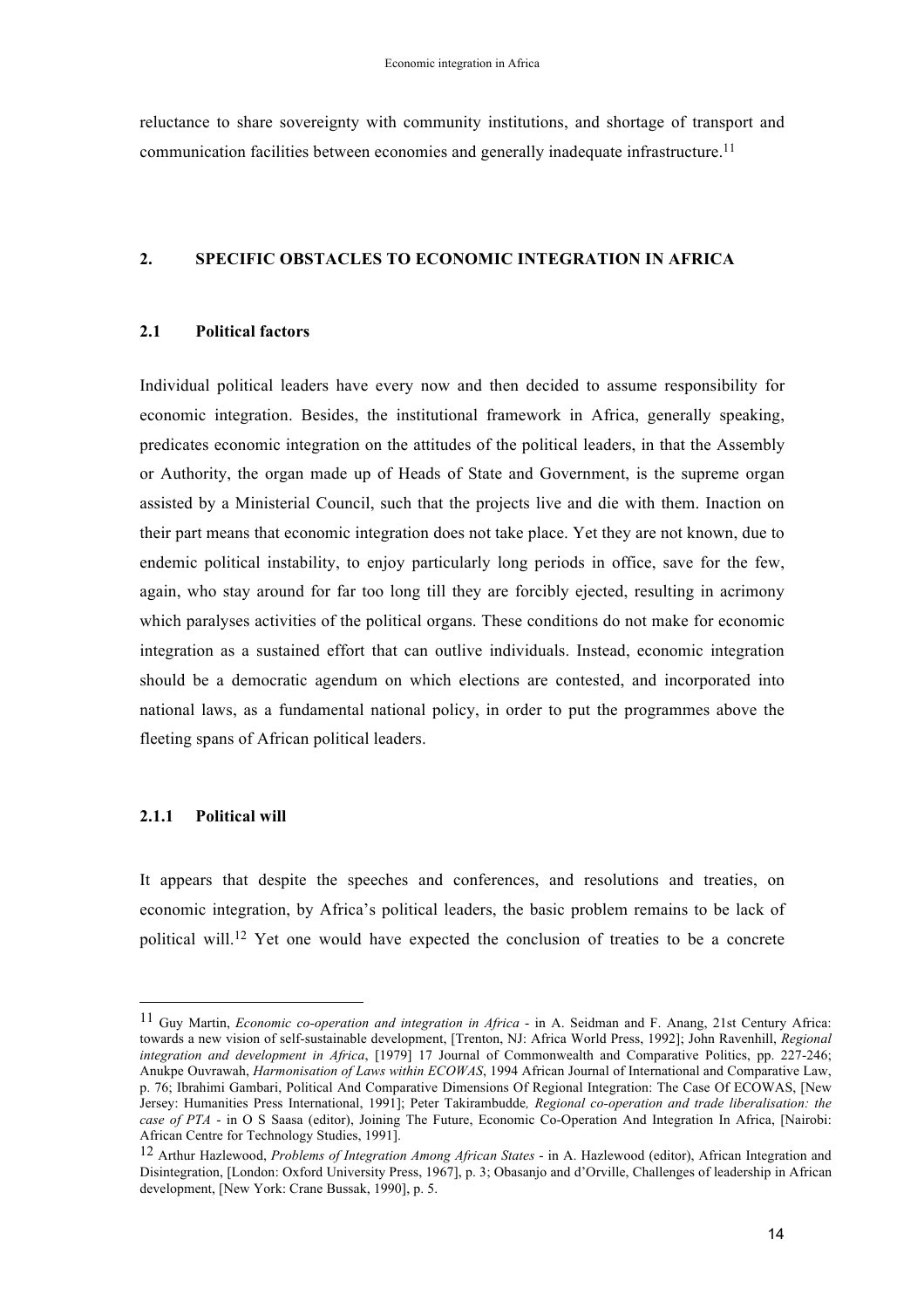reluctance to share sovereignty with community institutions, and shortage of transport and communication facilities between economies and generally inadequate infrastructure.[11]

## 2. SPECIFIC OBSTACLES TO ECONOMIC INTEGRATION IN AFRICA

### 2.1 Political factors

Individual political leaders have every now and then decided to assume responsibility for economic integration. Besides, the institutional framework in Africa, generally speaking, predicates economic integration on the attitudes of the political leaders, in that the Assembly or Authority, the organ made up of Heads of State and Government, is the supreme organ assisted by a Ministerial Council, such that the projects live and die with them. Inaction on their part means that economic integration does not take place. Yet they are not known, due to endemic political instability, to enjoy particularly long periods in office, save for the few, again, who stay around for far too long till they are forcibly ejected, resulting in acrimony which paralyses activities of the political organs. These conditions do not make for economic integration as a sustained effort that can outlive individuals. Instead, economic integration should be a democratic agendum on which elections are contested, and incorporated into national laws, as a fundamental national policy, in order to put the programmes above the fleeting spans of African political leaders.

#### 2.1.1 Political will

It appears that despite the speeches and conferences, and resolutions and treaties, on economic integration, by Africa's political leaders, the basic problem remains to be lack of political will.[12] Yet one would have expected the conclusion of treaties to be a concrete

---

[11] Guy Martin, *Economic co-operation and integration in Africa* - in A. Seidman and F. Anang, 21st Century Africa: towards a new vision of self-sustainable development, [Trenton, NJ: Africa World Press, 1992]; John Ravenhill, *Regional integration and development in Africa*, [1979] 17 Journal of Commonwealth and Comparative Politics, pp. 227-246; Anukpe Ouvrawah, *Harmonisation of Laws within ECOWAS*, 1994 African Journal of International and Comparative Law, p. 76; Ibrahimi Gambari, Political And Comparative Dimensions Of Regional Integration: The Case Of ECOWAS, [New Jersey: Humanities Press International, 1991]; Peter Takirambudde*, Regional co-operation and trade liberalisation: the case of PTA* - in O S Saasa (editor), Joining The Future, Economic Co-Operation And Integration In Africa, [Nairobi: African Centre for Technology Studies, 1991].

[12] Arthur Hazlewood, *Problems of Integration Among African States* - in A. Hazlewood (editor), African Integration and Disintegration, [London: Oxford University Press, 1967], p. 3; Obasanjo and d'Orville, Challenges of leadership in African development, [New York: Crane Bussak, 1990], p. 5.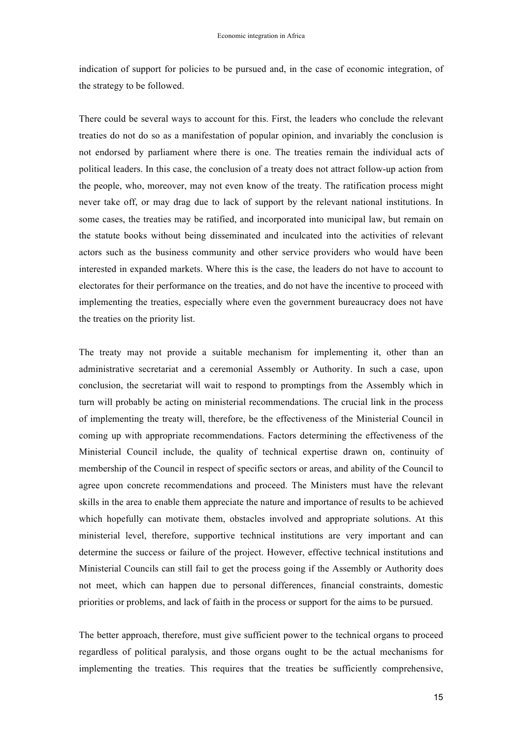indication of support for policies to be pursued and, in the case of economic integration, of the strategy to be followed.

There could be several ways to account for this. First, the leaders who conclude the relevant treaties do not do so as a manifestation of popular opinion, and invariably the conclusion is not endorsed by parliament where there is one. The treaties remain the individual acts of political leaders. In this case, the conclusion of a treaty does not attract follow-up action from the people, who, moreover, may not even know of the treaty. The ratification process might never take off, or may drag due to lack of support by the relevant national institutions. In some cases, the treaties may be ratified, and incorporated into municipal law, but remain on the statute books without being disseminated and inculcated into the activities of relevant actors such as the business community and other service providers who would have been interested in expanded markets. Where this is the case, the leaders do not have to account to electorates for their performance on the treaties, and do not have the incentive to proceed with implementing the treaties, especially where even the government bureaucracy does not have the treaties on the priority list.

The treaty may not provide a suitable mechanism for implementing it, other than an administrative secretariat and a ceremonial Assembly or Authority. In such a case, upon conclusion, the secretariat will wait to respond to promptings from the Assembly which in turn will probably be acting on ministerial recommendations. The crucial link in the process of implementing the treaty will, therefore, be the effectiveness of the Ministerial Council in coming up with appropriate recommendations. Factors determining the effectiveness of the Ministerial Council include, the quality of technical expertise drawn on, continuity of membership of the Council in respect of specific sectors or areas, and ability of the Council to agree upon concrete recommendations and proceed. The Ministers must have the relevant skills in the area to enable them appreciate the nature and importance of results to be achieved which hopefully can motivate them, obstacles involved and appropriate solutions. At this ministerial level, therefore, supportive technical institutions are very important and can determine the success or failure of the project. However, effective technical institutions and Ministerial Councils can still fail to get the process going if the Assembly or Authority does not meet, which can happen due to personal differences, financial constraints, domestic priorities or problems, and lack of faith in the process or support for the aims to be pursued.

The better approach, therefore, must give sufficient power to the technical organs to proceed regardless of political paralysis, and those organs ought to be the actual mechanisms for implementing the treaties. This requires that the treaties be sufficiently comprehensive,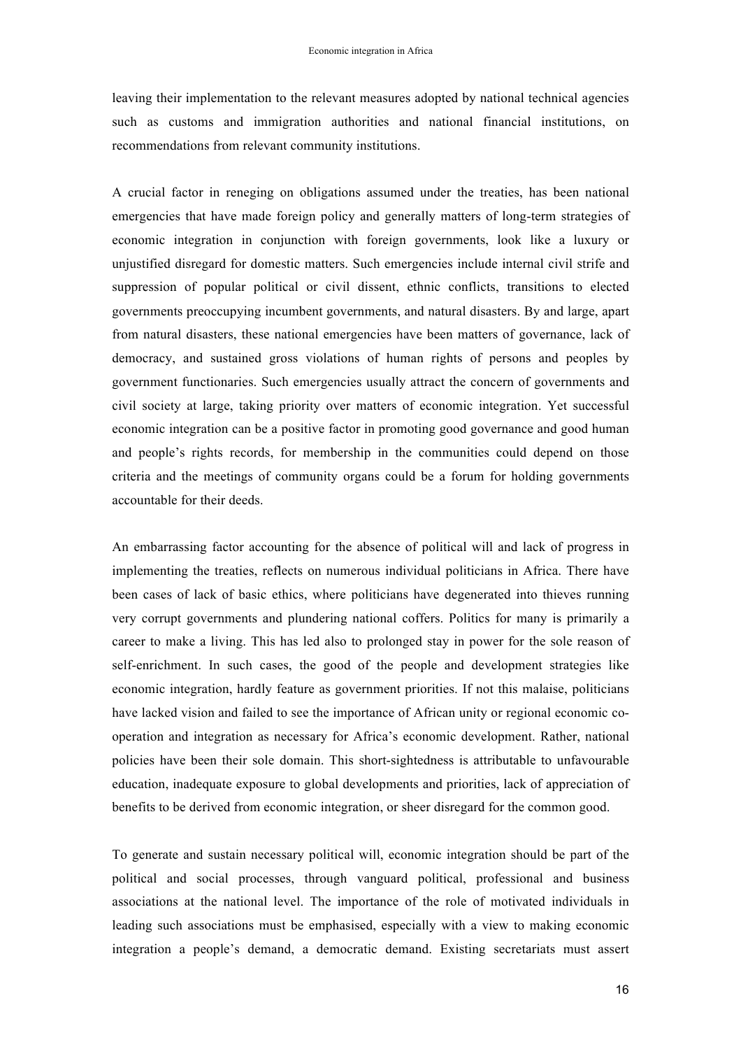leaving their implementation to the relevant measures adopted by national technical agencies such as customs and immigration authorities and national financial institutions, on recommendations from relevant community institutions.

A crucial factor in reneging on obligations assumed under the treaties, has been national emergencies that have made foreign policy and generally matters of long-term strategies of economic integration in conjunction with foreign governments, look like a luxury or unjustified disregard for domestic matters. Such emergencies include internal civil strife and suppression of popular political or civil dissent, ethnic conflicts, transitions to elected governments preoccupying incumbent governments, and natural disasters. By and large, apart from natural disasters, these national emergencies have been matters of governance, lack of democracy, and sustained gross violations of human rights of persons and peoples by government functionaries. Such emergencies usually attract the concern of governments and civil society at large, taking priority over matters of economic integration. Yet successful economic integration can be a positive factor in promoting good governance and good human and people's rights records, for membership in the communities could depend on those criteria and the meetings of community organs could be a forum for holding governments accountable for their deeds.

An embarrassing factor accounting for the absence of political will and lack of progress in implementing the treaties, reflects on numerous individual politicians in Africa. There have been cases of lack of basic ethics, where politicians have degenerated into thieves running very corrupt governments and plundering national coffers. Politics for many is primarily a career to make a living. This has led also to prolonged stay in power for the sole reason of self-enrichment. In such cases, the good of the people and development strategies like economic integration, hardly feature as government priorities. If not this malaise, politicians have lacked vision and failed to see the importance of African unity or regional economic co-operation and integration as necessary for Africa's economic development. Rather, national policies have been their sole domain. This short-sightedness is attributable to unfavourable education, inadequate exposure to global developments and priorities, lack of appreciation of benefits to be derived from economic integration, or sheer disregard for the common good.

To generate and sustain necessary political will, economic integration should be part of the political and social processes, through vanguard political, professional and business associations at the national level. The importance of the role of motivated individuals in leading such associations must be emphasised, especially with a view to making economic integration a people's demand, a democratic demand. Existing secretariats must assert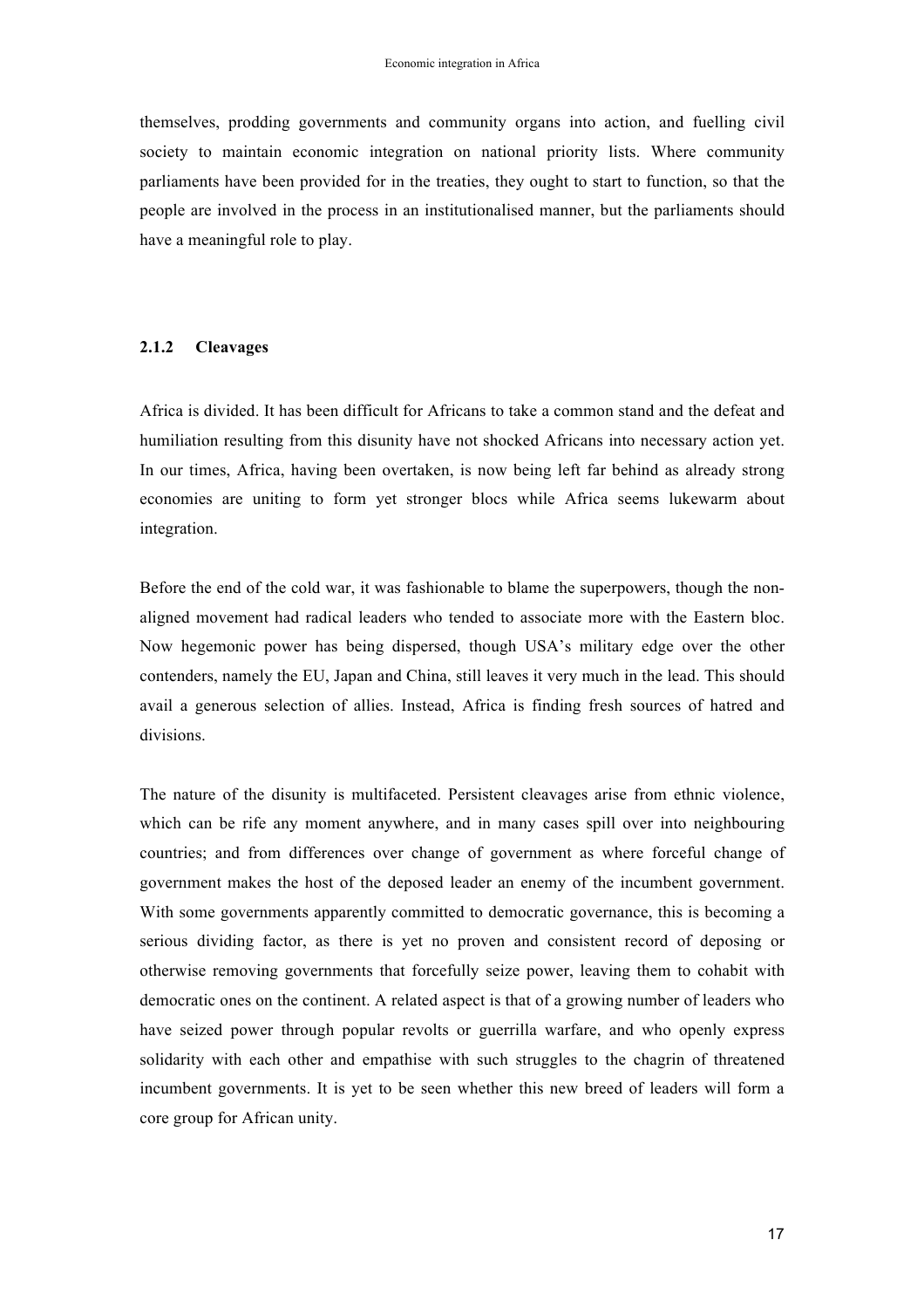themselves, prodding governments and community organs into action, and fuelling civil society to maintain economic integration on national priority lists. Where community parliaments have been provided for in the treaties, they ought to start to function, so that the people are involved in the process in an institutionalised manner, but the parliaments should have a meaningful role to play.

### 2.1.2 Cleavages

Africa is divided. It has been difficult for Africans to take a common stand and the defeat and humiliation resulting from this disunity have not shocked Africans into necessary action yet. In our times, Africa, having been overtaken, is now being left far behind as already strong economies are uniting to form yet stronger blocs while Africa seems lukewarm about integration.

Before the end of the cold war, it was fashionable to blame the superpowers, though the non-aligned movement had radical leaders who tended to associate more with the Eastern bloc. Now hegemonic power has being dispersed, though USA's military edge over the other contenders, namely the EU, Japan and China, still leaves it very much in the lead. This should avail a generous selection of allies. Instead, Africa is finding fresh sources of hatred and divisions.

The nature of the disunity is multifaceted. Persistent cleavages arise from ethnic violence, which can be rife any moment anywhere, and in many cases spill over into neighbouring countries; and from differences over change of government as where forceful change of government makes the host of the deposed leader an enemy of the incumbent government. With some governments apparently committed to democratic governance, this is becoming a serious dividing factor, as there is yet no proven and consistent record of deposing or otherwise removing governments that forcefully seize power, leaving them to cohabit with democratic ones on the continent. A related aspect is that of a growing number of leaders who have seized power through popular revolts or guerrilla warfare, and who openly express solidarity with each other and empathise with such struggles to the chagrin of threatened incumbent governments. It is yet to be seen whether this new breed of leaders will form a core group for African unity.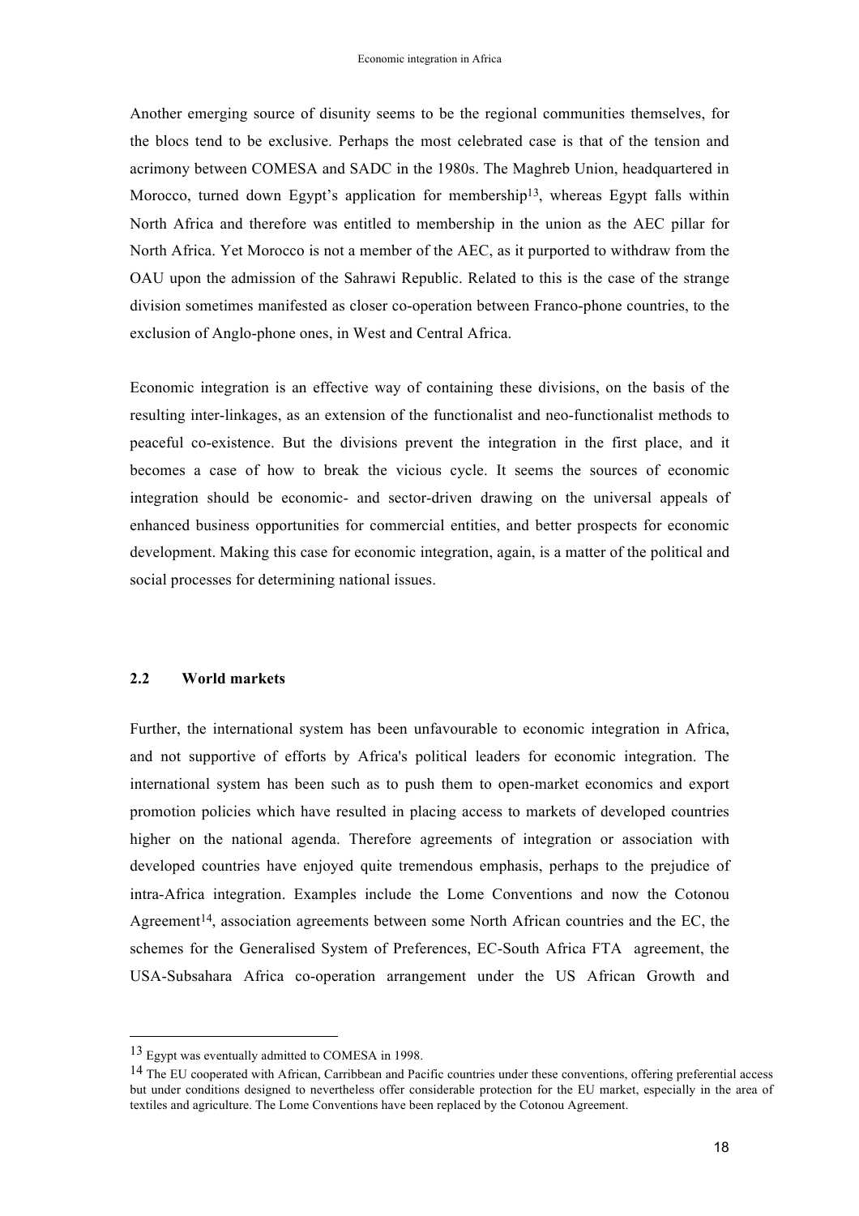Another emerging source of disunity seems to be the regional communities themselves, for the blocs tend to be exclusive. Perhaps the most celebrated case is that of the tension and acrimony between COMESA and SADC in the 1980s. The Maghreb Union, headquartered in Morocco, turned down Egypt's application for membership[13], whereas Egypt falls within North Africa and therefore was entitled to membership in the union as the AEC pillar for North Africa. Yet Morocco is not a member of the AEC, as it purported to withdraw from the OAU upon the admission of the Sahrawi Republic. Related to this is the case of the strange division sometimes manifested as closer co-operation between Franco-phone countries, to the exclusion of Anglo-phone ones, in West and Central Africa.

Economic integration is an effective way of containing these divisions, on the basis of the resulting inter-linkages, as an extension of the functionalist and neo-functionalist methods to peaceful co-existence. But the divisions prevent the integration in the first place, and it becomes a case of how to break the vicious cycle. It seems the sources of economic integration should be economic- and sector-driven drawing on the universal appeals of enhanced business opportunities for commercial entities, and better prospects for economic development. Making this case for economic integration, again, is a matter of the political and social processes for determining national issues.

### 2.2 World markets

Further, the international system has been unfavourable to economic integration in Africa, and not supportive of efforts by Africa's political leaders for economic integration. The international system has been such as to push them to open-market economics and export promotion policies which have resulted in placing access to markets of developed countries higher on the national agenda. Therefore agreements of integration or association with developed countries have enjoyed quite tremendous emphasis, perhaps to the prejudice of intra-Africa integration. Examples include the Lome Conventions and now the Cotonou Agreement[14], association agreements between some North African countries and the EC, the schemes for the Generalised System of Preferences, EC-South Africa FTA agreement, the USA-Subsahara Africa co-operation arrangement under the US African Growth and

---

[13] Egypt was eventually admitted to COMESA in 1998.

[14] The EU cooperated with African, Carribbean and Pacific countries under these conventions, offering preferential access but under conditions designed to nevertheless offer considerable protection for the EU market, especially in the area of textiles and agriculture. The Lome Conventions have been replaced by the Cotonou Agreement.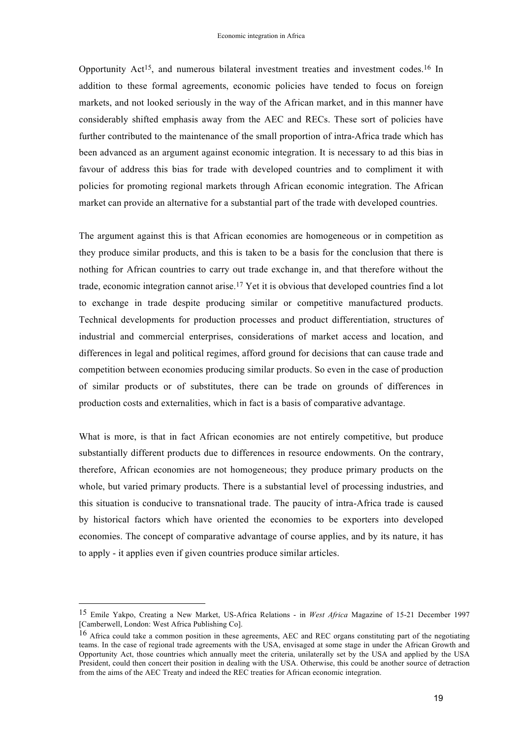Opportunity Act[15], and numerous bilateral investment treaties and investment codes.[16] In addition to these formal agreements, economic policies have tended to focus on foreign markets, and not looked seriously in the way of the African market, and in this manner have considerably shifted emphasis away from the AEC and RECs. These sort of policies have further contributed to the maintenance of the small proportion of intra-Africa trade which has been advanced as an argument against economic integration. It is necessary to ad this bias in favour of address this bias for trade with developed countries and to compliment it with policies for promoting regional markets through African economic integration. The African market can provide an alternative for a substantial part of the trade with developed countries.

The argument against this is that African economies are homogeneous or in competition as they produce similar products, and this is taken to be a basis for the conclusion that there is nothing for African countries to carry out trade exchange in, and that therefore without the trade, economic integration cannot arise.[17] Yet it is obvious that developed countries find a lot to exchange in trade despite producing similar or competitive manufactured products. Technical developments for production processes and product differentiation, structures of industrial and commercial enterprises, considerations of market access and location, and differences in legal and political regimes, afford ground for decisions that can cause trade and competition between economies producing similar products. So even in the case of production of similar products or of substitutes, there can be trade on grounds of differences in production costs and externalities, which in fact is a basis of comparative advantage.

What is more, is that in fact African economies are not entirely competitive, but produce substantially different products due to differences in resource endowments. On the contrary, therefore, African economies are not homogeneous; they produce primary products on the whole, but varied primary products. There is a substantial level of processing industries, and this situation is conducive to transnational trade. The paucity of intra-Africa trade is caused by historical factors which have oriented the economies to be exporters into developed economies. The concept of comparative advantage of course applies, and by its nature, it has to apply - it applies even if given countries produce similar articles.

---

[15] Emile Yakpo, Creating a New Market, US-Africa Relations - in *West Africa* Magazine of 15-21 December 1997 [Camberwell, London: West Africa Publishing Co].

[16] Africa could take a common position in these agreements, AEC and REC organs constituting part of the negotiating teams. In the case of regional trade agreements with the USA, envisaged at some stage in under the African Growth and Opportunity Act, those countries which annually meet the criteria, unilaterally set by the USA and applied by the USA President, could then concert their position in dealing with the USA. Otherwise, this could be another source of detraction from the aims of the AEC Treaty and indeed the REC treaties for African economic integration.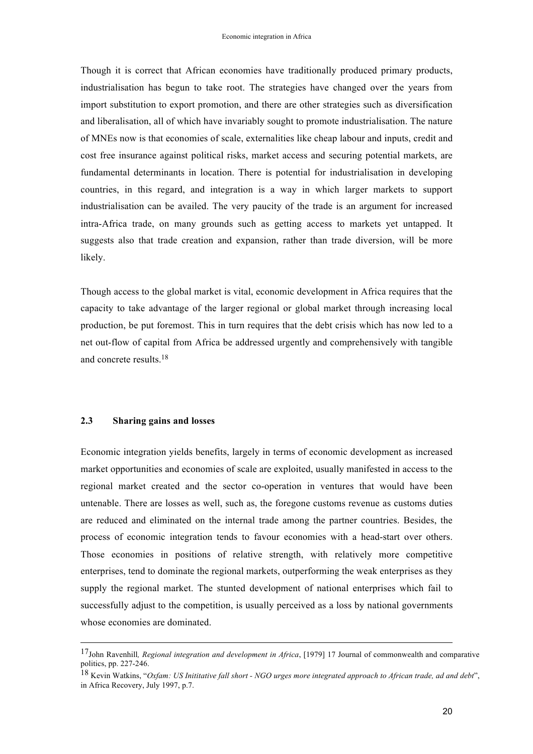Though it is correct that African economies have traditionally produced primary products, industrialisation has begun to take root. The strategies have changed over the years from import substitution to export promotion, and there are other strategies such as diversification and liberalisation, all of which have invariably sought to promote industrialisation. The nature of MNEs now is that economies of scale, externalities like cheap labour and inputs, credit and cost free insurance against political risks, market access and securing potential markets, are fundamental determinants in location. There is potential for industrialisation in developing countries, in this regard, and integration is a way in which larger markets to support industrialisation can be availed. The very paucity of the trade is an argument for increased intra-Africa trade, on many grounds such as getting access to markets yet untapped. It suggests also that trade creation and expansion, rather than trade diversion, will be more likely.

Though access to the global market is vital, economic development in Africa requires that the capacity to take advantage of the larger regional or global market through increasing local production, be put foremost. This in turn requires that the debt crisis which has now led to a net out-flow of capital from Africa be addressed urgently and comprehensively with tangible and concrete results.[18]

### 2.3 Sharing gains and losses

Economic integration yields benefits, largely in terms of economic development as increased market opportunities and economies of scale are exploited, usually manifested in access to the regional market created and the sector co-operation in ventures that would have been untenable. There are losses as well, such as, the foregone customs revenue as customs duties are reduced and eliminated on the internal trade among the partner countries. Besides, the process of economic integration tends to favour economies with a head-start over others. Those economies in positions of relative strength, with relatively more competitive enterprises, tend to dominate the regional markets, outperforming the weak enterprises as they supply the regional market. The stunted development of national enterprises which fail to successfully adjust to the competition, is usually perceived as a loss by national governments whose economies are dominated.

---

[17] John Ravenhill, *Regional integration and development in Africa*, [1979] 17 Journal of commonwealth and comparative politics, pp. 227-246.

[18] Kevin Watkins, "*Oxfam: US Inititative fall short - NGO urges more integrated approach to African trade, ad and debt*", in Africa Recovery, July 1997, p.7.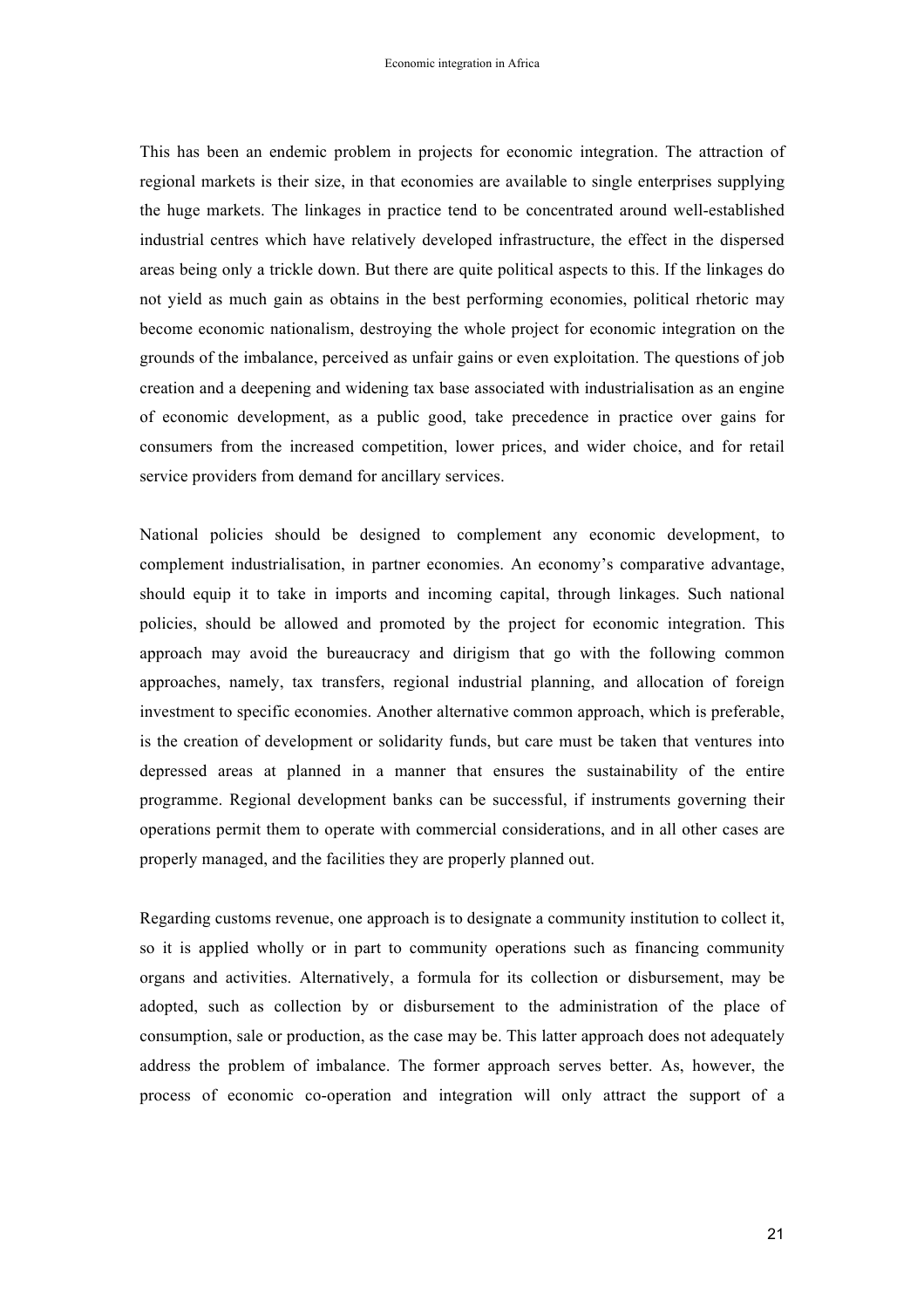This has been an endemic problem in projects for economic integration. The attraction of regional markets is their size, in that economies are available to single enterprises supplying the huge markets. The linkages in practice tend to be concentrated around well-established industrial centres which have relatively developed infrastructure, the effect in the dispersed areas being only a trickle down. But there are quite political aspects to this. If the linkages do not yield as much gain as obtains in the best performing economies, political rhetoric may become economic nationalism, destroying the whole project for economic integration on the grounds of the imbalance, perceived as unfair gains or even exploitation. The questions of job creation and a deepening and widening tax base associated with industrialisation as an engine of economic development, as a public good, take precedence in practice over gains for consumers from the increased competition, lower prices, and wider choice, and for retail service providers from demand for ancillary services.

National policies should be designed to complement any economic development, to complement industrialisation, in partner economies. An economy's comparative advantage, should equip it to take in imports and incoming capital, through linkages. Such national policies, should be allowed and promoted by the project for economic integration. This approach may avoid the bureaucracy and dirigism that go with the following common approaches, namely, tax transfers, regional industrial planning, and allocation of foreign investment to specific economies. Another alternative common approach, which is preferable, is the creation of development or solidarity funds, but care must be taken that ventures into depressed areas at planned in a manner that ensures the sustainability of the entire programme. Regional development banks can be successful, if instruments governing their operations permit them to operate with commercial considerations, and in all other cases are properly managed, and the facilities they are properly planned out.

Regarding customs revenue, one approach is to designate a community institution to collect it, so it is applied wholly or in part to community operations such as financing community organs and activities. Alternatively, a formula for its collection or disbursement, may be adopted, such as collection by or disbursement to the administration of the place of consumption, sale or production, as the case may be. This latter approach does not adequately address the problem of imbalance. The former approach serves better. As, however, the process of economic co-operation and integration will only attract the support of a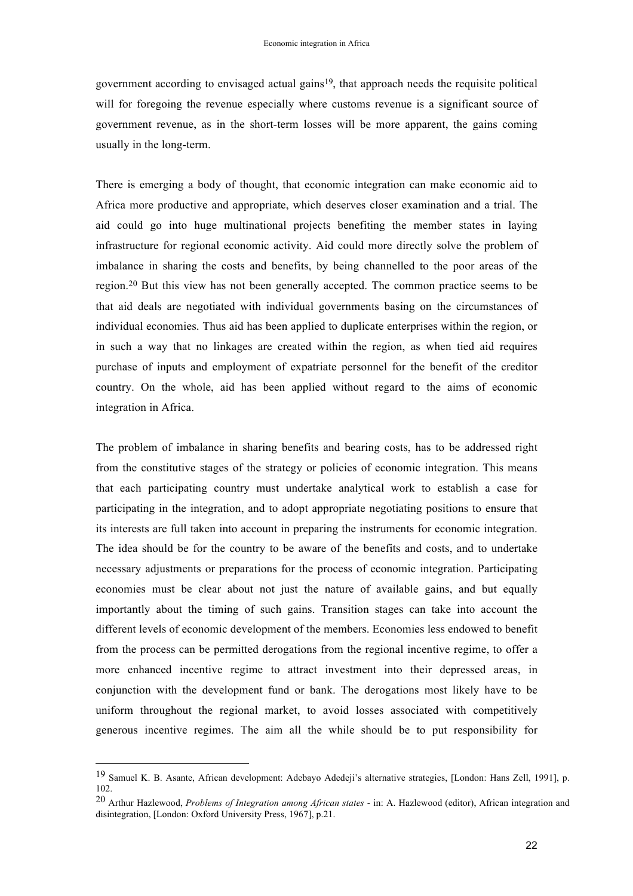government according to envisaged actual gains[19], that approach needs the requisite political will for foregoing the revenue especially where customs revenue is a significant source of government revenue, as in the short-term losses will be more apparent, the gains coming usually in the long-term.

There is emerging a body of thought, that economic integration can make economic aid to Africa more productive and appropriate, which deserves closer examination and a trial. The aid could go into huge multinational projects benefiting the member states in laying infrastructure for regional economic activity. Aid could more directly solve the problem of imbalance in sharing the costs and benefits, by being channelled to the poor areas of the region.[20] But this view has not been generally accepted. The common practice seems to be that aid deals are negotiated with individual governments basing on the circumstances of individual economies. Thus aid has been applied to duplicate enterprises within the region, or in such a way that no linkages are created within the region, as when tied aid requires purchase of inputs and employment of expatriate personnel for the benefit of the creditor country. On the whole, aid has been applied without regard to the aims of economic integration in Africa.

The problem of imbalance in sharing benefits and bearing costs, has to be addressed right from the constitutive stages of the strategy or policies of economic integration. This means that each participating country must undertake analytical work to establish a case for participating in the integration, and to adopt appropriate negotiating positions to ensure that its interests are full taken into account in preparing the instruments for economic integration. The idea should be for the country to be aware of the benefits and costs, and to undertake necessary adjustments or preparations for the process of economic integration. Participating economies must be clear about not just the nature of available gains, and but equally importantly about the timing of such gains. Transition stages can take into account the different levels of economic development of the members. Economies less endowed to benefit from the process can be permitted derogations from the regional incentive regime, to offer a more enhanced incentive regime to attract investment into their depressed areas, in conjunction with the development fund or bank. The derogations most likely have to be uniform throughout the regional market, to avoid losses associated with competitively generous incentive regimes. The aim all the while should be to put responsibility for

[19] Samuel K. B. Asante, African development: Adebayo Adedeji's alternative strategies, [London: Hans Zell, 1991], p. 102.

[20] Arthur Hazlewood, *Problems of Integration among African states* - in: A. Hazlewood (editor), African integration and disintegration, [London: Oxford University Press, 1967], p.21.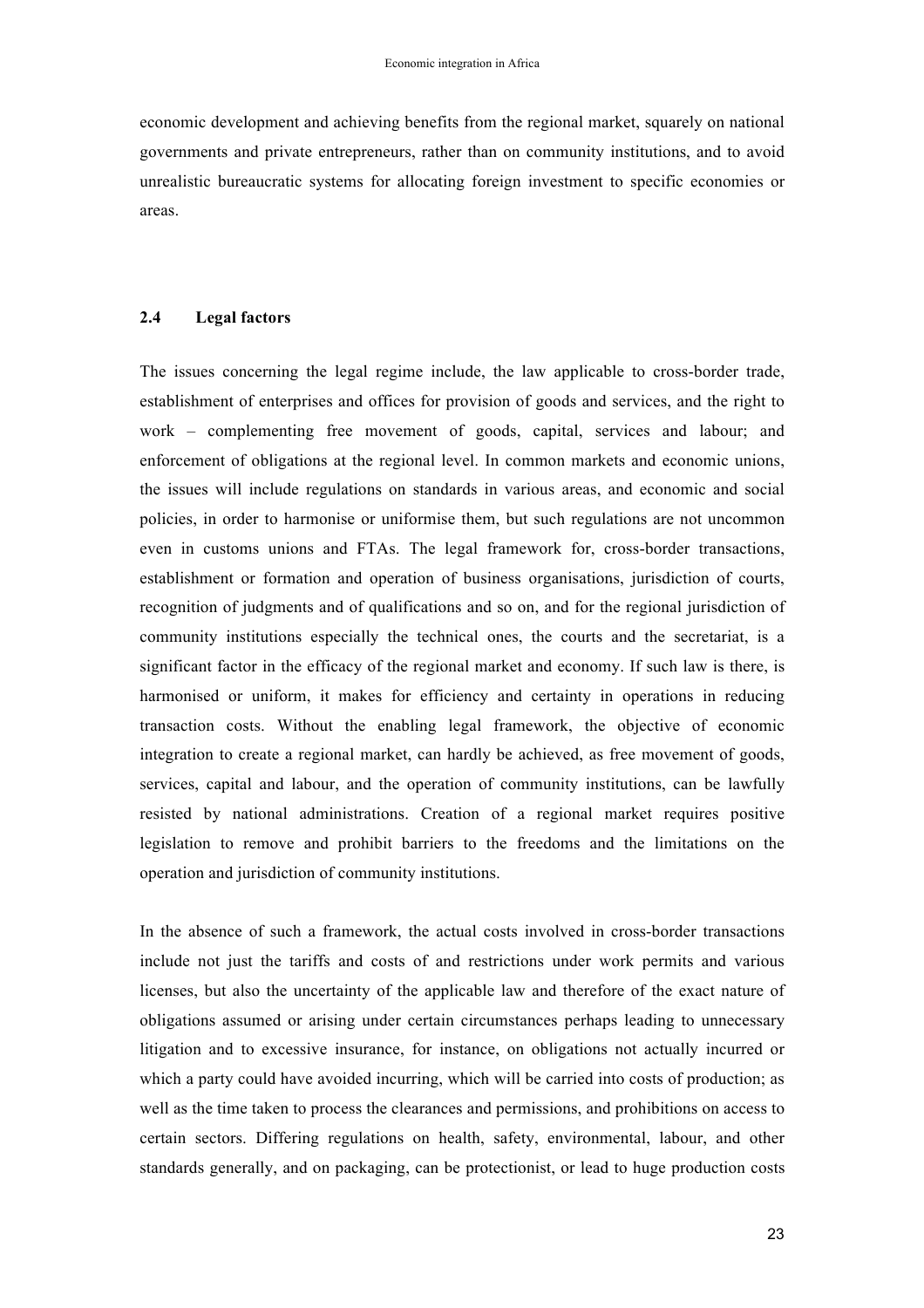economic development and achieving benefits from the regional market, squarely on national governments and private entrepreneurs, rather than on community institutions, and to avoid unrealistic bureaucratic systems for allocating foreign investment to specific economies or areas.

## 2.4 Legal factors

The issues concerning the legal regime include, the law applicable to cross-border trade, establishment of enterprises and offices for provision of goods and services, and the right to work – complementing free movement of goods, capital, services and labour; and enforcement of obligations at the regional level. In common markets and economic unions, the issues will include regulations on standards in various areas, and economic and social policies, in order to harmonise or uniformise them, but such regulations are not uncommon even in customs unions and FTAs. The legal framework for, cross-border transactions, establishment or formation and operation of business organisations, jurisdiction of courts, recognition of judgments and of qualifications and so on, and for the regional jurisdiction of community institutions especially the technical ones, the courts and the secretariat, is a significant factor in the efficacy of the regional market and economy. If such law is there, is harmonised or uniform, it makes for efficiency and certainty in operations in reducing transaction costs. Without the enabling legal framework, the objective of economic integration to create a regional market, can hardly be achieved, as free movement of goods, services, capital and labour, and the operation of community institutions, can be lawfully resisted by national administrations. Creation of a regional market requires positive legislation to remove and prohibit barriers to the freedoms and the limitations on the operation and jurisdiction of community institutions.

In the absence of such a framework, the actual costs involved in cross-border transactions include not just the tariffs and costs of and restrictions under work permits and various licenses, but also the uncertainty of the applicable law and therefore of the exact nature of obligations assumed or arising under certain circumstances perhaps leading to unnecessary litigation and to excessive insurance, for instance, on obligations not actually incurred or which a party could have avoided incurring, which will be carried into costs of production; as well as the time taken to process the clearances and permissions, and prohibitions on access to certain sectors. Differing regulations on health, safety, environmental, labour, and other standards generally, and on packaging, can be protectionist, or lead to huge production costs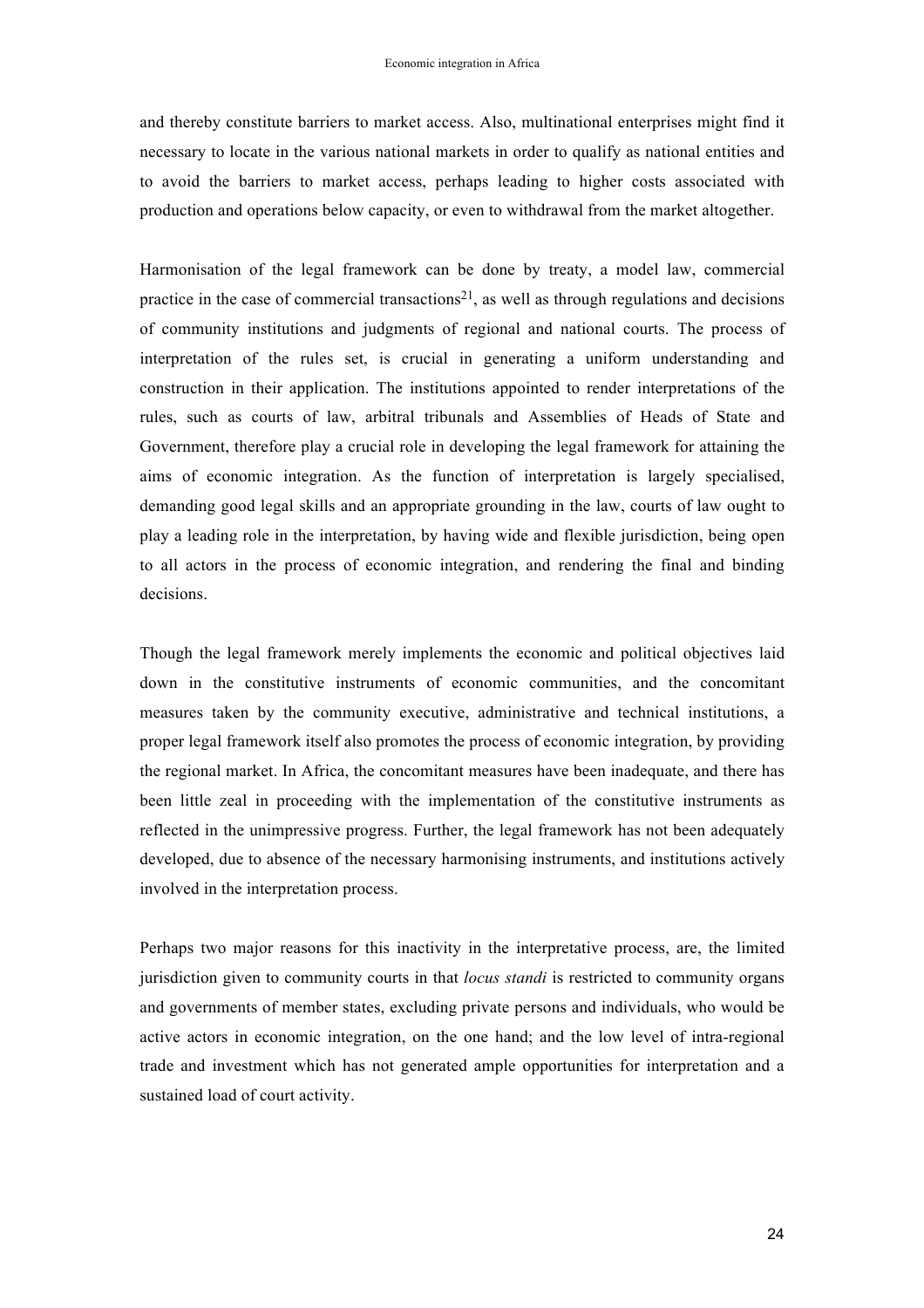and thereby constitute barriers to market access. Also, multinational enterprises might find it necessary to locate in the various national markets in order to qualify as national entities and to avoid the barriers to market access, perhaps leading to higher costs associated with production and operations below capacity, or even to withdrawal from the market altogether.

Harmonisation of the legal framework can be done by treaty, a model law, commercial practice in the case of commercial transactions[21], as well as through regulations and decisions of community institutions and judgments of regional and national courts. The process of interpretation of the rules set, is crucial in generating a uniform understanding and construction in their application. The institutions appointed to render interpretations of the rules, such as courts of law, arbitral tribunals and Assemblies of Heads of State and Government, therefore play a crucial role in developing the legal framework for attaining the aims of economic integration. As the function of interpretation is largely specialised, demanding good legal skills and an appropriate grounding in the law, courts of law ought to play a leading role in the interpretation, by having wide and flexible jurisdiction, being open to all actors in the process of economic integration, and rendering the final and binding decisions.

Though the legal framework merely implements the economic and political objectives laid down in the constitutive instruments of economic communities, and the concomitant measures taken by the community executive, administrative and technical institutions, a proper legal framework itself also promotes the process of economic integration, by providing the regional market. In Africa, the concomitant measures have been inadequate, and there has been little zeal in proceeding with the implementation of the constitutive instruments as reflected in the unimpressive progress. Further, the legal framework has not been adequately developed, due to absence of the necessary harmonising instruments, and institutions actively involved in the interpretation process.

Perhaps two major reasons for this inactivity in the interpretative process, are, the limited jurisdiction given to community courts in that *locus standi* is restricted to community organs and governments of member states, excluding private persons and individuals, who would be active actors in economic integration, on the one hand; and the low level of intra-regional trade and investment which has not generated ample opportunities for interpretation and a sustained load of court activity.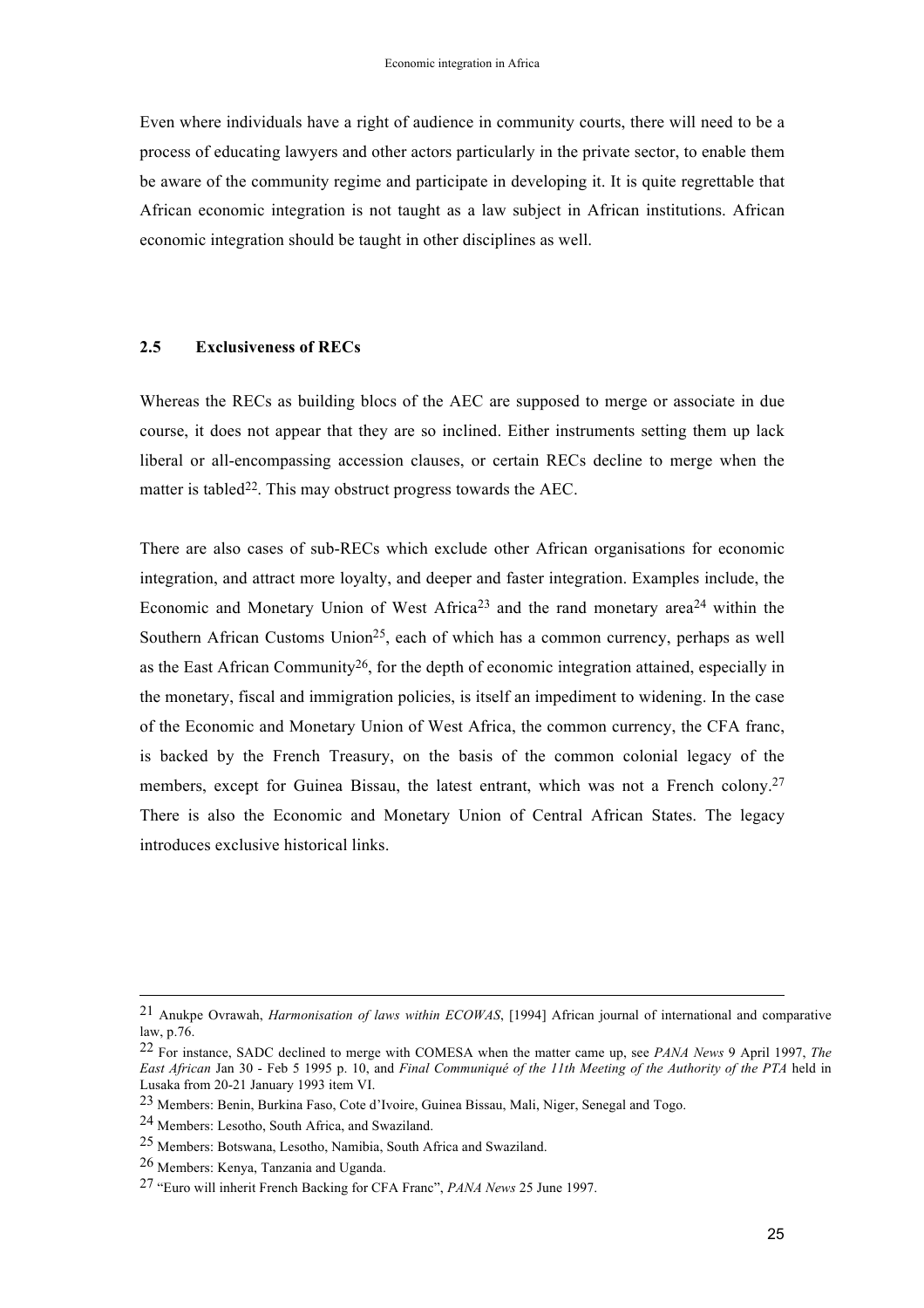Even where individuals have a right of audience in community courts, there will need to be a process of educating lawyers and other actors particularly in the private sector, to enable them be aware of the community regime and participate in developing it. It is quite regrettable that African economic integration is not taught as a law subject in African institutions. African economic integration should be taught in other disciplines as well.

### 2.5 Exclusiveness of RECs

Whereas the RECs as building blocs of the AEC are supposed to merge or associate in due course, it does not appear that they are so inclined. Either instruments setting them up lack liberal or all-encompassing accession clauses, or certain RECs decline to merge when the matter is tabled[22]. This may obstruct progress towards the AEC.

There are also cases of sub-RECs which exclude other African organisations for economic integration, and attract more loyalty, and deeper and faster integration. Examples include, the Economic and Monetary Union of West Africa[23] and the rand monetary area[24] within the Southern African Customs Union[25], each of which has a common currency, perhaps as well as the East African Community[26], for the depth of economic integration attained, especially in the monetary, fiscal and immigration policies, is itself an impediment to widening. In the case of the Economic and Monetary Union of West Africa, the common currency, the CFA franc, is backed by the French Treasury, on the basis of the common colonial legacy of the members, except for Guinea Bissau, the latest entrant, which was not a French colony.[27] There is also the Economic and Monetary Union of Central African States. The legacy introduces exclusive historical links.

---

[21] Anukpe Ovrawah, *Harmonisation of laws within ECOWAS*, [1994] African journal of international and comparative law, p.76.

[22] For instance, SADC declined to merge with COMESA when the matter came up, see *PANA News* 9 April 1997, *The East African* Jan 30 - Feb 5 1995 p. 10, and *Final Communiqué of the 11th Meeting of the Authority of the PTA* held in Lusaka from 20-21 January 1993 item VI.

[23] Members: Benin, Burkina Faso, Cote d'Ivoire, Guinea Bissau, Mali, Niger, Senegal and Togo.

[24] Members: Lesotho, South Africa, and Swaziland.

[25] Members: Botswana, Lesotho, Namibia, South Africa and Swaziland.

[26] Members: Kenya, Tanzania and Uganda.

[27] "Euro will inherit French Backing for CFA Franc", *PANA News* 25 June 1997.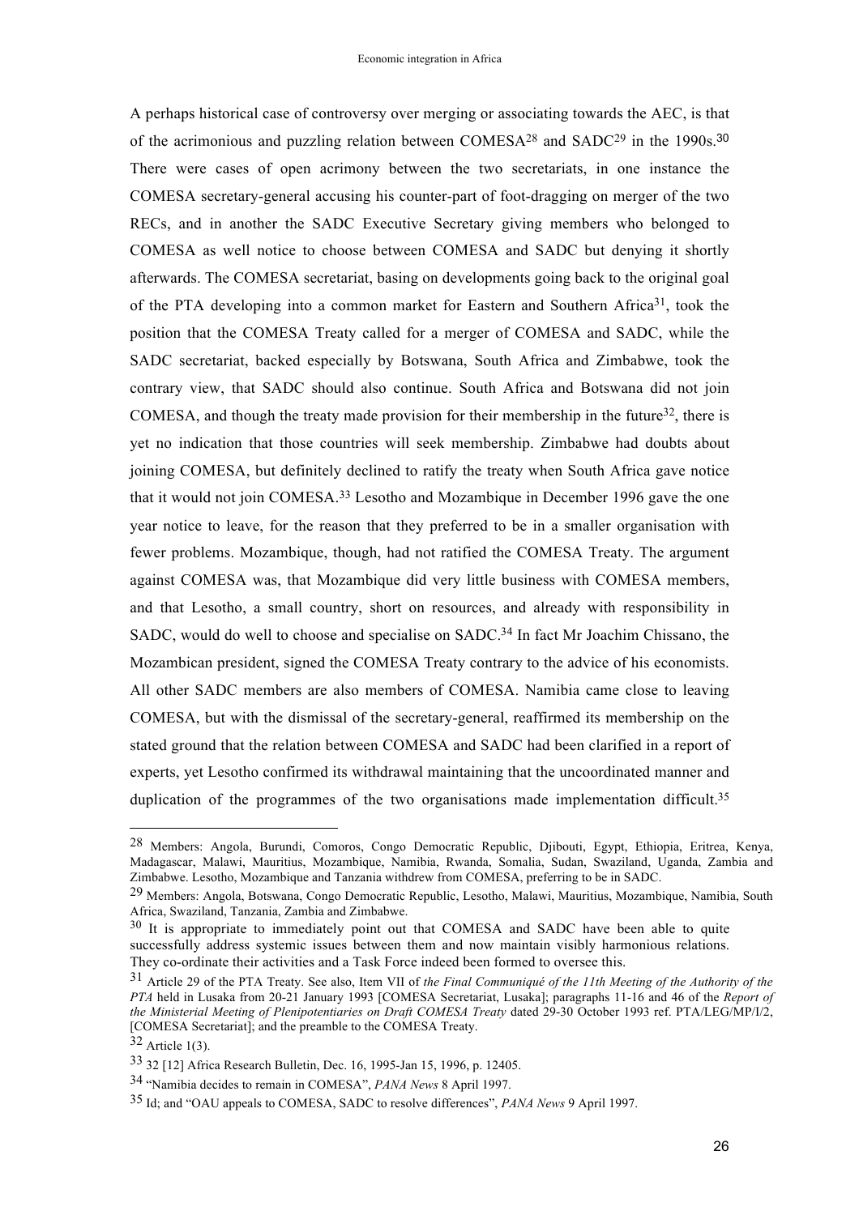A perhaps historical case of controversy over merging or associating towards the AEC, is that of the acrimonious and puzzling relation between COMESA[28] and SADC[29] in the 1990s.[30] There were cases of open acrimony between the two secretariats, in one instance the COMESA secretary-general accusing his counter-part of foot-dragging on merger of the two RECs, and in another the SADC Executive Secretary giving members who belonged to COMESA as well notice to choose between COMESA and SADC but denying it shortly afterwards. The COMESA secretariat, basing on developments going back to the original goal of the PTA developing into a common market for Eastern and Southern Africa[31], took the position that the COMESA Treaty called for a merger of COMESA and SADC, while the SADC secretariat, backed especially by Botswana, South Africa and Zimbabwe, took the contrary view, that SADC should also continue. South Africa and Botswana did not join COMESA, and though the treaty made provision for their membership in the future[32], there is yet no indication that those countries will seek membership. Zimbabwe had doubts about joining COMESA, but definitely declined to ratify the treaty when South Africa gave notice that it would not join COMESA.[33] Lesotho and Mozambique in December 1996 gave the one year notice to leave, for the reason that they preferred to be in a smaller organisation with fewer problems. Mozambique, though, had not ratified the COMESA Treaty. The argument against COMESA was, that Mozambique did very little business with COMESA members, and that Lesotho, a small country, short on resources, and already with responsibility in SADC, would do well to choose and specialise on SADC.[34] In fact Mr Joachim Chissano, the Mozambican president, signed the COMESA Treaty contrary to the advice of his economists. All other SADC members are also members of COMESA. Namibia came close to leaving COMESA, but with the dismissal of the secretary-general, reaffirmed its membership on the stated ground that the relation between COMESA and SADC had been clarified in a report of experts, yet Lesotho confirmed its withdrawal maintaining that the uncoordinated manner and duplication of the programmes of the two organisations made implementation difficult.[35]

---

[28] Members: Angola, Burundi, Comoros, Congo Democratic Republic, Djibouti, Egypt, Ethiopia, Eritrea, Kenya, Madagascar, Malawi, Mauritius, Mozambique, Namibia, Rwanda, Somalia, Sudan, Swaziland, Uganda, Zambia and Zimbabwe. Lesotho, Mozambique and Tanzania withdrew from COMESA, preferring to be in SADC.

[29] Members: Angola, Botswana, Congo Democratic Republic, Lesotho, Malawi, Mauritius, Mozambique, Namibia, South Africa, Swaziland, Tanzania, Zambia and Zimbabwe.

[30] It is appropriate to immediately point out that COMESA and SADC have been able to quite successfully address systemic issues between them and now maintain visibly harmonious relations. They co-ordinate their activities and a Task Force indeed been formed to oversee this.

[31] Article 29 of the PTA Treaty. See also, Item VII of *the Final Communiqué of the 11th Meeting of the Authority of the PTA* held in Lusaka from 20-21 January 1993 [COMESA Secretariat, Lusaka]; paragraphs 11-16 and 46 of the *Report of the Ministerial Meeting of Plenipotentiaries on Draft COMESA Treaty* dated 29-30 October 1993 ref. PTA/LEG/MP/I/2, [COMESA Secretariat]; and the preamble to the COMESA Treaty.

[32] Article 1(3).

[33] 32 [12] Africa Research Bulletin, Dec. 16, 1995-Jan 15, 1996, p. 12405.

[34] "Namibia decides to remain in COMESA", *PANA News* 8 April 1997.

[35] Id; and "OAU appeals to COMESA, SADC to resolve differences", *PANA News* 9 April 1997.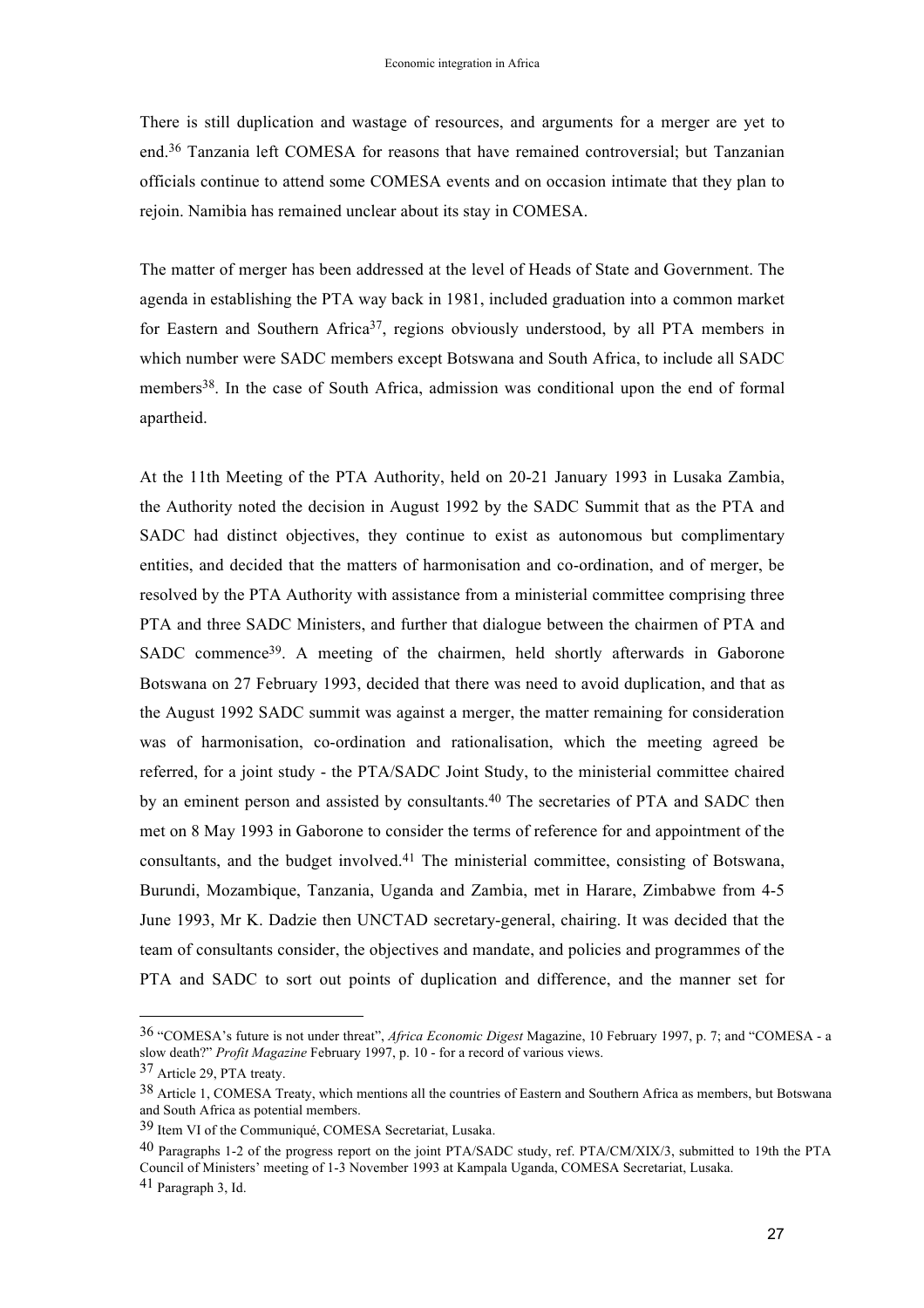There is still duplication and wastage of resources, and arguments for a merger are yet to end.[36] Tanzania left COMESA for reasons that have remained controversial; but Tanzanian officials continue to attend some COMESA events and on occasion intimate that they plan to rejoin. Namibia has remained unclear about its stay in COMESA.

The matter of merger has been addressed at the level of Heads of State and Government. The agenda in establishing the PTA way back in 1981, included graduation into a common market for Eastern and Southern Africa[37], regions obviously understood, by all PTA members in which number were SADC members except Botswana and South Africa, to include all SADC members[38]. In the case of South Africa, admission was conditional upon the end of formal apartheid.

At the 11th Meeting of the PTA Authority, held on 20-21 January 1993 in Lusaka Zambia, the Authority noted the decision in August 1992 by the SADC Summit that as the PTA and SADC had distinct objectives, they continue to exist as autonomous but complimentary entities, and decided that the matters of harmonisation and co-ordination, and of merger, be resolved by the PTA Authority with assistance from a ministerial committee comprising three PTA and three SADC Ministers, and further that dialogue between the chairmen of PTA and SADC commence[39]. A meeting of the chairmen, held shortly afterwards in Gaborone Botswana on 27 February 1993, decided that there was need to avoid duplication, and that as the August 1992 SADC summit was against a merger, the matter remaining for consideration was of harmonisation, co-ordination and rationalisation, which the meeting agreed be referred, for a joint study - the PTA/SADC Joint Study, to the ministerial committee chaired by an eminent person and assisted by consultants.[40] The secretaries of PTA and SADC then met on 8 May 1993 in Gaborone to consider the terms of reference for and appointment of the consultants, and the budget involved.[41] The ministerial committee, consisting of Botswana, Burundi, Mozambique, Tanzania, Uganda and Zambia, met in Harare, Zimbabwe from 4-5 June 1993, Mr K. Dadzie then UNCTAD secretary-general, chairing. It was decided that the team of consultants consider, the objectives and mandate, and policies and programmes of the PTA and SADC to sort out points of duplication and difference, and the manner set for

---

[36] "COMESA's future is not under threat", *Africa Economic Digest* Magazine, 10 February 1997, p. 7; and "COMESA - a slow death?" *Profit Magazine* February 1997, p. 10 - for a record of various views.

[37] Article 29, PTA treaty.

[38] Article 1, COMESA Treaty, which mentions all the countries of Eastern and Southern Africa as members, but Botswana and South Africa as potential members.

[39] Item VI of the Communiqué, COMESA Secretariat, Lusaka.

[40] Paragraphs 1-2 of the progress report on the joint PTA/SADC study, ref. PTA/CM/XIX/3, submitted to 19th the PTA Council of Ministers' meeting of 1-3 November 1993 at Kampala Uganda, COMESA Secretariat, Lusaka.

[41] Paragraph 3, Id.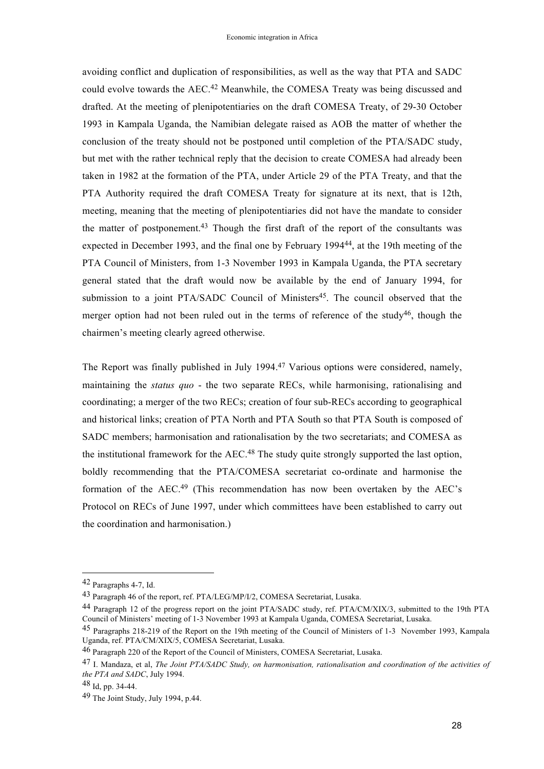avoiding conflict and duplication of responsibilities, as well as the way that PTA and SADC could evolve towards the AEC.[42] Meanwhile, the COMESA Treaty was being discussed and drafted. At the meeting of plenipotentiaries on the draft COMESA Treaty, of 29-30 October 1993 in Kampala Uganda, the Namibian delegate raised as AOB the matter of whether the conclusion of the treaty should not be postponed until completion of the PTA/SADC study, but met with the rather technical reply that the decision to create COMESA had already been taken in 1982 at the formation of the PTA, under Article 29 of the PTA Treaty, and that the PTA Authority required the draft COMESA Treaty for signature at its next, that is 12th, meeting, meaning that the meeting of plenipotentiaries did not have the mandate to consider the matter of postponement.[43] Though the first draft of the report of the consultants was expected in December 1993, and the final one by February 1994[44], at the 19th meeting of the PTA Council of Ministers, from 1-3 November 1993 in Kampala Uganda, the PTA secretary general stated that the draft would now be available by the end of January 1994, for submission to a joint PTA/SADC Council of Ministers[45]. The council observed that the merger option had not been ruled out in the terms of reference of the study[46], though the chairmen's meeting clearly agreed otherwise.

The Report was finally published in July 1994.[47] Various options were considered, namely, maintaining the *status quo* - the two separate RECs, while harmonising, rationalising and coordinating; a merger of the two RECs; creation of four sub-RECs according to geographical and historical links; creation of PTA North and PTA South so that PTA South is composed of SADC members; harmonisation and rationalisation by the two secretariats; and COMESA as the institutional framework for the AEC.[48] The study quite strongly supported the last option, boldly recommending that the PTA/COMESA secretariat co-ordinate and harmonise the formation of the AEC.[49] (This recommendation has now been overtaken by the AEC's Protocol on RECs of June 1997, under which committees have been established to carry out the coordination and harmonisation.)

---

[42] Paragraphs 4-7, Id.

[43] Paragraph 46 of the report, ref. PTA/LEG/MP/I/2, COMESA Secretariat, Lusaka.

[44] Paragraph 12 of the progress report on the joint PTA/SADC study, ref. PTA/CM/XIX/3, submitted to the 19th PTA Council of Ministers' meeting of 1-3 November 1993 at Kampala Uganda, COMESA Secretariat, Lusaka.

[45] Paragraphs 218-219 of the Report on the 19th meeting of the Council of Ministers of 1-3 November 1993, Kampala Uganda, ref. PTA/CM/XIX/5, COMESA Secretariat, Lusaka.

[46] Paragraph 220 of the Report of the Council of Ministers, COMESA Secretariat, Lusaka.

[47] I. Mandaza, et al, *The Joint PTA/SADC Study, on harmonisation, rationalisation and coordination of the activities of the PTA and SADC*, July 1994.

[48] Id, pp. 34-44.

[49] The Joint Study, July 1994, p.44.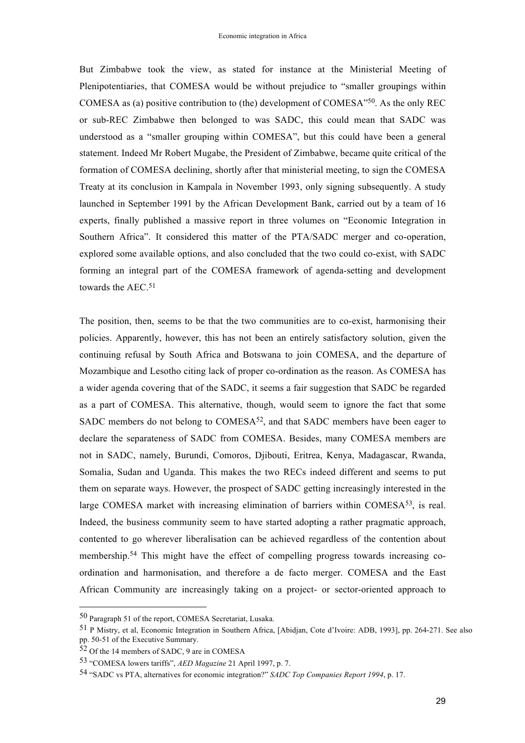But Zimbabwe took the view, as stated for instance at the Ministerial Meeting of Plenipotentiaries, that COMESA would be without prejudice to "smaller groupings within COMESA as (a) positive contribution to (the) development of COMESA"[50]. As the only REC or sub-REC Zimbabwe then belonged to was SADC, this could mean that SADC was understood as a "smaller grouping within COMESA", but this could have been a general statement. Indeed Mr Robert Mugabe, the President of Zimbabwe, became quite critical of the formation of COMESA declining, shortly after that ministerial meeting, to sign the COMESA Treaty at its conclusion in Kampala in November 1993, only signing subsequently. A study launched in September 1991 by the African Development Bank, carried out by a team of 16 experts, finally published a massive report in three volumes on "Economic Integration in Southern Africa". It considered this matter of the PTA/SADC merger and co-operation, explored some available options, and also concluded that the two could co-exist, with SADC forming an integral part of the COMESA framework of agenda-setting and development towards the AEC.[51]

The position, then, seems to be that the two communities are to co-exist, harmonising their policies. Apparently, however, this has not been an entirely satisfactory solution, given the continuing refusal by South Africa and Botswana to join COMESA, and the departure of Mozambique and Lesotho citing lack of proper co-ordination as the reason. As COMESA has a wider agenda covering that of the SADC, it seems a fair suggestion that SADC be regarded as a part of COMESA. This alternative, though, would seem to ignore the fact that some SADC members do not belong to COMESA[52], and that SADC members have been eager to declare the separateness of SADC from COMESA. Besides, many COMESA members are not in SADC, namely, Burundi, Comoros, Djibouti, Eritrea, Kenya, Madagascar, Rwanda, Somalia, Sudan and Uganda. This makes the two RECs indeed different and seems to put them on separate ways. However, the prospect of SADC getting increasingly interested in the large COMESA market with increasing elimination of barriers within COMESA[53], is real. Indeed, the business community seem to have started adopting a rather pragmatic approach, contented to go wherever liberalisation can be achieved regardless of the contention about membership.[54] This might have the effect of compelling progress towards increasing co-ordination and harmonisation, and therefore a de facto merger. COMESA and the East African Community are increasingly taking on a project- or sector-oriented approach to

---

[50] Paragraph 51 of the report, COMESA Secretariat, Lusaka.

[51] P Mistry, et al, Economic Integration in Southern Africa, [Abidjan, Cote d'Ivoire: ADB, 1993], pp. 264-271. See also pp. 50-51 of the Executive Summary.

[52] Of the 14 members of SADC, 9 are in COMESA

[53] "COMESA lowers tariffs", *AED Magazine* 21 April 1997, p. 7.

[54] "SADC vs PTA, alternatives for economic integration?" *SADC Top Companies Report 1994*, p. 17.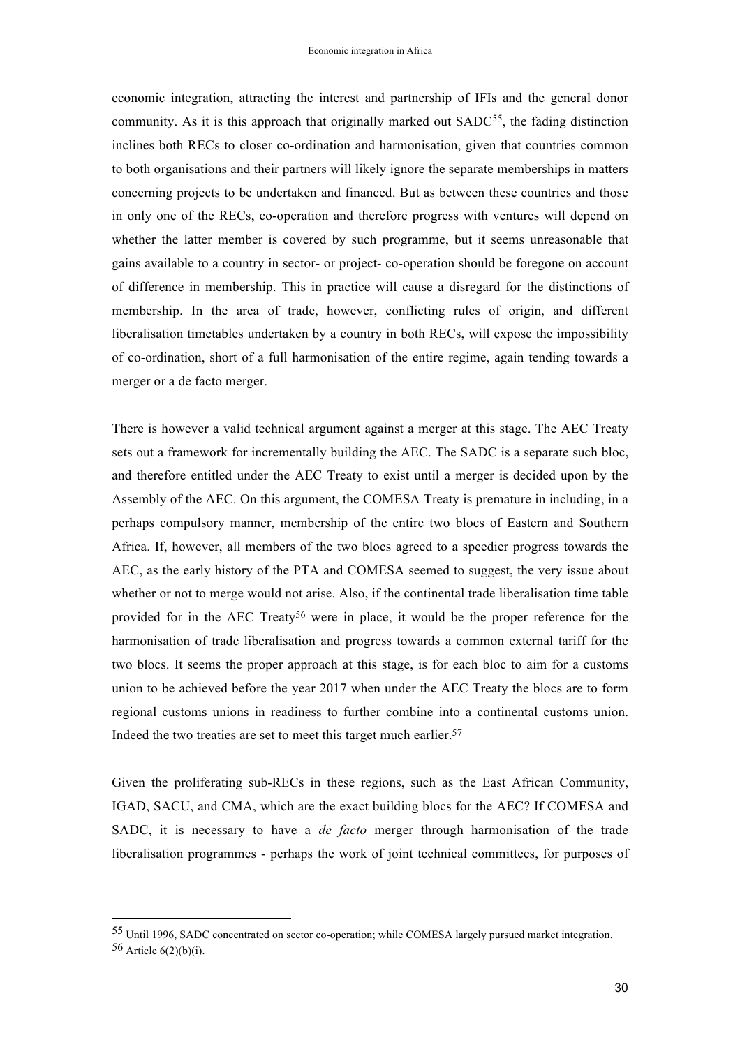economic integration, attracting the interest and partnership of IFIs and the general donor community. As it is this approach that originally marked out SADC[55], the fading distinction inclines both RECs to closer co-ordination and harmonisation, given that countries common to both organisations and their partners will likely ignore the separate memberships in matters concerning projects to be undertaken and financed. But as between these countries and those in only one of the RECs, co-operation and therefore progress with ventures will depend on whether the latter member is covered by such programme, but it seems unreasonable that gains available to a country in sector- or project- co-operation should be foregone on account of difference in membership. This in practice will cause a disregard for the distinctions of membership. In the area of trade, however, conflicting rules of origin, and different liberalisation timetables undertaken by a country in both RECs, will expose the impossibility of co-ordination, short of a full harmonisation of the entire regime, again tending towards a merger or a de facto merger.

There is however a valid technical argument against a merger at this stage. The AEC Treaty sets out a framework for incrementally building the AEC. The SADC is a separate such bloc, and therefore entitled under the AEC Treaty to exist until a merger is decided upon by the Assembly of the AEC. On this argument, the COMESA Treaty is premature in including, in a perhaps compulsory manner, membership of the entire two blocs of Eastern and Southern Africa. If, however, all members of the two blocs agreed to a speedier progress towards the AEC, as the early history of the PTA and COMESA seemed to suggest, the very issue about whether or not to merge would not arise. Also, if the continental trade liberalisation time table provided for in the AEC Treaty[56] were in place, it would be the proper reference for the harmonisation of trade liberalisation and progress towards a common external tariff for the two blocs. It seems the proper approach at this stage, is for each bloc to aim for a customs union to be achieved before the year 2017 when under the AEC Treaty the blocs are to form regional customs unions in readiness to further combine into a continental customs union. Indeed the two treaties are set to meet this target much earlier.[57]

Given the proliferating sub-RECs in these regions, such as the East African Community, IGAD, SACU, and CMA, which are the exact building blocs for the AEC? If COMESA and SADC, it is necessary to have a *de facto* merger through harmonisation of the trade liberalisation programmes - perhaps the work of joint technical committees, for purposes of

---

[55] Until 1996, SADC concentrated on sector co-operation; while COMESA largely pursued market integration.

[56] Article 6(2)(b)(i).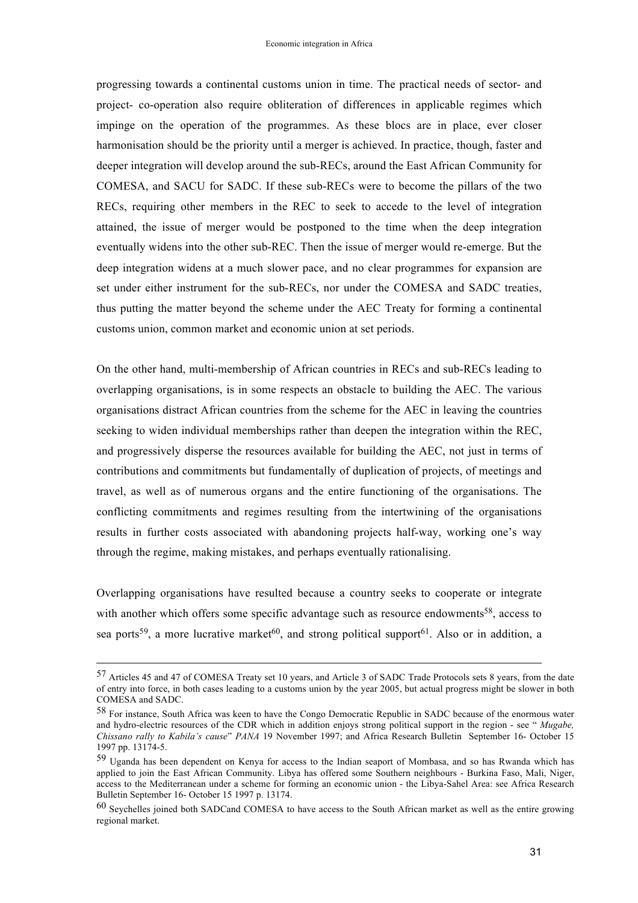progressing towards a continental customs union in time. The practical needs of sector- and project- co-operation also require obliteration of differences in applicable regimes which impinge on the operation of the programmes. As these blocs are in place, ever closer harmonisation should be the priority until a merger is achieved. In practice, though, faster and deeper integration will develop around the sub-RECs, around the East African Community for COMESA, and SACU for SADC. If these sub-RECs were to become the pillars of the two RECs, requiring other members in the REC to seek to accede to the level of integration attained, the issue of merger would be postponed to the time when the deep integration eventually widens into the other sub-REC. Then the issue of merger would re-emerge. But the deep integration widens at a much slower pace, and no clear programmes for expansion are set under either instrument for the sub-RECs, nor under the COMESA and SADC treaties, thus putting the matter beyond the scheme under the AEC Treaty for forming a continental customs union, common market and economic union at set periods.

On the other hand, multi-membership of African countries in RECs and sub-RECs leading to overlapping organisations, is in some respects an obstacle to building the AEC. The various organisations distract African countries from the scheme for the AEC in leaving the countries seeking to widen individual memberships rather than deepen the integration within the REC, and progressively disperse the resources available for building the AEC, not just in terms of contributions and commitments but fundamentally of duplication of projects, of meetings and travel, as well as of numerous organs and the entire functioning of the organisations. The conflicting commitments and regimes resulting from the intertwining of the organisations results in further costs associated with abandoning projects half-way, working one's way through the regime, making mistakes, and perhaps eventually rationalising.

Overlapping organisations have resulted because a country seeks to cooperate or integrate with another which offers some specific advantage such as resource endowments[58], access to sea ports[59], a more lucrative market[60], and strong political support[61]. Also or in addition, a

---

[57] Articles 45 and 47 of COMESA Treaty set 10 years, and Article 3 of SADC Trade Protocols sets 8 years, from the date of entry into force, in both cases leading to a customs union by the year 2005, but actual progress might be slower in both COMESA and SADC.

[58] For instance, South Africa was keen to have the Congo Democratic Republic in SADC because of the enormous water and hydro-electric resources of the CDR which in addition enjoys strong political support in the region - see " *Mugabe, Chissano rally to Kabila's cause*" *PANA* 19 November 1997; and Africa Research Bulletin September 16- October 15 1997 pp. 13174-5.

[59] Uganda has been dependent on Kenya for access to the Indian seaport of Mombasa, and so has Rwanda which has applied to join the East African Community. Libya has offered some Southern neighbours - Burkina Faso, Mali, Niger, access to the Mediterranean under a scheme for forming an economic union - the Libya-Sahel Area: see Africa Research Bulletin September 16- October 15 1997 p. 13174.

[60] Seychelles joined both SADCand COMESA to have access to the South African market as well as the entire growing regional market.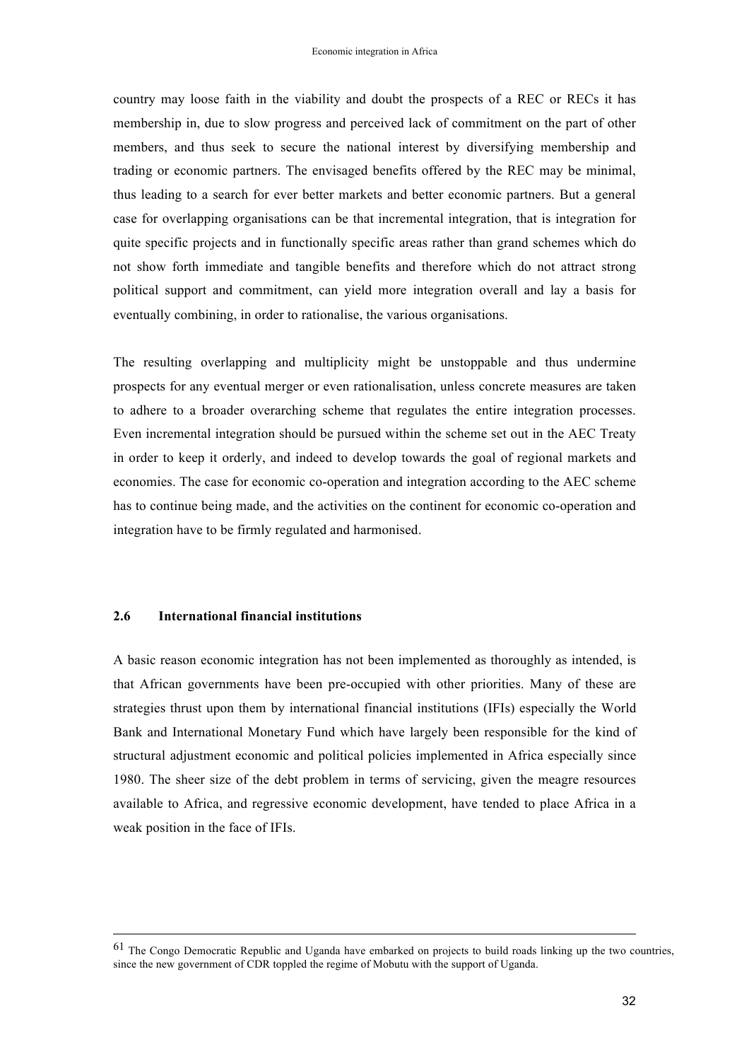country may loose faith in the viability and doubt the prospects of a REC or RECs it has membership in, due to slow progress and perceived lack of commitment on the part of other members, and thus seek to secure the national interest by diversifying membership and trading or economic partners. The envisaged benefits offered by the REC may be minimal, thus leading to a search for ever better markets and better economic partners. But a general case for overlapping organisations can be that incremental integration, that is integration for quite specific projects and in functionally specific areas rather than grand schemes which do not show forth immediate and tangible benefits and therefore which do not attract strong political support and commitment, can yield more integration overall and lay a basis for eventually combining, in order to rationalise, the various organisations.

The resulting overlapping and multiplicity might be unstoppable and thus undermine prospects for any eventual merger or even rationalisation, unless concrete measures are taken to adhere to a broader overarching scheme that regulates the entire integration processes. Even incremental integration should be pursued within the scheme set out in the AEC Treaty in order to keep it orderly, and indeed to develop towards the goal of regional markets and economies. The case for economic co-operation and integration according to the AEC scheme has to continue being made, and the activities on the continent for economic co-operation and integration have to be firmly regulated and harmonised.

### 2.6 International financial institutions

A basic reason economic integration has not been implemented as thoroughly as intended, is that African governments have been pre-occupied with other priorities. Many of these are strategies thrust upon them by international financial institutions (IFIs) especially the World Bank and International Monetary Fund which have largely been responsible for the kind of structural adjustment economic and political policies implemented in Africa especially since 1980. The sheer size of the debt problem in terms of servicing, given the meagre resources available to Africa, and regressive economic development, have tended to place Africa in a weak position in the face of IFIs.

---

[61] The Congo Democratic Republic and Uganda have embarked on projects to build roads linking up the two countries, since the new government of CDR toppled the regime of Mobutu with the support of Uganda.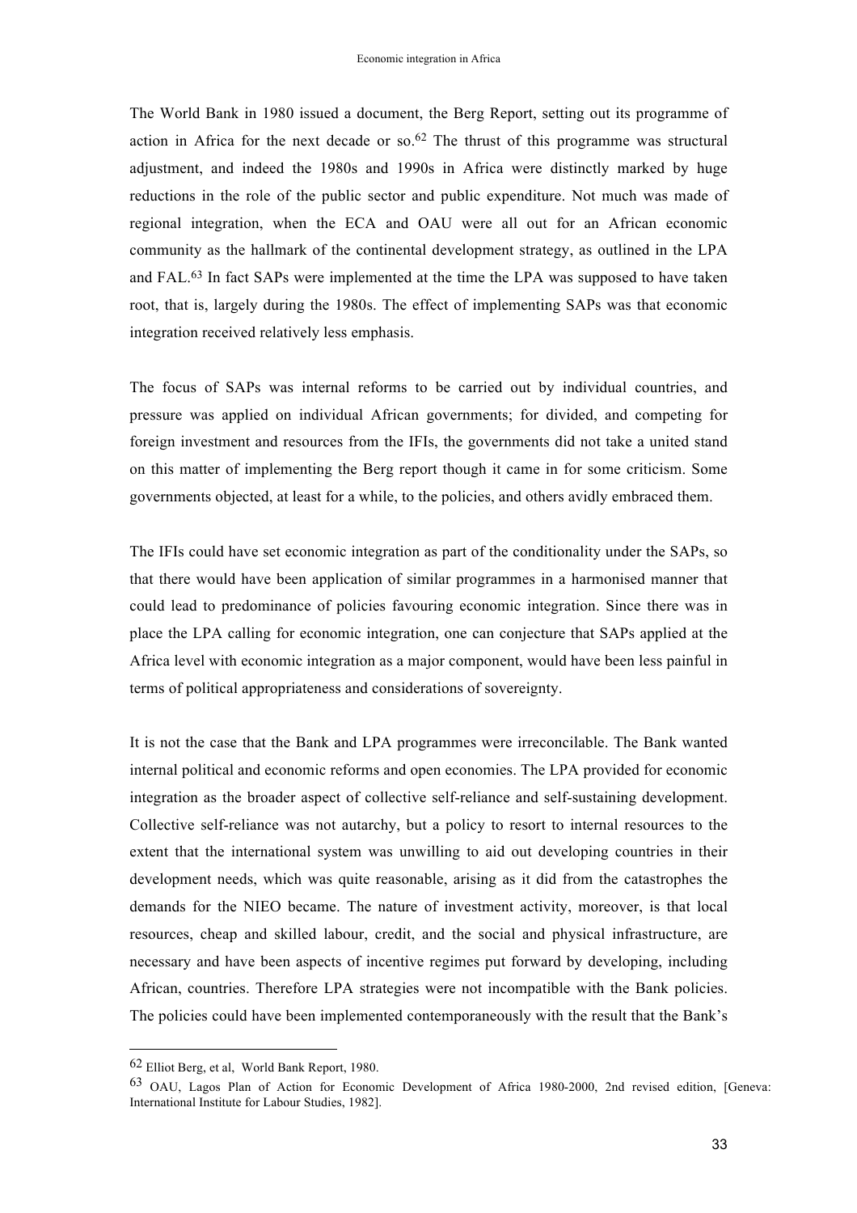The World Bank in 1980 issued a document, the Berg Report, setting out its programme of action in Africa for the next decade or so.[62] The thrust of this programme was structural adjustment, and indeed the 1980s and 1990s in Africa were distinctly marked by huge reductions in the role of the public sector and public expenditure. Not much was made of regional integration, when the ECA and OAU were all out for an African economic community as the hallmark of the continental development strategy, as outlined in the LPA and FAL.[63] In fact SAPs were implemented at the time the LPA was supposed to have taken root, that is, largely during the 1980s. The effect of implementing SAPs was that economic integration received relatively less emphasis.

The focus of SAPs was internal reforms to be carried out by individual countries, and pressure was applied on individual African governments; for divided, and competing for foreign investment and resources from the IFIs, the governments did not take a united stand on this matter of implementing the Berg report though it came in for some criticism. Some governments objected, at least for a while, to the policies, and others avidly embraced them.

The IFIs could have set economic integration as part of the conditionality under the SAPs, so that there would have been application of similar programmes in a harmonised manner that could lead to predominance of policies favouring economic integration. Since there was in place the LPA calling for economic integration, one can conjecture that SAPs applied at the Africa level with economic integration as a major component, would have been less painful in terms of political appropriateness and considerations of sovereignty.

It is not the case that the Bank and LPA programmes were irreconcilable. The Bank wanted internal political and economic reforms and open economies. The LPA provided for economic integration as the broader aspect of collective self-reliance and self-sustaining development. Collective self-reliance was not autarchy, but a policy to resort to internal resources to the extent that the international system was unwilling to aid out developing countries in their development needs, which was quite reasonable, arising as it did from the catastrophes the demands for the NIEO became. The nature of investment activity, moreover, is that local resources, cheap and skilled labour, credit, and the social and physical infrastructure, are necessary and have been aspects of incentive regimes put forward by developing, including African, countries. Therefore LPA strategies were not incompatible with the Bank policies. The policies could have been implemented contemporaneously with the result that the Bank's

---

[62] Elliot Berg, et al, World Bank Report, 1980.

[63] OAU, Lagos Plan of Action for Economic Development of Africa 1980-2000, 2nd revised edition, [Geneva: International Institute for Labour Studies, 1982].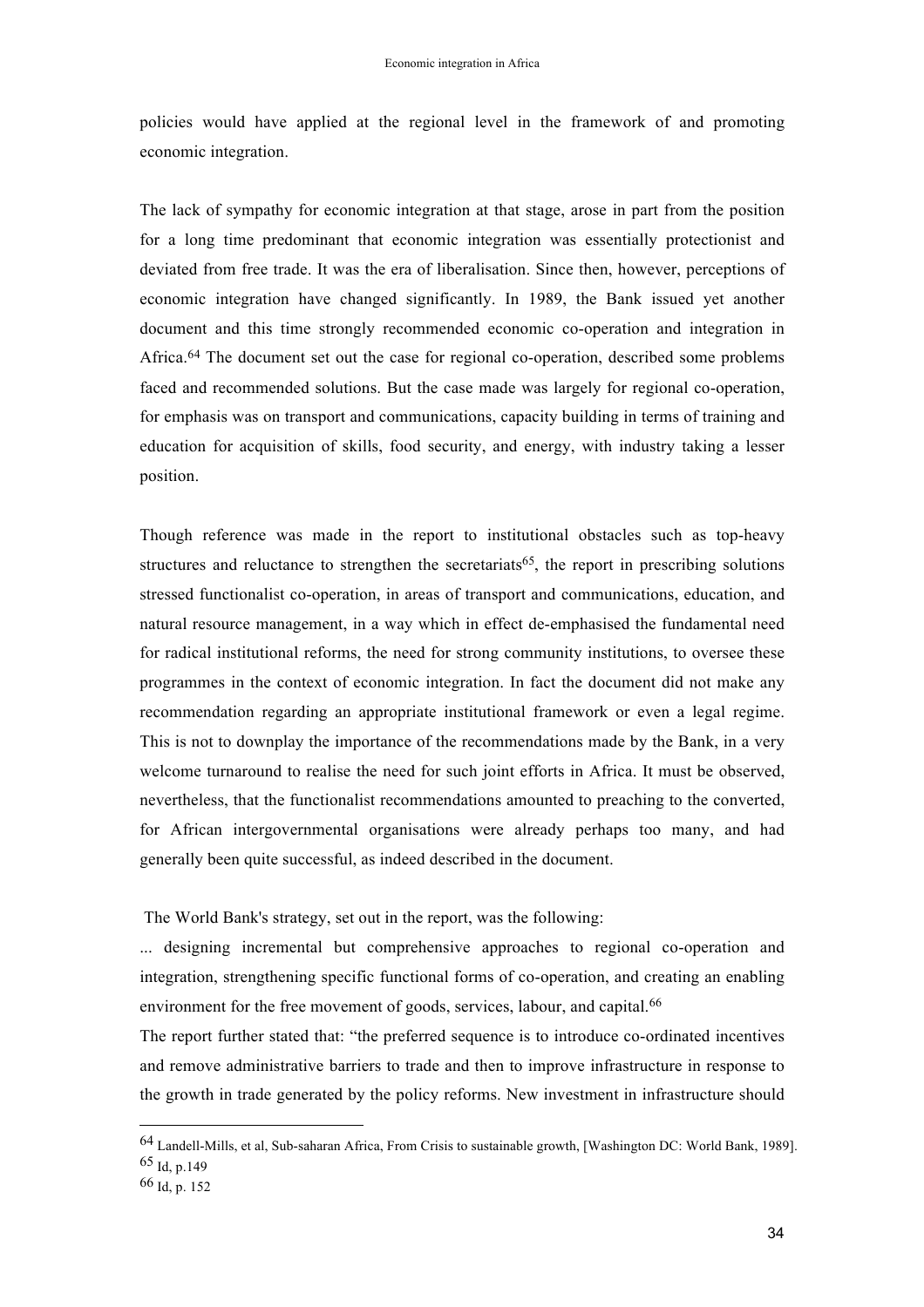policies would have applied at the regional level in the framework of and promoting economic integration.

The lack of sympathy for economic integration at that stage, arose in part from the position for a long time predominant that economic integration was essentially protectionist and deviated from free trade. It was the era of liberalisation. Since then, however, perceptions of economic integration have changed significantly. In 1989, the Bank issued yet another document and this time strongly recommended economic co-operation and integration in Africa.[64] The document set out the case for regional co-operation, described some problems faced and recommended solutions. But the case made was largely for regional co-operation, for emphasis was on transport and communications, capacity building in terms of training and education for acquisition of skills, food security, and energy, with industry taking a lesser position.

Though reference was made in the report to institutional obstacles such as top-heavy structures and reluctance to strengthen the secretariats[65], the report in prescribing solutions stressed functionalist co-operation, in areas of transport and communications, education, and natural resource management, in a way which in effect de-emphasised the fundamental need for radical institutional reforms, the need for strong community institutions, to oversee these programmes in the context of economic integration. In fact the document did not make any recommendation regarding an appropriate institutional framework or even a legal regime. This is not to downplay the importance of the recommendations made by the Bank, in a very welcome turnaround to realise the need for such joint efforts in Africa. It must be observed, nevertheless, that the functionalist recommendations amounted to preaching to the converted, for African intergovernmental organisations were already perhaps too many, and had generally been quite successful, as indeed described in the document.

The World Bank's strategy, set out in the report, was the following:

... designing incremental but comprehensive approaches to regional co-operation and integration, strengthening specific functional forms of co-operation, and creating an enabling environment for the free movement of goods, services, labour, and capital.[66]

The report further stated that: "the preferred sequence is to introduce co-ordinated incentives and remove administrative barriers to trade and then to improve infrastructure in response to the growth in trade generated by the policy reforms. New investment in infrastructure should

---

[64] Landell-Mills, et al, Sub-saharan Africa, From Crisis to sustainable growth, [Washington DC: World Bank, 1989].

[65] Id, p.149

[66] Id, p. 152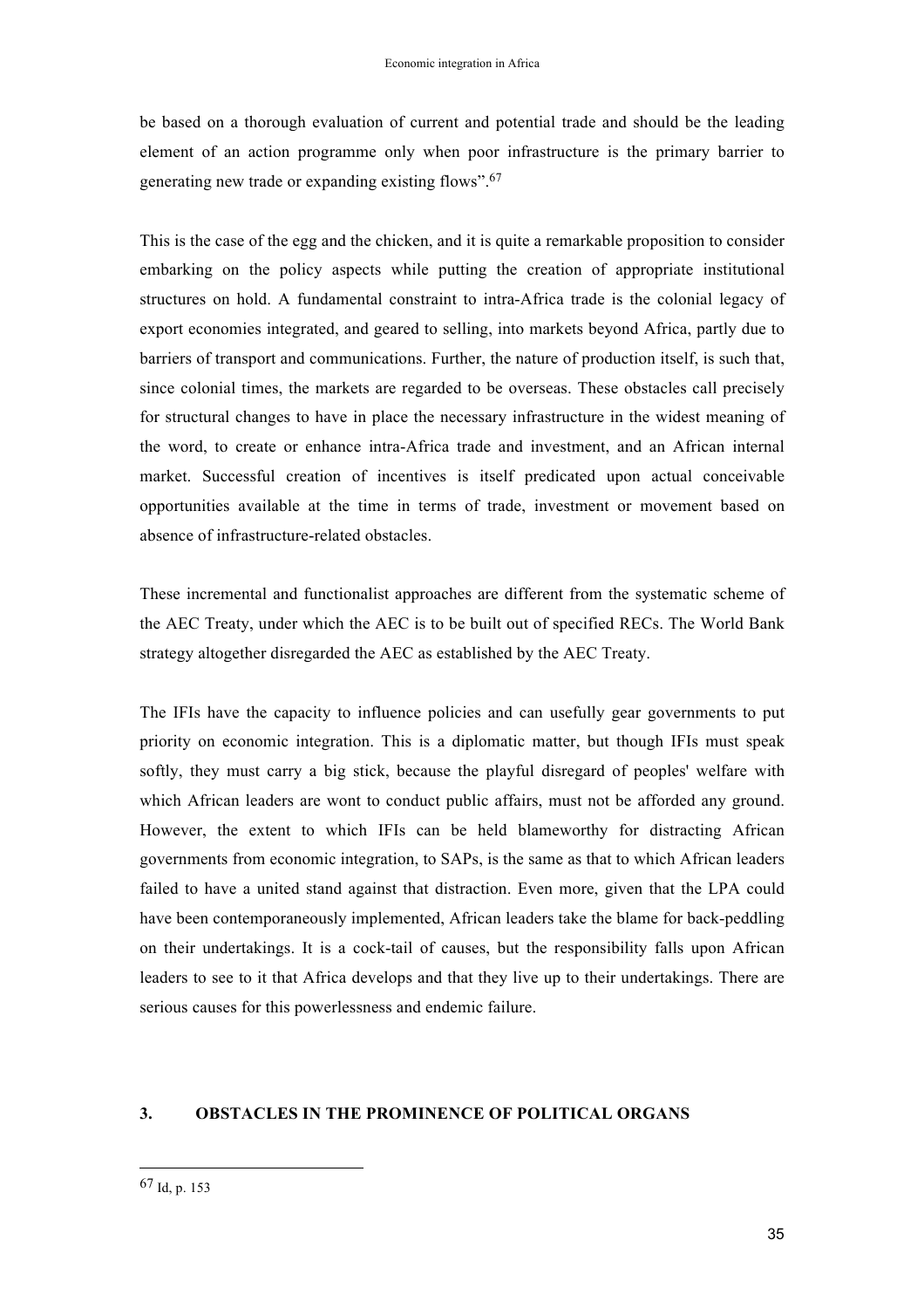be based on a thorough evaluation of current and potential trade and should be the leading element of an action programme only when poor infrastructure is the primary barrier to generating new trade or expanding existing flows".[67]

This is the case of the egg and the chicken, and it is quite a remarkable proposition to consider embarking on the policy aspects while putting the creation of appropriate institutional structures on hold. A fundamental constraint to intra-Africa trade is the colonial legacy of export economies integrated, and geared to selling, into markets beyond Africa, partly due to barriers of transport and communications. Further, the nature of production itself, is such that, since colonial times, the markets are regarded to be overseas. These obstacles call precisely for structural changes to have in place the necessary infrastructure in the widest meaning of the word, to create or enhance intra-Africa trade and investment, and an African internal market. Successful creation of incentives is itself predicated upon actual conceivable opportunities available at the time in terms of trade, investment or movement based on absence of infrastructure-related obstacles.

These incremental and functionalist approaches are different from the systematic scheme of the AEC Treaty, under which the AEC is to be built out of specified RECs. The World Bank strategy altogether disregarded the AEC as established by the AEC Treaty.

The IFIs have the capacity to influence policies and can usefully gear governments to put priority on economic integration. This is a diplomatic matter, but though IFIs must speak softly, they must carry a big stick, because the playful disregard of peoples' welfare with which African leaders are wont to conduct public affairs, must not be afforded any ground. However, the extent to which IFIs can be held blameworthy for distracting African governments from economic integration, to SAPs, is the same as that to which African leaders failed to have a united stand against that distraction. Even more, given that the LPA could have been contemporaneously implemented, African leaders take the blame for back-peddling on their undertakings. It is a cock-tail of causes, but the responsibility falls upon African leaders to see to it that Africa develops and that they live up to their undertakings. There are serious causes for this powerlessness and endemic failure.

## 3. OBSTACLES IN THE PROMINENCE OF POLITICAL ORGANS

---

[67] Id, p. 153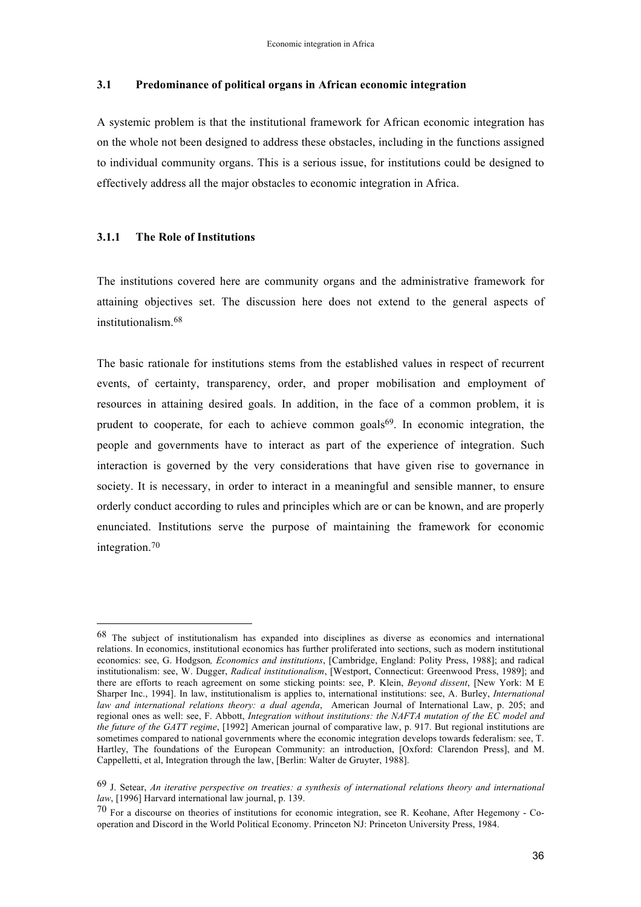### 3.1 Predominance of political organs in African economic integration

A systemic problem is that the institutional framework for African economic integration has on the whole not been designed to address these obstacles, including in the functions assigned to individual community organs. This is a serious issue, for institutions could be designed to effectively address all the major obstacles to economic integration in Africa.

#### 3.1.1 The Role of Institutions

The institutions covered here are community organs and the administrative framework for attaining objectives set. The discussion here does not extend to the general aspects of institutionalism.[68]

The basic rationale for institutions stems from the established values in respect of recurrent events, of certainty, transparency, order, and proper mobilisation and employment of resources in attaining desired goals. In addition, in the face of a common problem, it is prudent to cooperate, for each to achieve common goals[69]. In economic integration, the people and governments have to interact as part of the experience of integration. Such interaction is governed by the very considerations that have given rise to governance in society. It is necessary, in order to interact in a meaningful and sensible manner, to ensure orderly conduct according to rules and principles which are or can be known, and are properly enunciated. Institutions serve the purpose of maintaining the framework for economic integration.[70]

---

[68] The subject of institutionalism has expanded into disciplines as diverse as economics and international relations. In economics, institutional economics has further proliferated into sections, such as modern institutional economics: see, G. Hodgson*, Economics and institutions*, [Cambridge, England: Polity Press, 1988]; and radical institutionalism: see, W. Dugger, *Radical institutionalism*, [Westport, Connecticut: Greenwood Press, 1989]; and there are efforts to reach agreement on some sticking points: see, P. Klein, *Beyond dissent*, [New York: M E Sharper Inc., 1994]. In law, institutionalism is applies to, international institutions: see, A. Burley, *International law and international relations theory: a dual agenda*, American Journal of International Law, p. 205; and regional ones as well: see, F. Abbott, *Integration without institutions: the NAFTA mutation of the EC model and the future of the GATT regime*, [1992] American journal of comparative law, p. 917. But regional institutions are sometimes compared to national governments where the economic integration develops towards federalism: see, T. Hartley, The foundations of the European Community: an introduction, [Oxford: Clarendon Press], and M. Cappelletti, et al, Integration through the law, [Berlin: Walter de Gruyter, 1988].

[69] J. Setear, *An iterative perspective on treaties: a synthesis of international relations theory and international law*, [1996] Harvard international law journal, p. 139.

[70] For a discourse on theories of institutions for economic integration, see R. Keohane, After Hegemony - Co-operation and Discord in the World Political Economy. Princeton NJ: Princeton University Press, 1984.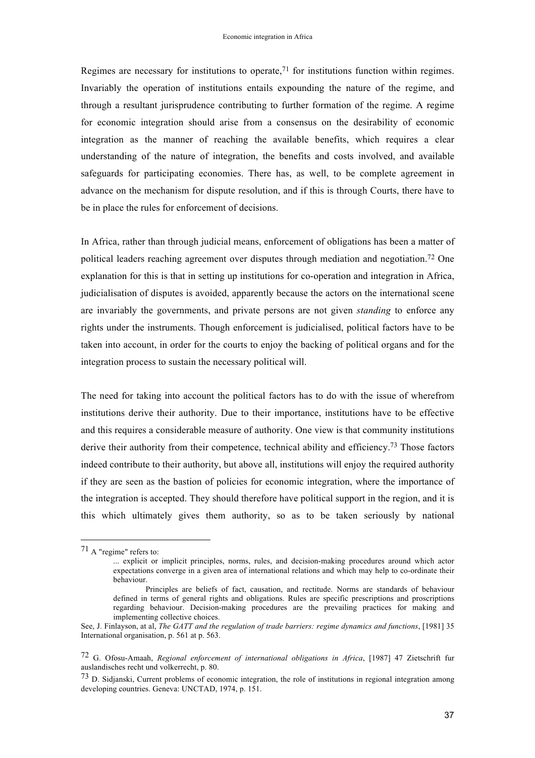Regimes are necessary for institutions to operate,[71] for institutions function within regimes. Invariably the operation of institutions entails expounding the nature of the regime, and through a resultant jurisprudence contributing to further formation of the regime. A regime for economic integration should arise from a consensus on the desirability of economic integration as the manner of reaching the available benefits, which requires a clear understanding of the nature of integration, the benefits and costs involved, and available safeguards for participating economies. There has, as well, to be complete agreement in advance on the mechanism for dispute resolution, and if this is through Courts, there have to be in place the rules for enforcement of decisions.

In Africa, rather than through judicial means, enforcement of obligations has been a matter of political leaders reaching agreement over disputes through mediation and negotiation.[72] One explanation for this is that in setting up institutions for co-operation and integration in Africa, judicialisation of disputes is avoided, apparently because the actors on the international scene are invariably the governments, and private persons are not given *standing* to enforce any rights under the instruments. Though enforcement is judicialised, political factors have to be taken into account, in order for the courts to enjoy the backing of political organs and for the integration process to sustain the necessary political will.

The need for taking into account the political factors has to do with the issue of wherefrom institutions derive their authority. Due to their importance, institutions have to be effective and this requires a considerable measure of authority. One view is that community institutions derive their authority from their competence, technical ability and efficiency.[73] Those factors indeed contribute to their authority, but above all, institutions will enjoy the required authority if they are seen as the bastion of policies for economic integration, where the importance of the integration is accepted. They should therefore have political support in the region, and it is this which ultimately gives them authority, so as to be taken seriously by national

---

[71] A "regime" refers to:

> ... explicit or implicit principles, norms, rules, and decision-making procedures around which actor expectations converge in a given area of international relations and which may help to co-ordinate their behaviour.
>
> Principles are beliefs of fact, causation, and rectitude. Norms are standards of behaviour defined in terms of general rights and obligations. Rules are specific prescriptions and proscriptions regarding behaviour. Decision-making procedures are the prevailing practices for making and implementing collective choices.

See, J. Finlayson, at al, *The GATT and the regulation of trade barriers: regime dynamics and functions*, [1981] 35 International organisation, p. 561 at p. 563.

[72] G. Ofosu-Amaah, *Regional enforcement of international obligations in Africa*, [1987] 47 Zietschrift fur auslandisches recht und volkerrecht, p. 80.

[73] D. Sidjanski, Current problems of economic integration, the role of institutions in regional integration among developing countries. Geneva: UNCTAD, 1974, p. 151.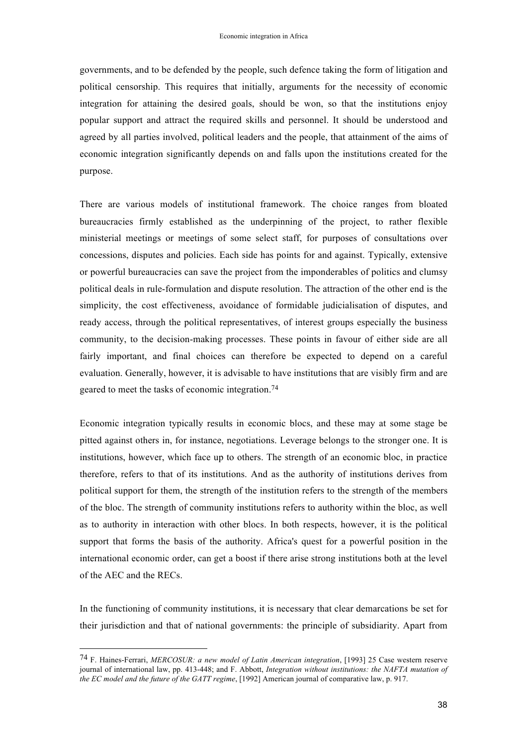governments, and to be defended by the people, such defence taking the form of litigation and political censorship. This requires that initially, arguments for the necessity of economic integration for attaining the desired goals, should be won, so that the institutions enjoy popular support and attract the required skills and personnel. It should be understood and agreed by all parties involved, political leaders and the people, that attainment of the aims of economic integration significantly depends on and falls upon the institutions created for the purpose.

There are various models of institutional framework. The choice ranges from bloated bureaucracies firmly established as the underpinning of the project, to rather flexible ministerial meetings or meetings of some select staff, for purposes of consultations over concessions, disputes and policies. Each side has points for and against. Typically, extensive or powerful bureaucracies can save the project from the imponderables of politics and clumsy political deals in rule-formulation and dispute resolution. The attraction of the other end is the simplicity, the cost effectiveness, avoidance of formidable judicialisation of disputes, and ready access, through the political representatives, of interest groups especially the business community, to the decision-making processes. These points in favour of either side are all fairly important, and final choices can therefore be expected to depend on a careful evaluation. Generally, however, it is advisable to have institutions that are visibly firm and are geared to meet the tasks of economic integration.[74]

Economic integration typically results in economic blocs, and these may at some stage be pitted against others in, for instance, negotiations. Leverage belongs to the stronger one. It is institutions, however, which face up to others. The strength of an economic bloc, in practice therefore, refers to that of its institutions. And as the authority of institutions derives from political support for them, the strength of the institution refers to the strength of the members of the bloc. The strength of community institutions refers to authority within the bloc, as well as to authority in interaction with other blocs. In both respects, however, it is the political support that forms the basis of the authority. Africa's quest for a powerful position in the international economic order, can get a boost if there arise strong institutions both at the level of the AEC and the RECs.

In the functioning of community institutions, it is necessary that clear demarcations be set for their jurisdiction and that of national governments: the principle of subsidiarity. Apart from

---

[74] F. Haines-Ferrari, *MERCOSUR: a new model of Latin American integration*, [1993] 25 Case western reserve journal of international law, pp. 413-448; and F. Abbott, *Integration without institutions: the NAFTA mutation of the EC model and the future of the GATT regime*, [1992] American journal of comparative law, p. 917.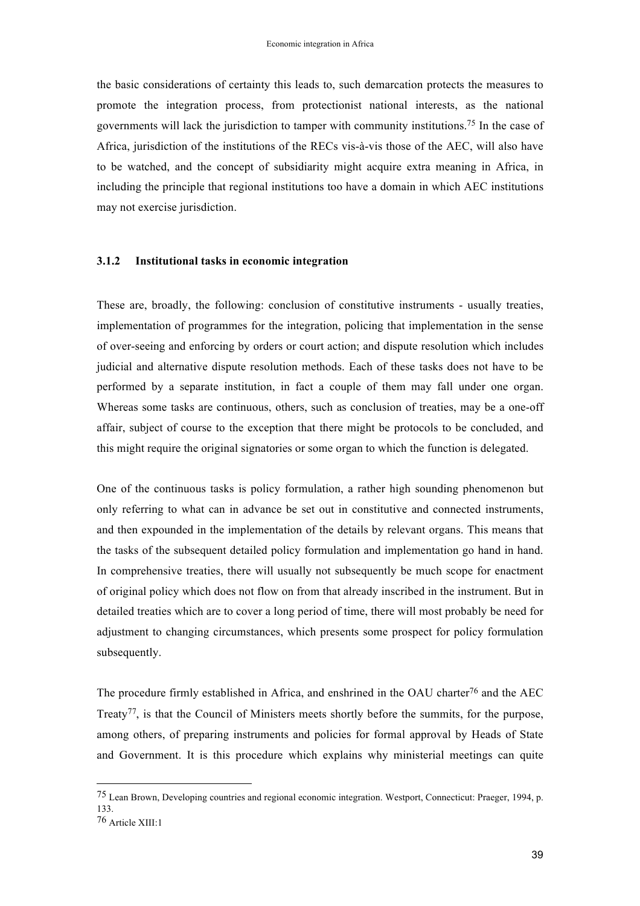the basic considerations of certainty this leads to, such demarcation protects the measures to promote the integration process, from protectionist national interests, as the national governments will lack the jurisdiction to tamper with community institutions.[75] In the case of Africa, jurisdiction of the institutions of the RECs vis-à-vis those of the AEC, will also have to be watched, and the concept of subsidiarity might acquire extra meaning in Africa, in including the principle that regional institutions too have a domain in which AEC institutions may not exercise jurisdiction.

### 3.1.2 Institutional tasks in economic integration

These are, broadly, the following: conclusion of constitutive instruments - usually treaties, implementation of programmes for the integration, policing that implementation in the sense of over-seeing and enforcing by orders or court action; and dispute resolution which includes judicial and alternative dispute resolution methods. Each of these tasks does not have to be performed by a separate institution, in fact a couple of them may fall under one organ. Whereas some tasks are continuous, others, such as conclusion of treaties, may be a one-off affair, subject of course to the exception that there might be protocols to be concluded, and this might require the original signatories or some organ to which the function is delegated.

One of the continuous tasks is policy formulation, a rather high sounding phenomenon but only referring to what can in advance be set out in constitutive and connected instruments, and then expounded in the implementation of the details by relevant organs. This means that the tasks of the subsequent detailed policy formulation and implementation go hand in hand. In comprehensive treaties, there will usually not subsequently be much scope for enactment of original policy which does not flow on from that already inscribed in the instrument. But in detailed treaties which are to cover a long period of time, there will most probably be need for adjustment to changing circumstances, which presents some prospect for policy formulation subsequently.

The procedure firmly established in Africa, and enshrined in the OAU charter[76] and the AEC Treaty[77], is that the Council of Ministers meets shortly before the summits, for the purpose, among others, of preparing instruments and policies for formal approval by Heads of State and Government. It is this procedure which explains why ministerial meetings can quite

---

[75] Lean Brown, Developing countries and regional economic integration. Westport, Connecticut: Praeger, 1994, p. 133.

[76] Article XIII:1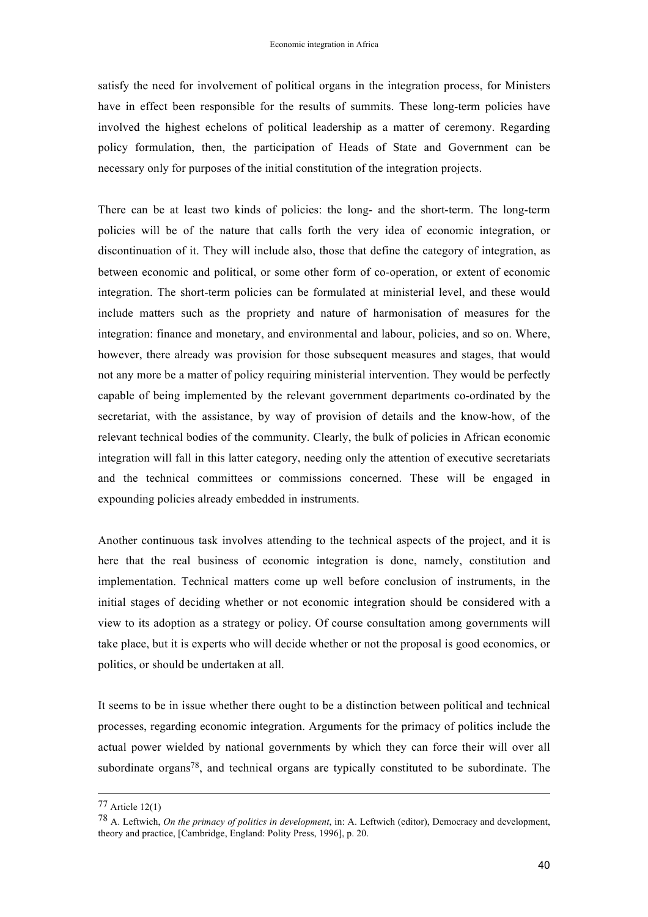satisfy the need for involvement of political organs in the integration process, for Ministers have in effect been responsible for the results of summits. These long-term policies have involved the highest echelons of political leadership as a matter of ceremony. Regarding policy formulation, then, the participation of Heads of State and Government can be necessary only for purposes of the initial constitution of the integration projects.

There can be at least two kinds of policies: the long- and the short-term. The long-term policies will be of the nature that calls forth the very idea of economic integration, or discontinuation of it. They will include also, those that define the category of integration, as between economic and political, or some other form of co-operation, or extent of economic integration. The short-term policies can be formulated at ministerial level, and these would include matters such as the propriety and nature of harmonisation of measures for the integration: finance and monetary, and environmental and labour, policies, and so on. Where, however, there already was provision for those subsequent measures and stages, that would not any more be a matter of policy requiring ministerial intervention. They would be perfectly capable of being implemented by the relevant government departments co-ordinated by the secretariat, with the assistance, by way of provision of details and the know-how, of the relevant technical bodies of the community. Clearly, the bulk of policies in African economic integration will fall in this latter category, needing only the attention of executive secretariats and the technical committees or commissions concerned. These will be engaged in expounding policies already embedded in instruments.

Another continuous task involves attending to the technical aspects of the project, and it is here that the real business of economic integration is done, namely, constitution and implementation. Technical matters come up well before conclusion of instruments, in the initial stages of deciding whether or not economic integration should be considered with a view to its adoption as a strategy or policy. Of course consultation among governments will take place, but it is experts who will decide whether or not the proposal is good economics, or politics, or should be undertaken at all.

It seems to be in issue whether there ought to be a distinction between political and technical processes, regarding economic integration. Arguments for the primacy of politics include the actual power wielded by national governments by which they can force their will over all subordinate organs[78], and technical organs are typically constituted to be subordinate. The

---

[77] Article 12(1)

[78] A. Leftwich, *On the primacy of politics in development*, in: A. Leftwich (editor), Democracy and development, theory and practice, [Cambridge, England: Polity Press, 1996], p. 20.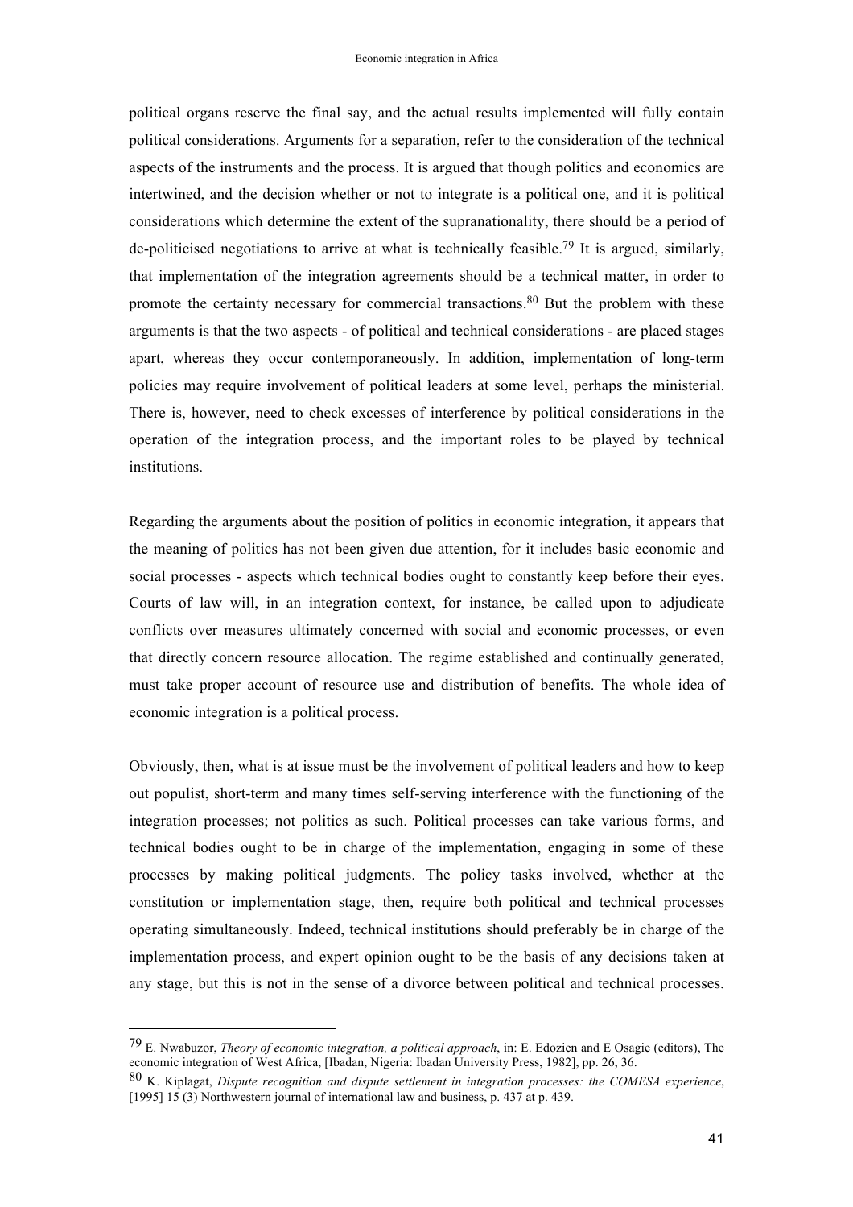political organs reserve the final say, and the actual results implemented will fully contain political considerations. Arguments for a separation, refer to the consideration of the technical aspects of the instruments and the process. It is argued that though politics and economics are intertwined, and the decision whether or not to integrate is a political one, and it is political considerations which determine the extent of the supranationality, there should be a period of de-politicised negotiations to arrive at what is technically feasible.[79] It is argued, similarly, that implementation of the integration agreements should be a technical matter, in order to promote the certainty necessary for commercial transactions.[80] But the problem with these arguments is that the two aspects - of political and technical considerations - are placed stages apart, whereas they occur contemporaneously. In addition, implementation of long-term policies may require involvement of political leaders at some level, perhaps the ministerial. There is, however, need to check excesses of interference by political considerations in the operation of the integration process, and the important roles to be played by technical institutions.

Regarding the arguments about the position of politics in economic integration, it appears that the meaning of politics has not been given due attention, for it includes basic economic and social processes - aspects which technical bodies ought to constantly keep before their eyes. Courts of law will, in an integration context, for instance, be called upon to adjudicate conflicts over measures ultimately concerned with social and economic processes, or even that directly concern resource allocation. The regime established and continually generated, must take proper account of resource use and distribution of benefits. The whole idea of economic integration is a political process.

Obviously, then, what is at issue must be the involvement of political leaders and how to keep out populist, short-term and many times self-serving interference with the functioning of the integration processes; not politics as such. Political processes can take various forms, and technical bodies ought to be in charge of the implementation, engaging in some of these processes by making political judgments. The policy tasks involved, whether at the constitution or implementation stage, then, require both political and technical processes operating simultaneously. Indeed, technical institutions should preferably be in charge of the implementation process, and expert opinion ought to be the basis of any decisions taken at any stage, but this is not in the sense of a divorce between political and technical processes.

---

[79] E. Nwabuzor, *Theory of economic integration, a political approach*, in: E. Edozien and E Osagie (editors), The economic integration of West Africa, [Ibadan, Nigeria: Ibadan University Press, 1982], pp. 26, 36.

[80] K. Kiplagat, *Dispute recognition and dispute settlement in integration processes: the COMESA experience*, [1995] 15 (3) Northwestern journal of international law and business, p. 437 at p. 439.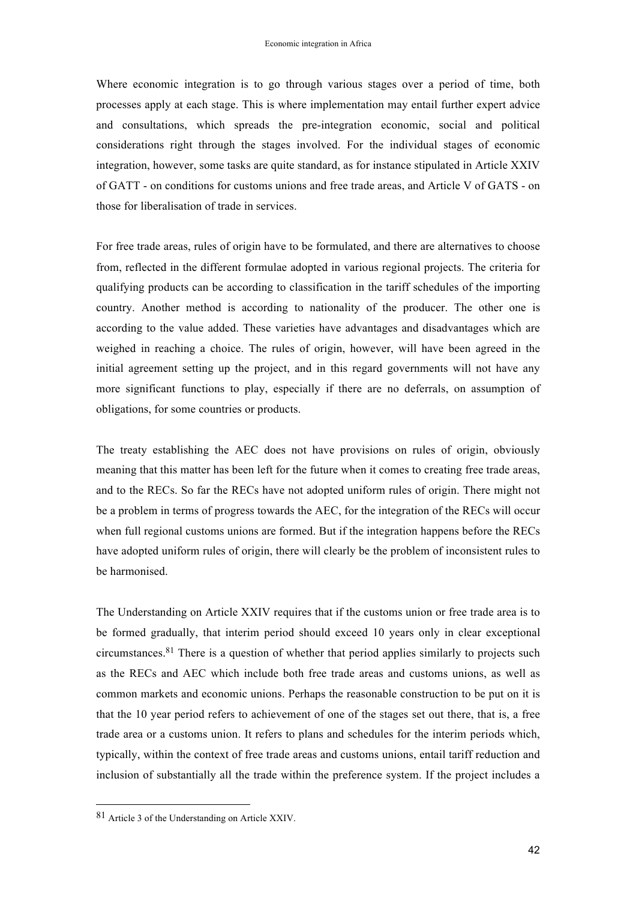Where economic integration is to go through various stages over a period of time, both processes apply at each stage. This is where implementation may entail further expert advice and consultations, which spreads the pre-integration economic, social and political considerations right through the stages involved. For the individual stages of economic integration, however, some tasks are quite standard, as for instance stipulated in Article XXIV of GATT - on conditions for customs unions and free trade areas, and Article V of GATS - on those for liberalisation of trade in services.

For free trade areas, rules of origin have to be formulated, and there are alternatives to choose from, reflected in the different formulae adopted in various regional projects. The criteria for qualifying products can be according to classification in the tariff schedules of the importing country. Another method is according to nationality of the producer. The other one is according to the value added. These varieties have advantages and disadvantages which are weighed in reaching a choice. The rules of origin, however, will have been agreed in the initial agreement setting up the project, and in this regard governments will not have any more significant functions to play, especially if there are no deferrals, on assumption of obligations, for some countries or products.

The treaty establishing the AEC does not have provisions on rules of origin, obviously meaning that this matter has been left for the future when it comes to creating free trade areas, and to the RECs. So far the RECs have not adopted uniform rules of origin. There might not be a problem in terms of progress towards the AEC, for the integration of the RECs will occur when full regional customs unions are formed. But if the integration happens before the RECs have adopted uniform rules of origin, there will clearly be the problem of inconsistent rules to be harmonised.

The Understanding on Article XXIV requires that if the customs union or free trade area is to be formed gradually, that interim period should exceed 10 years only in clear exceptional circumstances.[81] There is a question of whether that period applies similarly to projects such as the RECs and AEC which include both free trade areas and customs unions, as well as common markets and economic unions. Perhaps the reasonable construction to be put on it is that the 10 year period refers to achievement of one of the stages set out there, that is, a free trade area or a customs union. It refers to plans and schedules for the interim periods which, typically, within the context of free trade areas and customs unions, entail tariff reduction and inclusion of substantially all the trade within the preference system. If the project includes a

[81] Article 3 of the Understanding on Article XXIV.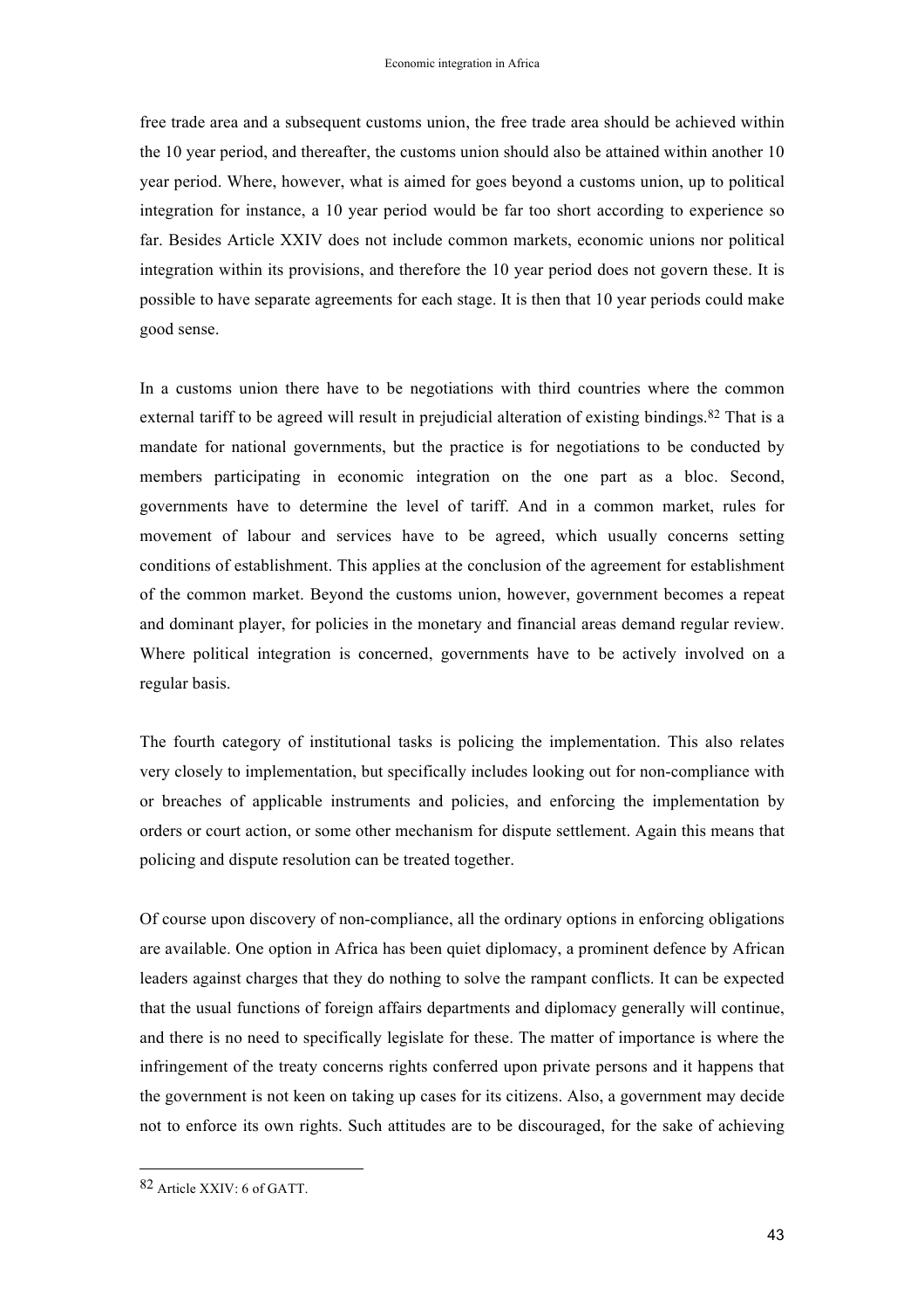free trade area and a subsequent customs union, the free trade area should be achieved within the 10 year period, and thereafter, the customs union should also be attained within another 10 year period. Where, however, what is aimed for goes beyond a customs union, up to political integration for instance, a 10 year period would be far too short according to experience so far. Besides Article XXIV does not include common markets, economic unions nor political integration within its provisions, and therefore the 10 year period does not govern these. It is possible to have separate agreements for each stage. It is then that 10 year periods could make good sense.

In a customs union there have to be negotiations with third countries where the common external tariff to be agreed will result in prejudicial alteration of existing bindings.[82] That is a mandate for national governments, but the practice is for negotiations to be conducted by members participating in economic integration on the one part as a bloc. Second, governments have to determine the level of tariff. And in a common market, rules for movement of labour and services have to be agreed, which usually concerns setting conditions of establishment. This applies at the conclusion of the agreement for establishment of the common market. Beyond the customs union, however, government becomes a repeat and dominant player, for policies in the monetary and financial areas demand regular review. Where political integration is concerned, governments have to be actively involved on a regular basis.

The fourth category of institutional tasks is policing the implementation. This also relates very closely to implementation, but specifically includes looking out for non-compliance with or breaches of applicable instruments and policies, and enforcing the implementation by orders or court action, or some other mechanism for dispute settlement. Again this means that policing and dispute resolution can be treated together.

Of course upon discovery of non-compliance, all the ordinary options in enforcing obligations are available. One option in Africa has been quiet diplomacy, a prominent defence by African leaders against charges that they do nothing to solve the rampant conflicts. It can be expected that the usual functions of foreign affairs departments and diplomacy generally will continue, and there is no need to specifically legislate for these. The matter of importance is where the infringement of the treaty concerns rights conferred upon private persons and it happens that the government is not keen on taking up cases for its citizens. Also, a government may decide not to enforce its own rights. Such attitudes are to be discouraged, for the sake of achieving

[82] Article XXIV: 6 of GATT.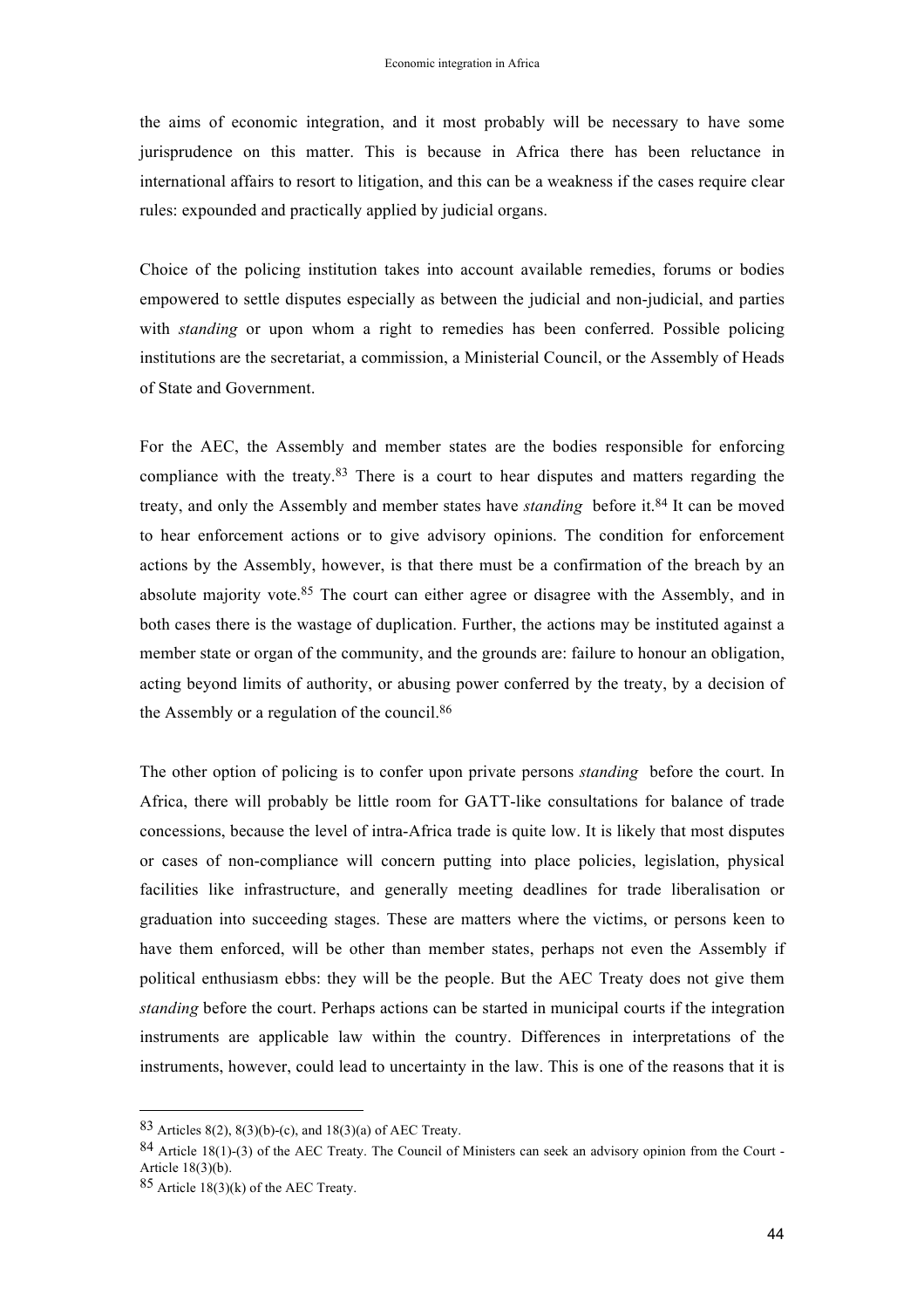the aims of economic integration, and it most probably will be necessary to have some jurisprudence on this matter. This is because in Africa there has been reluctance in international affairs to resort to litigation, and this can be a weakness if the cases require clear rules: expounded and practically applied by judicial organs.

Choice of the policing institution takes into account available remedies, forums or bodies empowered to settle disputes especially as between the judicial and non-judicial, and parties with *standing* or upon whom a right to remedies has been conferred. Possible policing institutions are the secretariat, a commission, a Ministerial Council, or the Assembly of Heads of State and Government.

For the AEC, the Assembly and member states are the bodies responsible for enforcing compliance with the treaty.[83] There is a court to hear disputes and matters regarding the treaty, and only the Assembly and member states have *standing* before it.[84] It can be moved to hear enforcement actions or to give advisory opinions. The condition for enforcement actions by the Assembly, however, is that there must be a confirmation of the breach by an absolute majority vote.[85] The court can either agree or disagree with the Assembly, and in both cases there is the wastage of duplication. Further, the actions may be instituted against a member state or organ of the community, and the grounds are: failure to honour an obligation, acting beyond limits of authority, or abusing power conferred by the treaty, by a decision of the Assembly or a regulation of the council.[86]

The other option of policing is to confer upon private persons *standing* before the court. In Africa, there will probably be little room for GATT-like consultations for balance of trade concessions, because the level of intra-Africa trade is quite low. It is likely that most disputes or cases of non-compliance will concern putting into place policies, legislation, physical facilities like infrastructure, and generally meeting deadlines for trade liberalisation or graduation into succeeding stages. These are matters where the victims, or persons keen to have them enforced, will be other than member states, perhaps not even the Assembly if political enthusiasm ebbs: they will be the people. But the AEC Treaty does not give them *standing* before the court. Perhaps actions can be started in municipal courts if the integration instruments are applicable law within the country. Differences in interpretations of the instruments, however, could lead to uncertainty in the law. This is one of the reasons that it is

---

[83] Articles 8(2), 8(3)(b)-(c), and 18(3)(a) of AEC Treaty.

[84] Article 18(1)-(3) of the AEC Treaty. The Council of Ministers can seek an advisory opinion from the Court - Article 18(3)(b).

[85] Article 18(3)(k) of the AEC Treaty.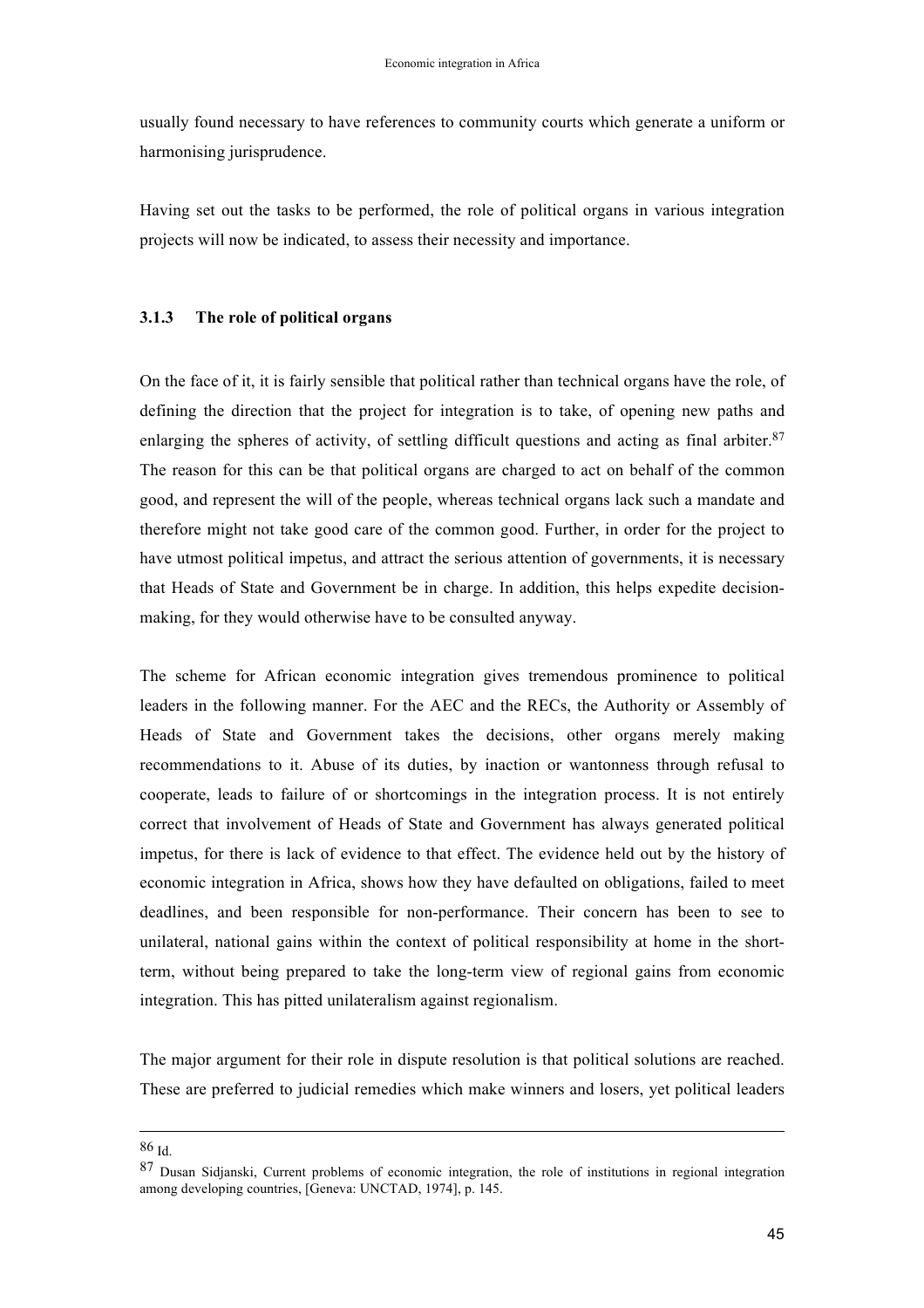usually found necessary to have references to community courts which generate a uniform or harmonising jurisprudence.

Having set out the tasks to be performed, the role of political organs in various integration projects will now be indicated, to assess their necessity and importance.

### 3.1.3 The role of political organs

On the face of it, it is fairly sensible that political rather than technical organs have the role, of defining the direction that the project for integration is to take, of opening new paths and enlarging the spheres of activity, of settling difficult questions and acting as final arbiter.[87] The reason for this can be that political organs are charged to act on behalf of the common good, and represent the will of the people, whereas technical organs lack such a mandate and therefore might not take good care of the common good. Further, in order for the project to have utmost political impetus, and attract the serious attention of governments, it is necessary that Heads of State and Government be in charge. In addition, this helps expedite decision-making, for they would otherwise have to be consulted anyway.

The scheme for African economic integration gives tremendous prominence to political leaders in the following manner. For the AEC and the RECs, the Authority or Assembly of Heads of State and Government takes the decisions, other organs merely making recommendations to it. Abuse of its duties, by inaction or wantonness through refusal to cooperate, leads to failure of or shortcomings in the integration process. It is not entirely correct that involvement of Heads of State and Government has always generated political impetus, for there is lack of evidence to that effect. The evidence held out by the history of economic integration in Africa, shows how they have defaulted on obligations, failed to meet deadlines, and been responsible for non-performance. Their concern has been to see to unilateral, national gains within the context of political responsibility at home in the short-term, without being prepared to take the long-term view of regional gains from economic integration. This has pitted unilateralism against regionalism.

The major argument for their role in dispute resolution is that political solutions are reached. These are preferred to judicial remedies which make winners and losers, yet political leaders

---

[86] Id.

[87] Dusan Sidjanski, Current problems of economic integration, the role of institutions in regional integration among developing countries, [Geneva: UNCTAD, 1974], p. 145.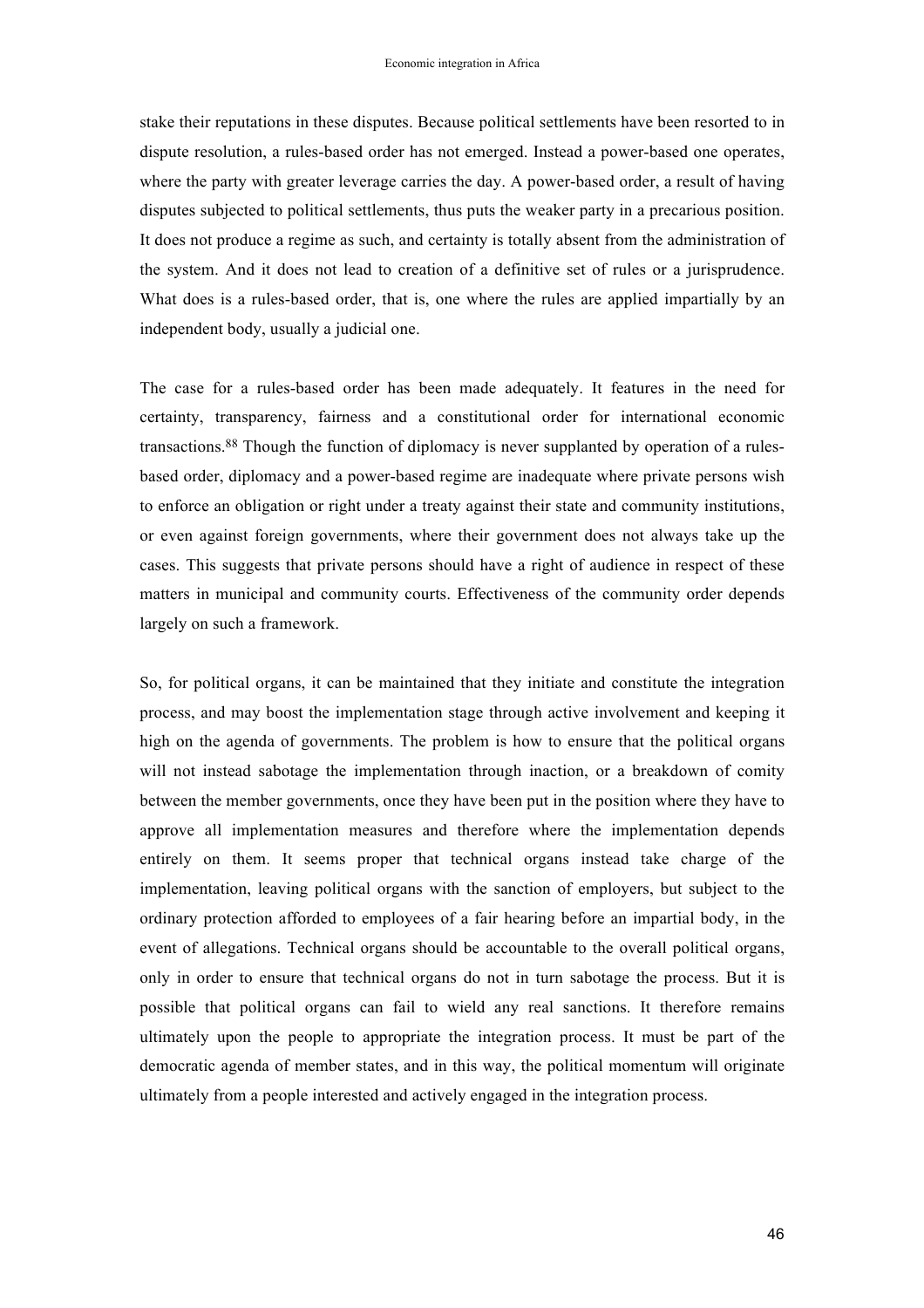stake their reputations in these disputes. Because political settlements have been resorted to in dispute resolution, a rules-based order has not emerged. Instead a power-based one operates, where the party with greater leverage carries the day. A power-based order, a result of having disputes subjected to political settlements, thus puts the weaker party in a precarious position. It does not produce a regime as such, and certainty is totally absent from the administration of the system. And it does not lead to creation of a definitive set of rules or a jurisprudence. What does is a rules-based order, that is, one where the rules are applied impartially by an independent body, usually a judicial one.

The case for a rules-based order has been made adequately. It features in the need for certainty, transparency, fairness and a constitutional order for international economic transactions.[88] Though the function of diplomacy is never supplanted by operation of a rules-based order, diplomacy and a power-based regime are inadequate where private persons wish to enforce an obligation or right under a treaty against their state and community institutions, or even against foreign governments, where their government does not always take up the cases. This suggests that private persons should have a right of audience in respect of these matters in municipal and community courts. Effectiveness of the community order depends largely on such a framework.

So, for political organs, it can be maintained that they initiate and constitute the integration process, and may boost the implementation stage through active involvement and keeping it high on the agenda of governments. The problem is how to ensure that the political organs will not instead sabotage the implementation through inaction, or a breakdown of comity between the member governments, once they have been put in the position where they have to approve all implementation measures and therefore where the implementation depends entirely on them. It seems proper that technical organs instead take charge of the implementation, leaving political organs with the sanction of employers, but subject to the ordinary protection afforded to employees of a fair hearing before an impartial body, in the event of allegations. Technical organs should be accountable to the overall political organs, only in order to ensure that technical organs do not in turn sabotage the process. But it is possible that political organs can fail to wield any real sanctions. It therefore remains ultimately upon the people to appropriate the integration process. It must be part of the democratic agenda of member states, and in this way, the political momentum will originate ultimately from a people interested and actively engaged in the integration process.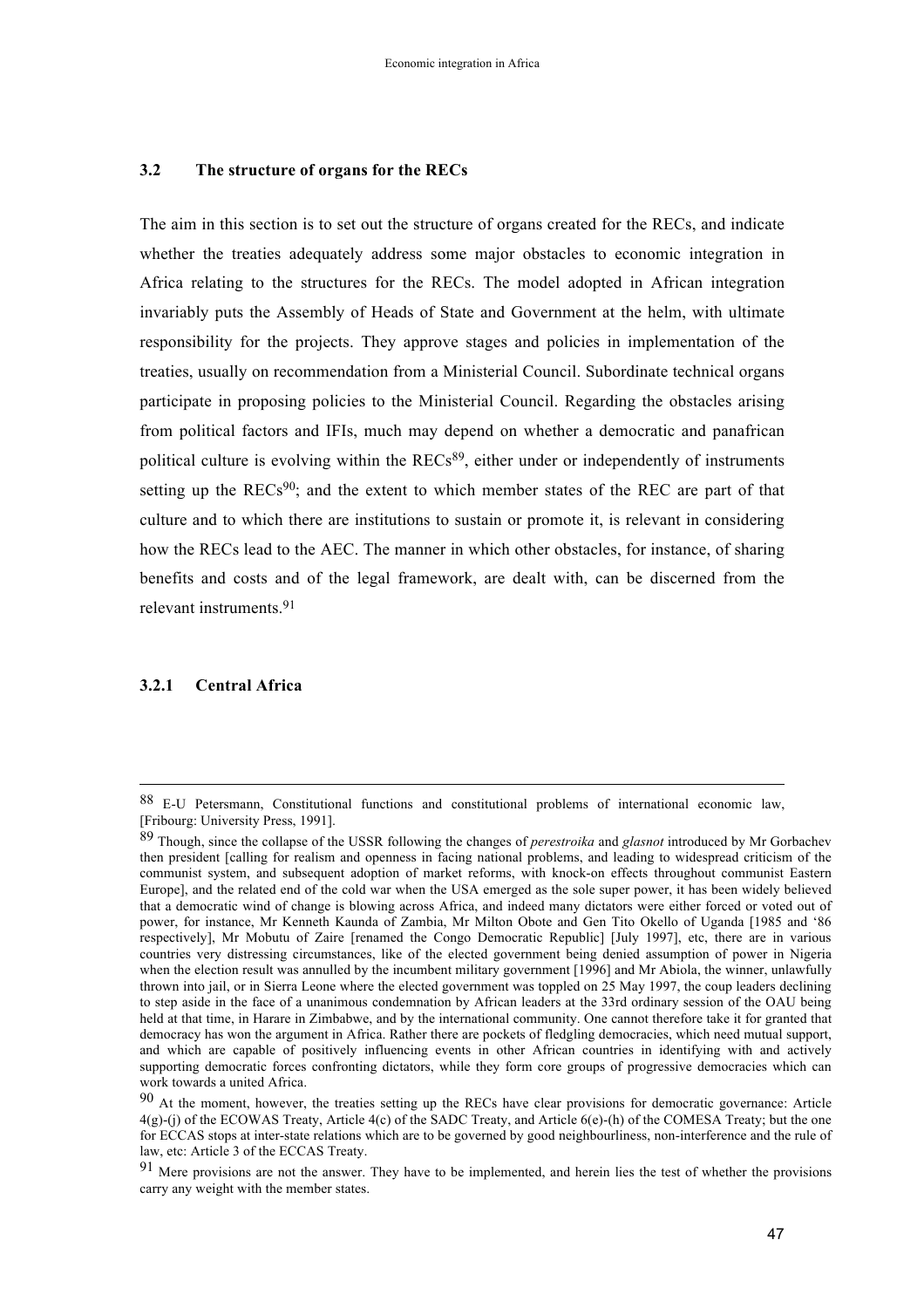### 3.2 The structure of organs for the RECs

The aim in this section is to set out the structure of organs created for the RECs, and indicate whether the treaties adequately address some major obstacles to economic integration in Africa relating to the structures for the RECs. The model adopted in African integration invariably puts the Assembly of Heads of State and Government at the helm, with ultimate responsibility for the projects. They approve stages and policies in implementation of the treaties, usually on recommendation from a Ministerial Council. Subordinate technical organs participate in proposing policies to the Ministerial Council. Regarding the obstacles arising from political factors and IFIs, much may depend on whether a democratic and panafrican political culture is evolving within the RECs[89], either under or independently of instruments setting up the RECs[90]; and the extent to which member states of the REC are part of that culture and to which there are institutions to sustain or promote it, is relevant in considering how the RECs lead to the AEC. The manner in which other obstacles, for instance, of sharing benefits and costs and of the legal framework, are dealt with, can be discerned from the relevant instruments.[91]

#### 3.2.1 Central Africa

---

88 E-U Petersmann, Constitutional functions and constitutional problems of international economic law, [Fribourg: University Press, 1991].

89 Though, since the collapse of the USSR following the changes of *perestroika* and *glasnot* introduced by Mr Gorbachev then president [calling for realism and openness in facing national problems, and leading to widespread criticism of the communist system, and subsequent adoption of market reforms, with knock-on effects throughout communist Eastern Europe], and the related end of the cold war when the USA emerged as the sole super power, it has been widely believed that a democratic wind of change is blowing across Africa, and indeed many dictators were either forced or voted out of power, for instance, Mr Kenneth Kaunda of Zambia, Mr Milton Obote and Gen Tito Okello of Uganda [1985 and '86 respectively], Mr Mobutu of Zaire [renamed the Congo Democratic Republic] [July 1997], etc, there are in various countries very distressing circumstances, like of the elected government being denied assumption of power in Nigeria when the election result was annulled by the incumbent military government [1996] and Mr Abiola, the winner, unlawfully thrown into jail, or in Sierra Leone where the elected government was toppled on 25 May 1997, the coup leaders declining to step aside in the face of a unanimous condemnation by African leaders at the 33rd ordinary session of the OAU being held at that time, in Harare in Zimbabwe, and by the international community. One cannot therefore take it for granted that democracy has won the argument in Africa. Rather there are pockets of fledgling democracies, which need mutual support, and which are capable of positively influencing events in other African countries in identifying with and actively supporting democratic forces confronting dictators, while they form core groups of progressive democracies which can work towards a united Africa.

90 At the moment, however, the treaties setting up the RECs have clear provisions for democratic governance: Article 4(g)-(j) of the ECOWAS Treaty, Article 4(c) of the SADC Treaty, and Article 6(e)-(h) of the COMESA Treaty; but the one for ECCAS stops at inter-state relations which are to be governed by good neighbourliness, non-interference and the rule of law, etc: Article 3 of the ECCAS Treaty.

91 Mere provisions are not the answer. They have to be implemented, and herein lies the test of whether the provisions carry any weight with the member states.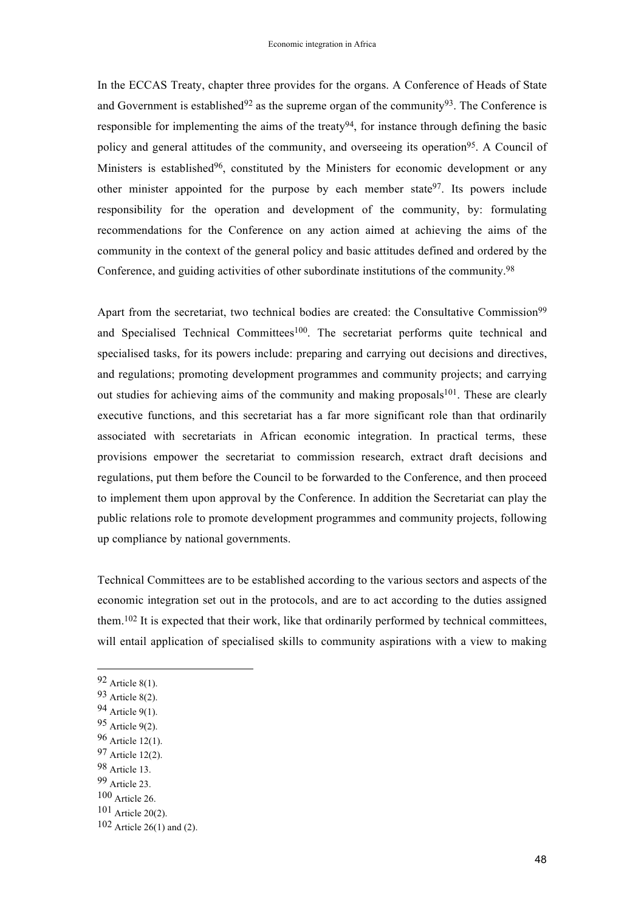In the ECCAS Treaty, chapter three provides for the organs. A Conference of Heads of State and Government is established[92] as the supreme organ of the community[93]. The Conference is responsible for implementing the aims of the treaty[94], for instance through defining the basic policy and general attitudes of the community, and overseeing its operation[95]. A Council of Ministers is established[96], constituted by the Ministers for economic development or any other minister appointed for the purpose by each member state[97]. Its powers include responsibility for the operation and development of the community, by: formulating recommendations for the Conference on any action aimed at achieving the aims of the community in the context of the general policy and basic attitudes defined and ordered by the Conference, and guiding activities of other subordinate institutions of the community.[98]

Apart from the secretariat, two technical bodies are created: the Consultative Commission[99] and Specialised Technical Committees[100]. The secretariat performs quite technical and specialised tasks, for its powers include: preparing and carrying out decisions and directives, and regulations; promoting development programmes and community projects; and carrying out studies for achieving aims of the community and making proposals[101]. These are clearly executive functions, and this secretariat has a far more significant role than that ordinarily associated with secretariats in African economic integration. In practical terms, these provisions empower the secretariat to commission research, extract draft decisions and regulations, put them before the Council to be forwarded to the Conference, and then proceed to implement them upon approval by the Conference. In addition the Secretariat can play the public relations role to promote development programmes and community projects, following up compliance by national governments.

Technical Committees are to be established according to the various sectors and aspects of the economic integration set out in the protocols, and are to act according to the duties assigned them.[102] It is expected that their work, like that ordinarily performed by technical committees, will entail application of specialised skills to community aspirations with a view to making

---

[92] Article 8(1).

[93] Article 8(2).

[94] Article 9(1).

[95] Article 9(2).

[96] Article 12(1).

[97] Article 12(2).

[98] Article 13.

[99] Article 23.

[100] Article 26.

[101] Article 20(2).

[102] Article 26(1) and (2).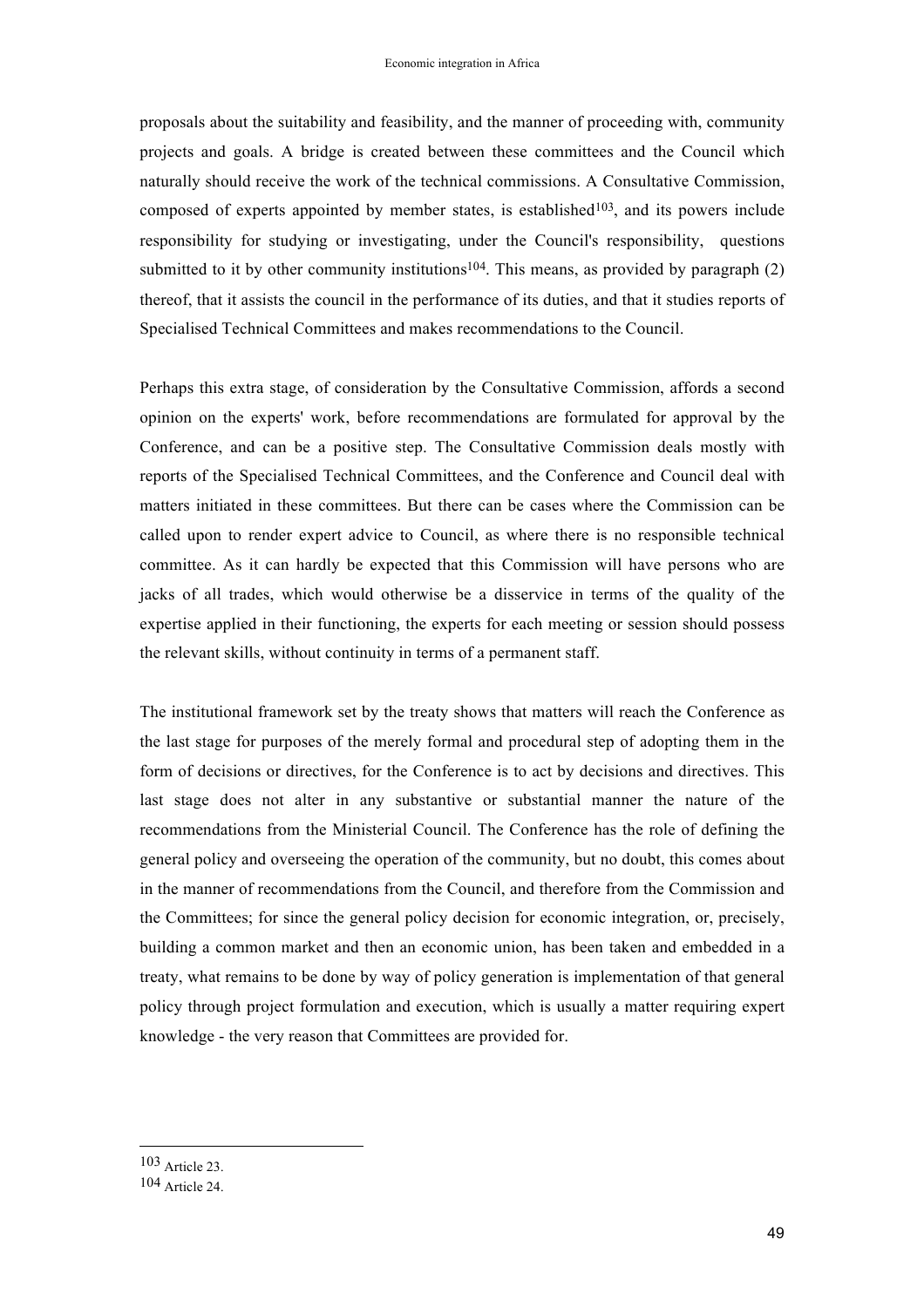proposals about the suitability and feasibility, and the manner of proceeding with, community projects and goals. A bridge is created between these committees and the Council which naturally should receive the work of the technical commissions. A Consultative Commission, composed of experts appointed by member states, is established[103], and its powers include responsibility for studying or investigating, under the Council's responsibility, questions submitted to it by other community institutions[104]. This means, as provided by paragraph (2) thereof, that it assists the council in the performance of its duties, and that it studies reports of Specialised Technical Committees and makes recommendations to the Council.

Perhaps this extra stage, of consideration by the Consultative Commission, affords a second opinion on the experts' work, before recommendations are formulated for approval by the Conference, and can be a positive step. The Consultative Commission deals mostly with reports of the Specialised Technical Committees, and the Conference and Council deal with matters initiated in these committees. But there can be cases where the Commission can be called upon to render expert advice to Council, as where there is no responsible technical committee. As it can hardly be expected that this Commission will have persons who are jacks of all trades, which would otherwise be a disservice in terms of the quality of the expertise applied in their functioning, the experts for each meeting or session should possess the relevant skills, without continuity in terms of a permanent staff.

The institutional framework set by the treaty shows that matters will reach the Conference as the last stage for purposes of the merely formal and procedural step of adopting them in the form of decisions or directives, for the Conference is to act by decisions and directives. This last stage does not alter in any substantive or substantial manner the nature of the recommendations from the Ministerial Council. The Conference has the role of defining the general policy and overseeing the operation of the community, but no doubt, this comes about in the manner of recommendations from the Council, and therefore from the Commission and the Committees; for since the general policy decision for economic integration, or, precisely, building a common market and then an economic union, has been taken and embedded in a treaty, what remains to be done by way of policy generation is implementation of that general policy through project formulation and execution, which is usually a matter requiring expert knowledge - the very reason that Committees are provided for.

[103] Article 23.

[104] Article 24.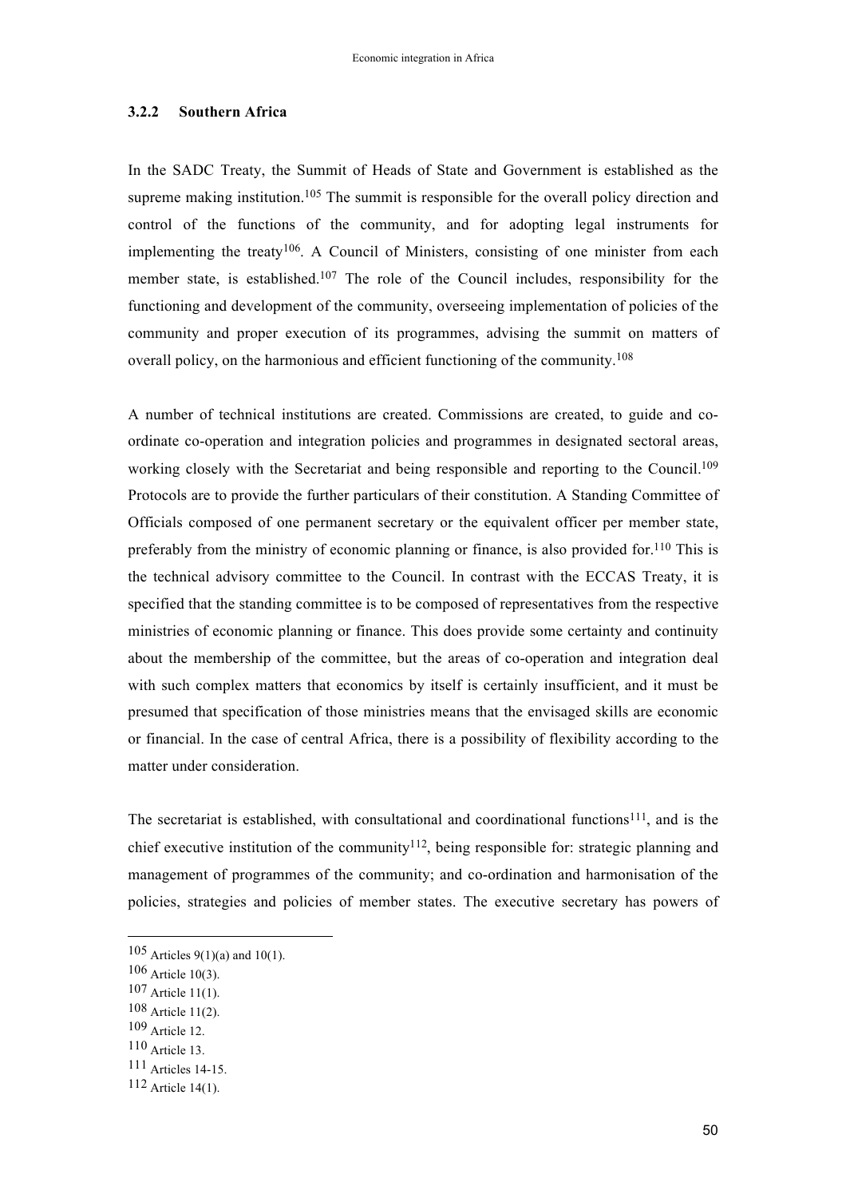### 3.2.2 Southern Africa

In the SADC Treaty, the Summit of Heads of State and Government is established as the supreme making institution.[105] The summit is responsible for the overall policy direction and control of the functions of the community, and for adopting legal instruments for implementing the treaty[106]. A Council of Ministers, consisting of one minister from each member state, is established.[107] The role of the Council includes, responsibility for the functioning and development of the community, overseeing implementation of policies of the community and proper execution of its programmes, advising the summit on matters of overall policy, on the harmonious and efficient functioning of the community.[108]

A number of technical institutions are created. Commissions are created, to guide and co-ordinate co-operation and integration policies and programmes in designated sectoral areas, working closely with the Secretariat and being responsible and reporting to the Council.[109] Protocols are to provide the further particulars of their constitution. A Standing Committee of Officials composed of one permanent secretary or the equivalent officer per member state, preferably from the ministry of economic planning or finance, is also provided for.[110] This is the technical advisory committee to the Council. In contrast with the ECCAS Treaty, it is specified that the standing committee is to be composed of representatives from the respective ministries of economic planning or finance. This does provide some certainty and continuity about the membership of the committee, but the areas of co-operation and integration deal with such complex matters that economics by itself is certainly insufficient, and it must be presumed that specification of those ministries means that the envisaged skills are economic or financial. In the case of central Africa, there is a possibility of flexibility according to the matter under consideration.

The secretariat is established, with consultational and coordinational functions[111], and is the chief executive institution of the community[112], being responsible for: strategic planning and management of programmes of the community; and co-ordination and harmonisation of the policies, strategies and policies of member states. The executive secretary has powers of

---

105 Articles 9(1)(a) and 10(1).

106 Article 10(3).

107 Article 11(1).

108 Article 11(2).

109 Article 12.

110 Article 13.

111 Articles 14-15.

112 Article 14(1).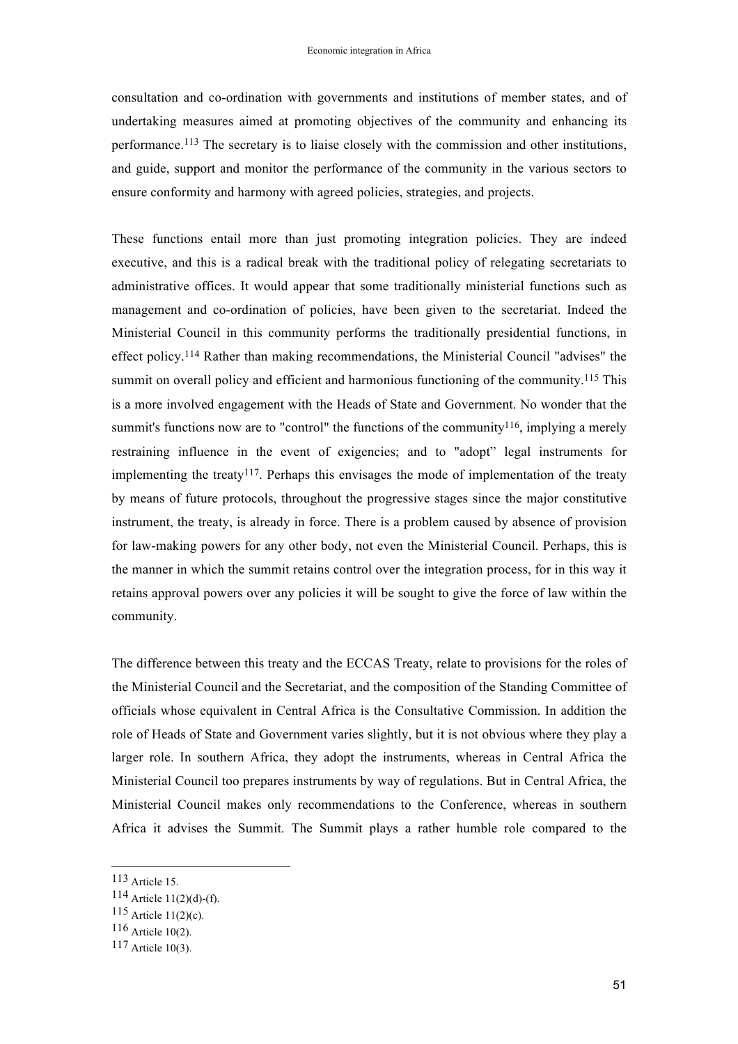consultation and co-ordination with governments and institutions of member states, and of undertaking measures aimed at promoting objectives of the community and enhancing its performance.[113] The secretary is to liaise closely with the commission and other institutions, and guide, support and monitor the performance of the community in the various sectors to ensure conformity and harmony with agreed policies, strategies, and projects.

These functions entail more than just promoting integration policies. They are indeed executive, and this is a radical break with the traditional policy of relegating secretariats to administrative offices. It would appear that some traditionally ministerial functions such as management and co-ordination of policies, have been given to the secretariat. Indeed the Ministerial Council in this community performs the traditionally presidential functions, in effect policy.[114] Rather than making recommendations, the Ministerial Council "advises" the summit on overall policy and efficient and harmonious functioning of the community.[115] This is a more involved engagement with the Heads of State and Government. No wonder that the summit's functions now are to "control" the functions of the community[116], implying a merely restraining influence in the event of exigencies; and to "adopt" legal instruments for implementing the treaty[117]. Perhaps this envisages the mode of implementation of the treaty by means of future protocols, throughout the progressive stages since the major constitutive instrument, the treaty, is already in force. There is a problem caused by absence of provision for law-making powers for any other body, not even the Ministerial Council. Perhaps, this is the manner in which the summit retains control over the integration process, for in this way it retains approval powers over any policies it will be sought to give the force of law within the community.

The difference between this treaty and the ECCAS Treaty, relate to provisions for the roles of the Ministerial Council and the Secretariat, and the composition of the Standing Committee of officials whose equivalent in Central Africa is the Consultative Commission. In addition the role of Heads of State and Government varies slightly, but it is not obvious where they play a larger role. In southern Africa, they adopt the instruments, whereas in Central Africa the Ministerial Council too prepares instruments by way of regulations. But in Central Africa, the Ministerial Council makes only recommendations to the Conference, whereas in southern Africa it advises the Summit. The Summit plays a rather humble role compared to the

---

[113] Article 15.

[114] Article 11(2)(d)-(f).

[115] Article 11(2)(c).

[116] Article 10(2).

[117] Article 10(3).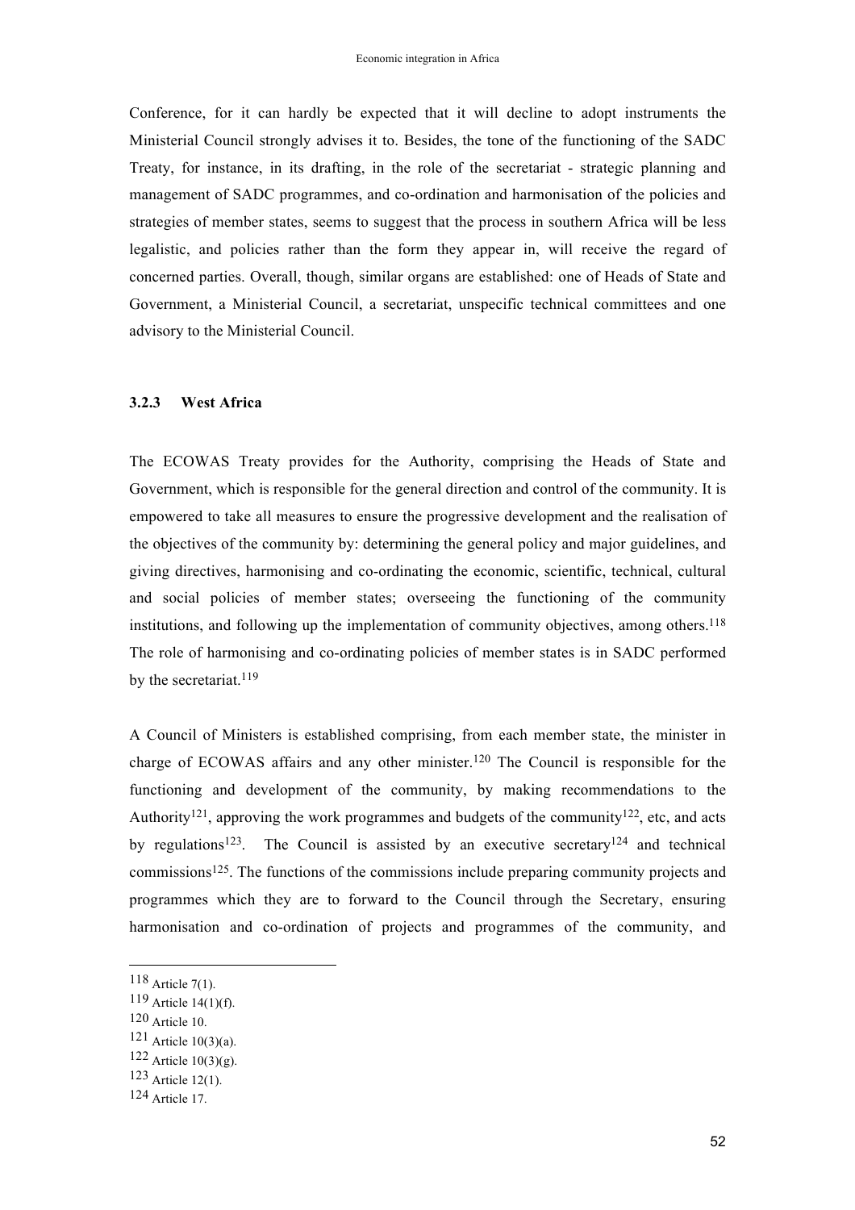Conference, for it can hardly be expected that it will decline to adopt instruments the Ministerial Council strongly advises it to. Besides, the tone of the functioning of the SADC Treaty, for instance, in its drafting, in the role of the secretariat - strategic planning and management of SADC programmes, and co-ordination and harmonisation of the policies and strategies of member states, seems to suggest that the process in southern Africa will be less legalistic, and policies rather than the form they appear in, will receive the regard of concerned parties. Overall, though, similar organs are established: one of Heads of State and Government, a Ministerial Council, a secretariat, unspecific technical committees and one advisory to the Ministerial Council.

### 3.2.3 West Africa

The ECOWAS Treaty provides for the Authority, comprising the Heads of State and Government, which is responsible for the general direction and control of the community. It is empowered to take all measures to ensure the progressive development and the realisation of the objectives of the community by: determining the general policy and major guidelines, and giving directives, harmonising and co-ordinating the economic, scientific, technical, cultural and social policies of member states; overseeing the functioning of the community institutions, and following up the implementation of community objectives, among others.[118] The role of harmonising and co-ordinating policies of member states is in SADC performed by the secretariat.[119]

A Council of Ministers is established comprising, from each member state, the minister in charge of ECOWAS affairs and any other minister.[120] The Council is responsible for the functioning and development of the community, by making recommendations to the Authority[121], approving the work programmes and budgets of the community[122], etc, and acts by regulations[123]. The Council is assisted by an executive secretary[124] and technical commissions[125]. The functions of the commissions include preparing community projects and programmes which they are to forward to the Council through the Secretary, ensuring harmonisation and co-ordination of projects and programmes of the community, and

---

[118] Article 7(1).

[119] Article 14(1)(f).

[120] Article 10.

[121] Article 10(3)(a).

[122] Article 10(3)(g).

[123] Article 12(1).

[124] Article 17.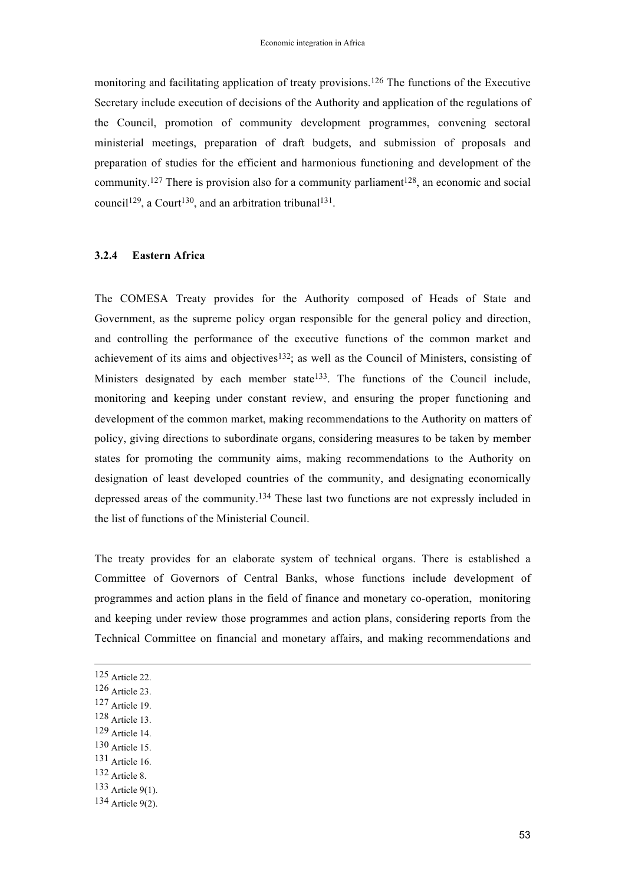monitoring and facilitating application of treaty provisions.[126] The functions of the Executive Secretary include execution of decisions of the Authority and application of the regulations of the Council, promotion of community development programmes, convening sectoral ministerial meetings, preparation of draft budgets, and submission of proposals and preparation of studies for the efficient and harmonious functioning and development of the community.[127] There is provision also for a community parliament[128], an economic and social council[129], a Court[130], and an arbitration tribunal[131].

### 3.2.4 Eastern Africa

The COMESA Treaty provides for the Authority composed of Heads of State and Government, as the supreme policy organ responsible for the general policy and direction, and controlling the performance of the executive functions of the common market and achievement of its aims and objectives[132]; as well as the Council of Ministers, consisting of Ministers designated by each member state[133]. The functions of the Council include, monitoring and keeping under constant review, and ensuring the proper functioning and development of the common market, making recommendations to the Authority on matters of policy, giving directions to subordinate organs, considering measures to be taken by member states for promoting the community aims, making recommendations to the Authority on designation of least developed countries of the community, and designating economically depressed areas of the community.[134] These last two functions are not expressly included in the list of functions of the Ministerial Council.

The treaty provides for an elaborate system of technical organs. There is established a Committee of Governors of Central Banks, whose functions include development of programmes and action plans in the field of finance and monetary co-operation, monitoring and keeping under review those programmes and action plans, considering reports from the Technical Committee on financial and monetary affairs, and making recommendations and

---

[125] Article 22.
[126] Article 23.
[127] Article 19.
[128] Article 13.
[129] Article 14.
[130] Article 15.
[131] Article 16.
[132] Article 8.
[133] Article 9(1).
[134] Article 9(2).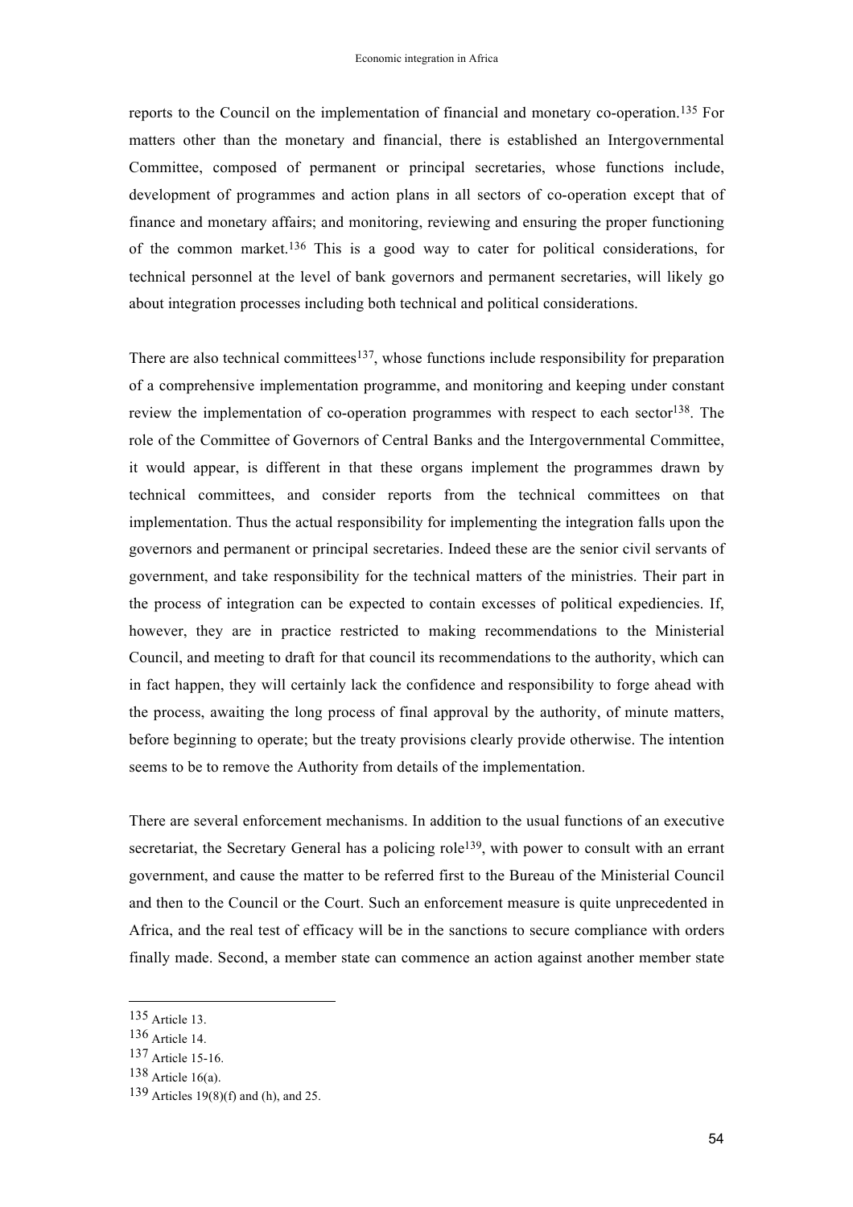reports to the Council on the implementation of financial and monetary co-operation.[135] For matters other than the monetary and financial, there is established an Intergovernmental Committee, composed of permanent or principal secretaries, whose functions include, development of programmes and action plans in all sectors of co-operation except that of finance and monetary affairs; and monitoring, reviewing and ensuring the proper functioning of the common market.[136] This is a good way to cater for political considerations, for technical personnel at the level of bank governors and permanent secretaries, will likely go about integration processes including both technical and political considerations.

There are also technical committees[137], whose functions include responsibility for preparation of a comprehensive implementation programme, and monitoring and keeping under constant review the implementation of co-operation programmes with respect to each sector[138]. The role of the Committee of Governors of Central Banks and the Intergovernmental Committee, it would appear, is different in that these organs implement the programmes drawn by technical committees, and consider reports from the technical committees on that implementation. Thus the actual responsibility for implementing the integration falls upon the governors and permanent or principal secretaries. Indeed these are the senior civil servants of government, and take responsibility for the technical matters of the ministries. Their part in the process of integration can be expected to contain excesses of political expediencies. If, however, they are in practice restricted to making recommendations to the Ministerial Council, and meeting to draft for that council its recommendations to the authority, which can in fact happen, they will certainly lack the confidence and responsibility to forge ahead with the process, awaiting the long process of final approval by the authority, of minute matters, before beginning to operate; but the treaty provisions clearly provide otherwise. The intention seems to be to remove the Authority from details of the implementation.

There are several enforcement mechanisms. In addition to the usual functions of an executive secretariat, the Secretary General has a policing role[139], with power to consult with an errant government, and cause the matter to be referred first to the Bureau of the Ministerial Council and then to the Council or the Court. Such an enforcement measure is quite unprecedented in Africa, and the real test of efficacy will be in the sanctions to secure compliance with orders finally made. Second, a member state can commence an action against another member state

---

[135] Article 13.

[136] Article 14.

[137] Article 15-16.

[138] Article 16(a).

[139] Articles 19(8)(f) and (h), and 25.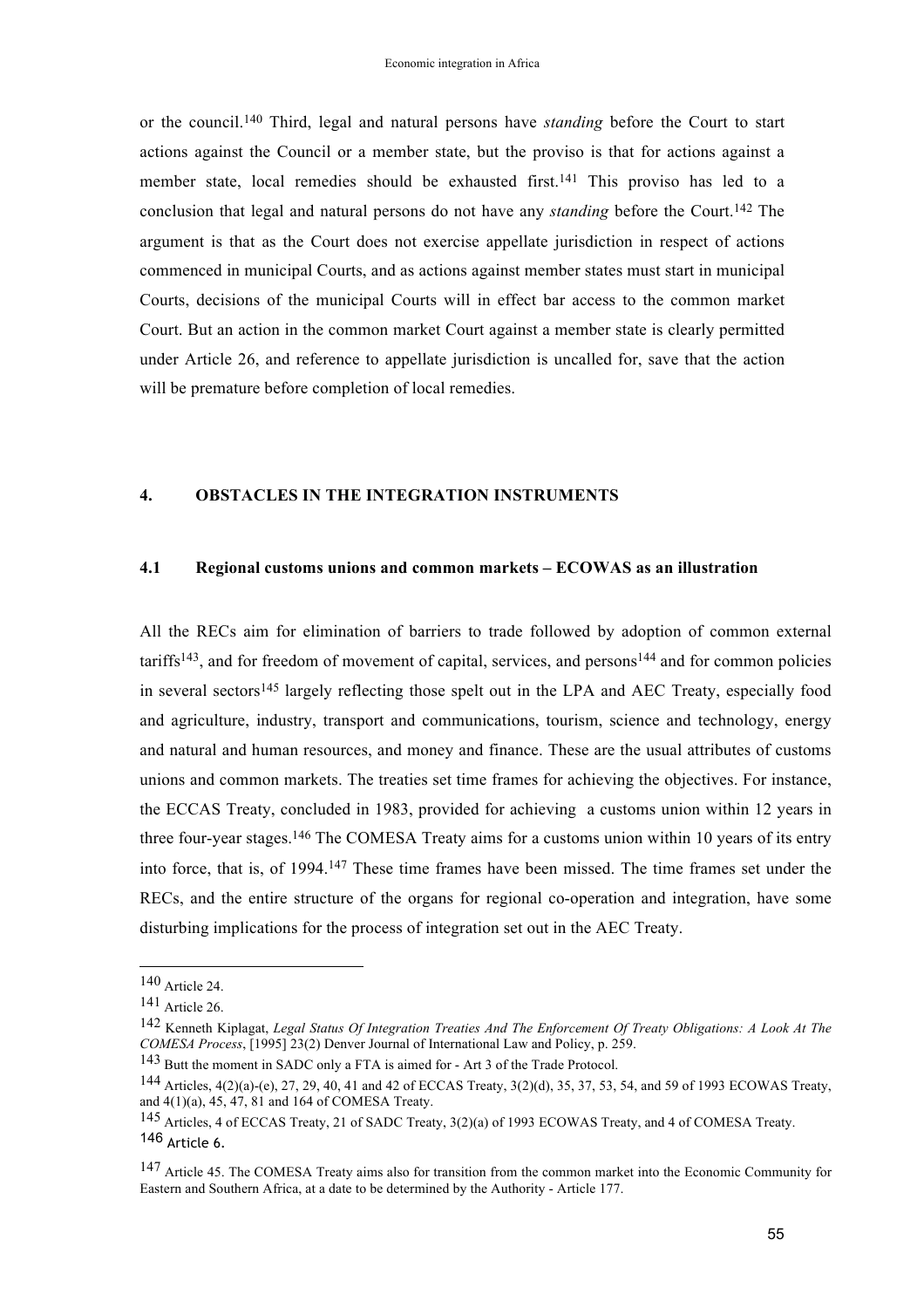or the council.[140] Third, legal and natural persons have *standing* before the Court to start actions against the Council or a member state, but the proviso is that for actions against a member state, local remedies should be exhausted first.[141] This proviso has led to a conclusion that legal and natural persons do not have any *standing* before the Court.[142] The argument is that as the Court does not exercise appellate jurisdiction in respect of actions commenced in municipal Courts, and as actions against member states must start in municipal Courts, decisions of the municipal Courts will in effect bar access to the common market Court. But an action in the common market Court against a member state is clearly permitted under Article 26, and reference to appellate jurisdiction is uncalled for, save that the action will be premature before completion of local remedies.

## 4. OBSTACLES IN THE INTEGRATION INSTRUMENTS

### 4.1 Regional customs unions and common markets – ECOWAS as an illustration

All the RECs aim for elimination of barriers to trade followed by adoption of common external tariffs[143], and for freedom of movement of capital, services, and persons[144] and for common policies in several sectors[145] largely reflecting those spelt out in the LPA and AEC Treaty, especially food and agriculture, industry, transport and communications, tourism, science and technology, energy and natural and human resources, and money and finance. These are the usual attributes of customs unions and common markets. The treaties set time frames for achieving the objectives. For instance, the ECCAS Treaty, concluded in 1983, provided for achieving a customs union within 12 years in three four-year stages.[146] The COMESA Treaty aims for a customs union within 10 years of its entry into force, that is, of 1994.[147] These time frames have been missed. The time frames set under the RECs, and the entire structure of the organs for regional co-operation and integration, have some disturbing implications for the process of integration set out in the AEC Treaty.

---

[140] Article 24.

[141] Article 26.

[142] Kenneth Kiplagat, *Legal Status Of Integration Treaties And The Enforcement Of Treaty Obligations: A Look At The COMESA Process*, [1995] 23(2) Denver Journal of International Law and Policy, p. 259.

[143] Butt the moment in SADC only a FTA is aimed for - Art 3 of the Trade Protocol.

[144] Articles, 4(2)(a)-(e), 27, 29, 40, 41 and 42 of ECCAS Treaty, 3(2)(d), 35, 37, 53, 54, and 59 of 1993 ECOWAS Treaty, and 4(1)(a), 45, 47, 81 and 164 of COMESA Treaty.

[145] Articles, 4 of ECCAS Treaty, 21 of SADC Treaty, 3(2)(a) of 1993 ECOWAS Treaty, and 4 of COMESA Treaty.

[146] Article 6.

[147] Article 45. The COMESA Treaty aims also for transition from the common market into the Economic Community for Eastern and Southern Africa, at a date to be determined by the Authority - Article 177.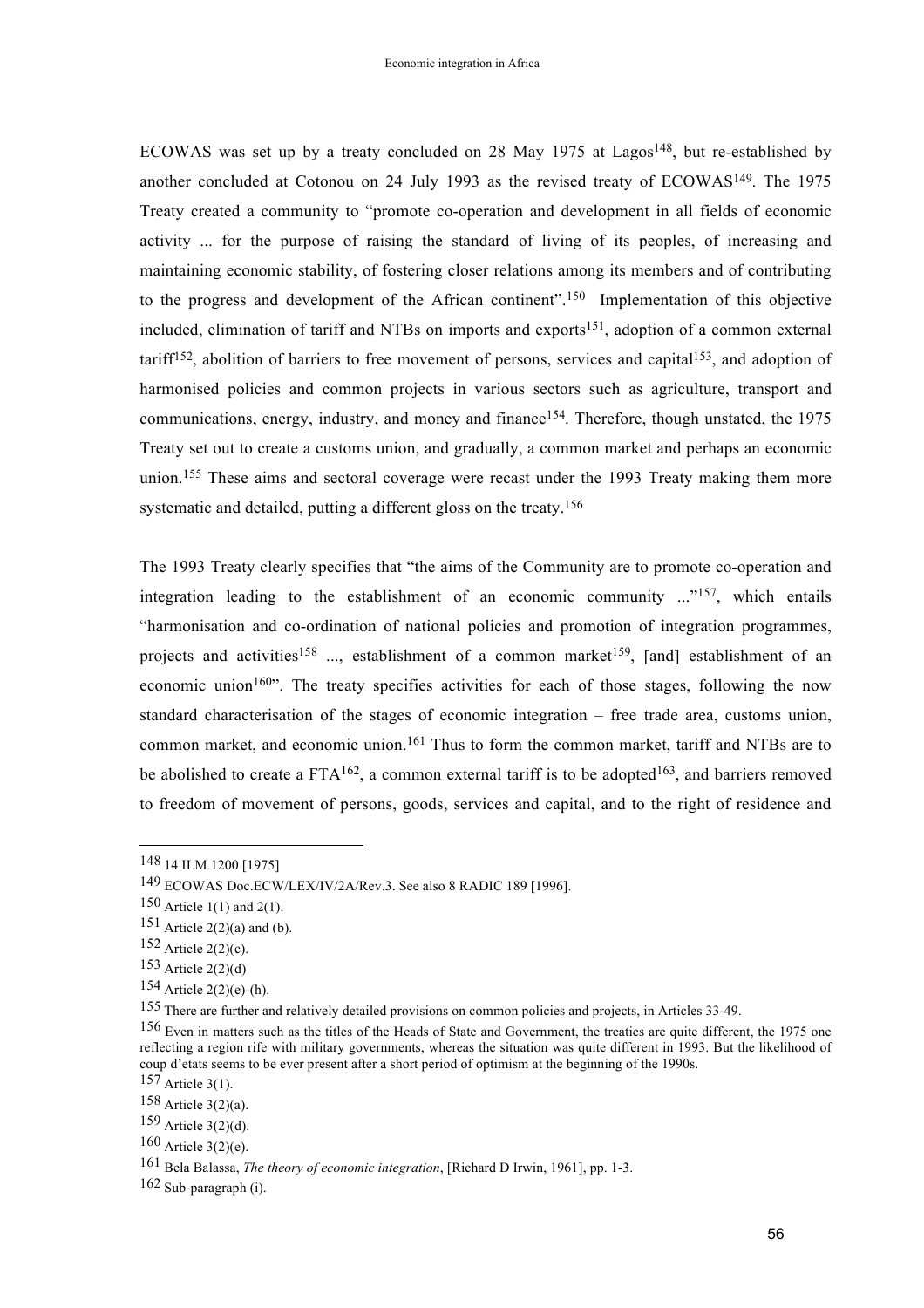ECOWAS was set up by a treaty concluded on 28 May 1975 at Lagos[148], but re-established by another concluded at Cotonou on 24 July 1993 as the revised treaty of ECOWAS[149]. The 1975 Treaty created a community to "promote co-operation and development in all fields of economic activity ... for the purpose of raising the standard of living of its peoples, of increasing and maintaining economic stability, of fostering closer relations among its members and of contributing to the progress and development of the African continent".[150] Implementation of this objective included, elimination of tariff and NTBs on imports and exports[151], adoption of a common external tariff[152], abolition of barriers to free movement of persons, services and capital[153], and adoption of harmonised policies and common projects in various sectors such as agriculture, transport and communications, energy, industry, and money and finance[154]. Therefore, though unstated, the 1975 Treaty set out to create a customs union, and gradually, a common market and perhaps an economic union.[155] These aims and sectoral coverage were recast under the 1993 Treaty making them more systematic and detailed, putting a different gloss on the treaty.[156]

The 1993 Treaty clearly specifies that "the aims of the Community are to promote co-operation and integration leading to the establishment of an economic community ..."[157], which entails "harmonisation and co-ordination of national policies and promotion of integration programmes, projects and activities[158] ..., establishment of a common market[159], [and] establishment of an economic union[160]". The treaty specifies activities for each of those stages, following the now standard characterisation of the stages of economic integration – free trade area, customs union, common market, and economic union.[161] Thus to form the common market, tariff and NTBs are to be abolished to create a FTA[162], a common external tariff is to be adopted[163], and barriers removed to freedom of movement of persons, goods, services and capital, and to the right of residence and

---

148 14 ILM 1200 [1975]

149 ECOWAS Doc.ECW/LEX/IV/2A/Rev.3. See also 8 RADIC 189 [1996].

150 Article 1(1) and 2(1).

151 Article 2(2)(a) and (b).

152 Article 2(2)(c).

153 Article 2(2)(d)

154 Article 2(2)(e)-(h).

155 There are further and relatively detailed provisions on common policies and projects, in Articles 33-49.

156 Even in matters such as the titles of the Heads of State and Government, the treaties are quite different, the 1975 one reflecting a region rife with military governments, whereas the situation was quite different in 1993. But the likelihood of coup d'etats seems to be ever present after a short period of optimism at the beginning of the 1990s.

157 Article 3(1).

158 Article 3(2)(a).

159 Article 3(2)(d).

160 Article 3(2)(e).

161 Bela Balassa, *The theory of economic integration*, [Richard D Irwin, 1961], pp. 1-3.

162 Sub-paragraph (i).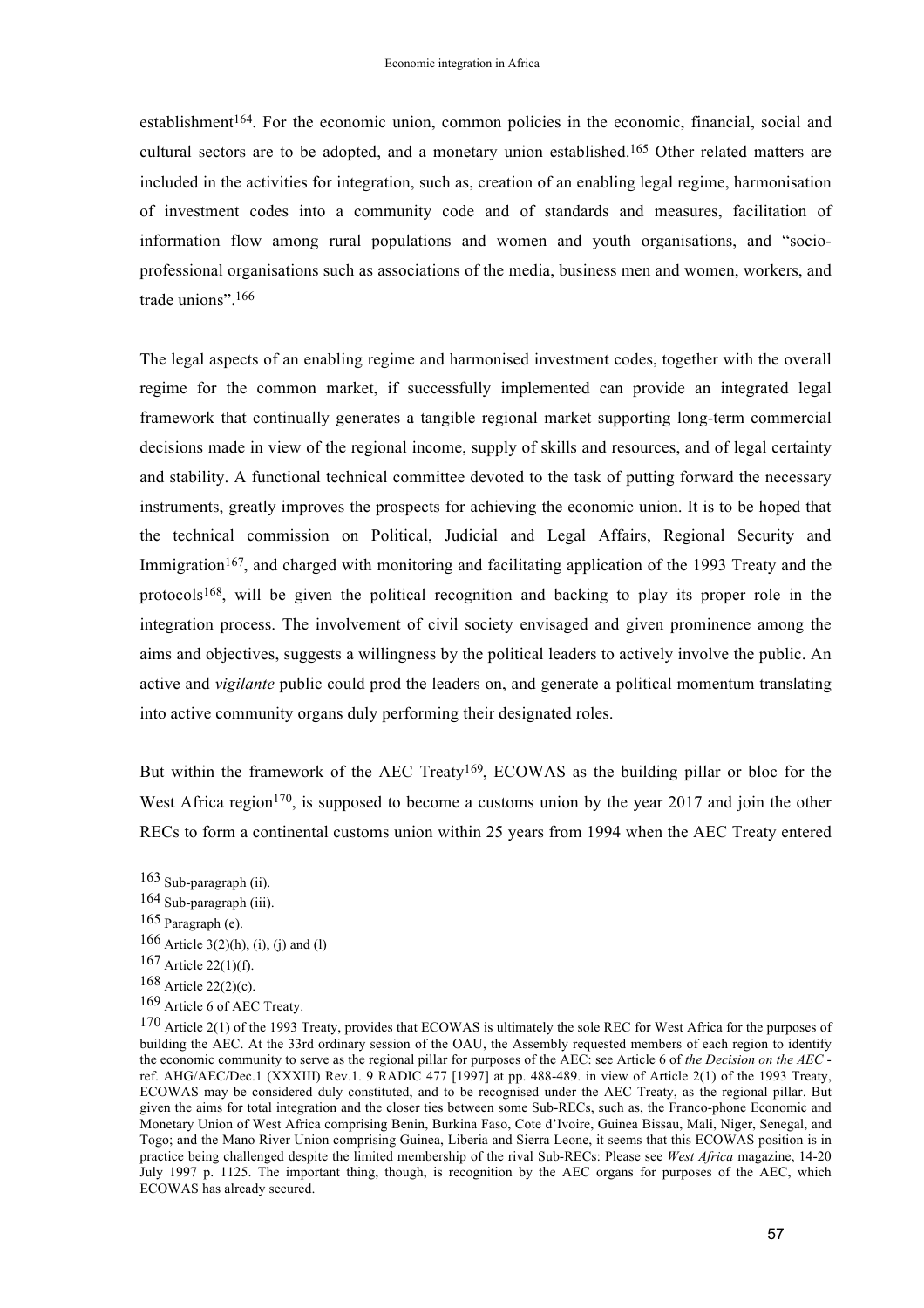establishment[164]. For the economic union, common policies in the economic, financial, social and cultural sectors are to be adopted, and a monetary union established.[165] Other related matters are included in the activities for integration, such as, creation of an enabling legal regime, harmonisation of investment codes into a community code and of standards and measures, facilitation of information flow among rural populations and women and youth organisations, and "socio-professional organisations such as associations of the media, business men and women, workers, and trade unions".[166]

The legal aspects of an enabling regime and harmonised investment codes, together with the overall regime for the common market, if successfully implemented can provide an integrated legal framework that continually generates a tangible regional market supporting long-term commercial decisions made in view of the regional income, supply of skills and resources, and of legal certainty and stability. A functional technical committee devoted to the task of putting forward the necessary instruments, greatly improves the prospects for achieving the economic union. It is to be hoped that the technical commission on Political, Judicial and Legal Affairs, Regional Security and Immigration[167], and charged with monitoring and facilitating application of the 1993 Treaty and the protocols[168], will be given the political recognition and backing to play its proper role in the integration process. The involvement of civil society envisaged and given prominence among the aims and objectives, suggests a willingness by the political leaders to actively involve the public. An active and *vigilante* public could prod the leaders on, and generate a political momentum translating into active community organs duly performing their designated roles.

But within the framework of the AEC Treaty[169], ECOWAS as the building pillar or bloc for the West Africa region[170], is supposed to become a customs union by the year 2017 and join the other RECs to form a continental customs union within 25 years from 1994 when the AEC Treaty entered

---

[163] Sub-paragraph (ii).

[164] Sub-paragraph (iii).

[165] Paragraph (e).

[166] Article 3(2)(h), (i), (j) and (l)

[167] Article 22(1)(f).

[168] Article 22(2)(c).

[169] Article 6 of AEC Treaty.

[170] Article 2(1) of the 1993 Treaty, provides that ECOWAS is ultimately the sole REC for West Africa for the purposes of building the AEC. At the 33rd ordinary session of the OAU, the Assembly requested members of each region to identify the economic community to serve as the regional pillar for purposes of the AEC: see Article 6 of *the Decision on the AEC* - ref. AHG/AEC/Dec.1 (XXXIII) Rev.1. 9 RADIC 477 [1997] at pp. 488-489. in view of Article 2(1) of the 1993 Treaty, ECOWAS may be considered duly constituted, and to be recognised under the AEC Treaty, as the regional pillar. But given the aims for total integration and the closer ties between some Sub-RECs, such as, the Franco-phone Economic and Monetary Union of West Africa comprising Benin, Burkina Faso, Cote d'Ivoire, Guinea Bissau, Mali, Niger, Senegal, and Togo; and the Mano River Union comprising Guinea, Liberia and Sierra Leone, it seems that this ECOWAS position is in practice being challenged despite the limited membership of the rival Sub-RECs: Please see *West Africa* magazine, 14-20 July 1997 p. 1125. The important thing, though, is recognition by the AEC organs for purposes of the AEC, which ECOWAS has already secured.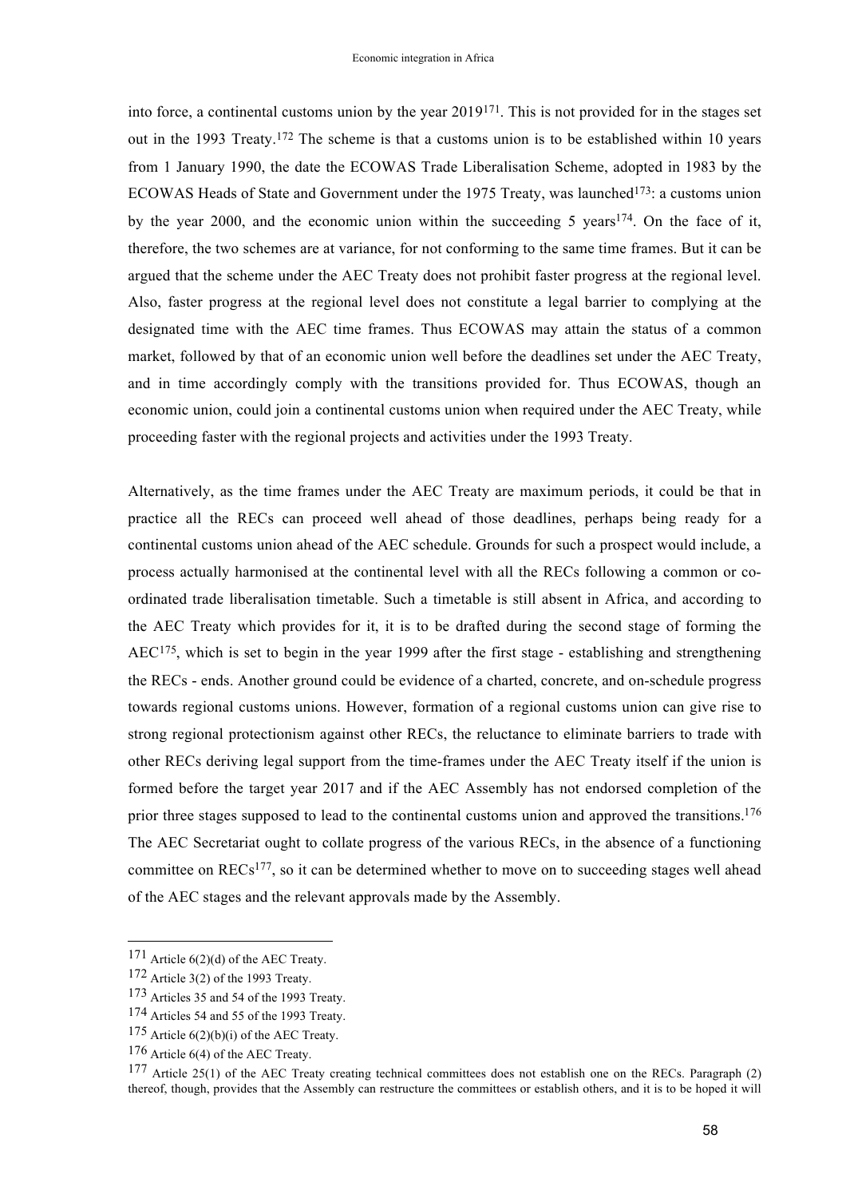into force, a continental customs union by the year 2019[171]. This is not provided for in the stages set out in the 1993 Treaty.[172] The scheme is that a customs union is to be established within 10 years from 1 January 1990, the date the ECOWAS Trade Liberalisation Scheme, adopted in 1983 by the ECOWAS Heads of State and Government under the 1975 Treaty, was launched[173]: a customs union by the year 2000, and the economic union within the succeeding 5 years[174]. On the face of it, therefore, the two schemes are at variance, for not conforming to the same time frames. But it can be argued that the scheme under the AEC Treaty does not prohibit faster progress at the regional level. Also, faster progress at the regional level does not constitute a legal barrier to complying at the designated time with the AEC time frames. Thus ECOWAS may attain the status of a common market, followed by that of an economic union well before the deadlines set under the AEC Treaty, and in time accordingly comply with the transitions provided for. Thus ECOWAS, though an economic union, could join a continental customs union when required under the AEC Treaty, while proceeding faster with the regional projects and activities under the 1993 Treaty.

Alternatively, as the time frames under the AEC Treaty are maximum periods, it could be that in practice all the RECs can proceed well ahead of those deadlines, perhaps being ready for a continental customs union ahead of the AEC schedule. Grounds for such a prospect would include, a process actually harmonised at the continental level with all the RECs following a common or co-ordinated trade liberalisation timetable. Such a timetable is still absent in Africa, and according to the AEC Treaty which provides for it, it is to be drafted during the second stage of forming the AEC[175], which is set to begin in the year 1999 after the first stage - establishing and strengthening the RECs - ends. Another ground could be evidence of a charted, concrete, and on-schedule progress towards regional customs unions. However, formation of a regional customs union can give rise to strong regional protectionism against other RECs, the reluctance to eliminate barriers to trade with other RECs deriving legal support from the time-frames under the AEC Treaty itself if the union is formed before the target year 2017 and if the AEC Assembly has not endorsed completion of the prior three stages supposed to lead to the continental customs union and approved the transitions.[176] The AEC Secretariat ought to collate progress of the various RECs, in the absence of a functioning committee on RECs[177], so it can be determined whether to move on to succeeding stages well ahead of the AEC stages and the relevant approvals made by the Assembly.

---

[171] Article 6(2)(d) of the AEC Treaty.

[172] Article 3(2) of the 1993 Treaty.

[173] Articles 35 and 54 of the 1993 Treaty.

[174] Articles 54 and 55 of the 1993 Treaty.

[175] Article 6(2)(b)(i) of the AEC Treaty.

[176] Article 6(4) of the AEC Treaty.

[177] Article 25(1) of the AEC Treaty creating technical committees does not establish one on the RECs. Paragraph (2) thereof, though, provides that the Assembly can restructure the committees or establish others, and it is to be hoped it will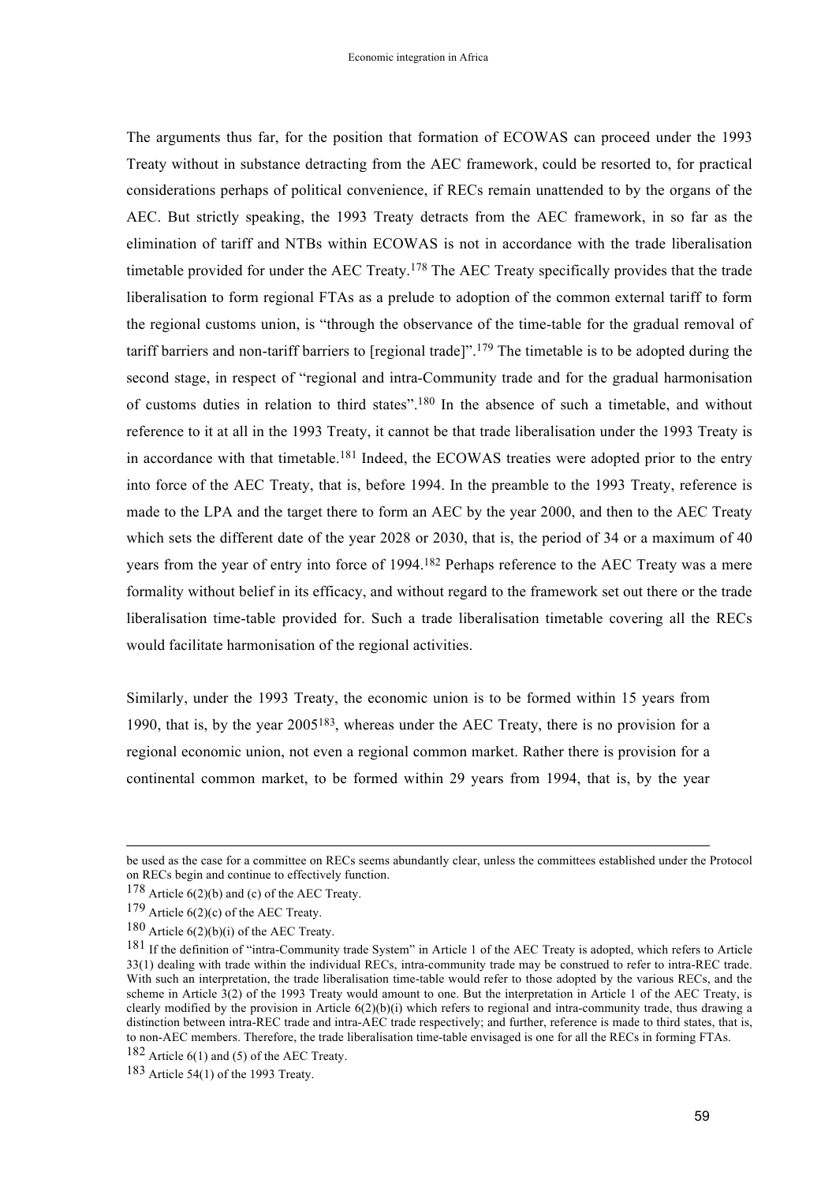The arguments thus far, for the position that formation of ECOWAS can proceed under the 1993 Treaty without in substance detracting from the AEC framework, could be resorted to, for practical considerations perhaps of political convenience, if RECs remain unattended to by the organs of the AEC. But strictly speaking, the 1993 Treaty detracts from the AEC framework, in so far as the elimination of tariff and NTBs within ECOWAS is not in accordance with the trade liberalisation timetable provided for under the AEC Treaty.[178] The AEC Treaty specifically provides that the trade liberalisation to form regional FTAs as a prelude to adoption of the common external tariff to form the regional customs union, is "through the observance of the time-table for the gradual removal of tariff barriers and non-tariff barriers to [regional trade]".[179] The timetable is to be adopted during the second stage, in respect of "regional and intra-Community trade and for the gradual harmonisation of customs duties in relation to third states".[180] In the absence of such a timetable, and without reference to it at all in the 1993 Treaty, it cannot be that trade liberalisation under the 1993 Treaty is in accordance with that timetable.[181] Indeed, the ECOWAS treaties were adopted prior to the entry into force of the AEC Treaty, that is, before 1994. In the preamble to the 1993 Treaty, reference is made to the LPA and the target there to form an AEC by the year 2000, and then to the AEC Treaty which sets the different date of the year 2028 or 2030, that is, the period of 34 or a maximum of 40 years from the year of entry into force of 1994.[182] Perhaps reference to the AEC Treaty was a mere formality without belief in its efficacy, and without regard to the framework set out there or the trade liberalisation time-table provided for. Such a trade liberalisation timetable covering all the RECs would facilitate harmonisation of the regional activities.

Similarly, under the 1993 Treaty, the economic union is to be formed within 15 years from 1990, that is, by the year 2005[183], whereas under the AEC Treaty, there is no provision for a regional economic union, not even a regional common market. Rather there is provision for a continental common market, to be formed within 29 years from 1994, that is, by the year

---

be used as the case for a committee on RECs seems abundantly clear, unless the committees established under the Protocol on RECs begin and continue to effectively function.

[178] Article 6(2)(b) and (c) of the AEC Treaty.

[179] Article 6(2)(c) of the AEC Treaty.

[180] Article 6(2)(b)(i) of the AEC Treaty.

[181] If the definition of "intra-Community trade System" in Article 1 of the AEC Treaty is adopted, which refers to Article 33(1) dealing with trade within the individual RECs, intra-community trade may be construed to refer to intra-REC trade. With such an interpretation, the trade liberalisation time-table would refer to those adopted by the various RECs, and the scheme in Article 3(2) of the 1993 Treaty would amount to one. But the interpretation in Article 1 of the AEC Treaty, is clearly modified by the provision in Article 6(2)(b)(i) which refers to regional and intra-community trade, thus drawing a distinction between intra-REC trade and intra-AEC trade respectively; and further, reference is made to third states, that is, to non-AEC members. Therefore, the trade liberalisation time-table envisaged is one for all the RECs in forming FTAs.

[182] Article 6(1) and (5) of the AEC Treaty.

[183] Article 54(1) of the 1993 Treaty.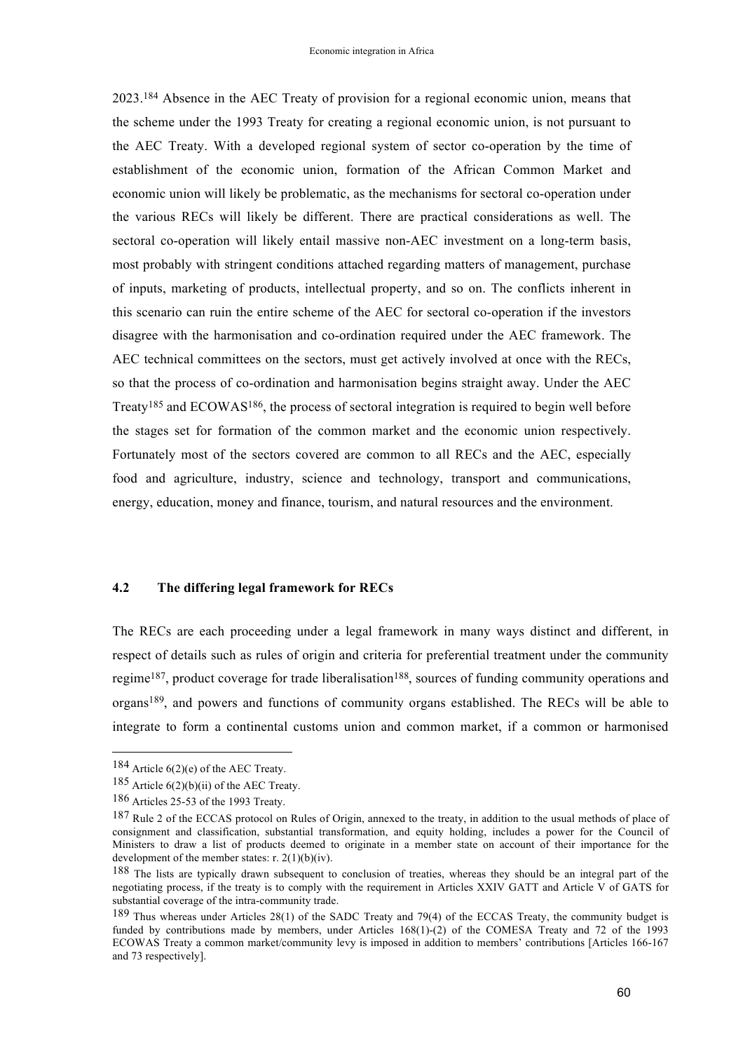2023.[184] Absence in the AEC Treaty of provision for a regional economic union, means that the scheme under the 1993 Treaty for creating a regional economic union, is not pursuant to the AEC Treaty. With a developed regional system of sector co-operation by the time of establishment of the economic union, formation of the African Common Market and economic union will likely be problematic, as the mechanisms for sectoral co-operation under the various RECs will likely be different. There are practical considerations as well. The sectoral co-operation will likely entail massive non-AEC investment on a long-term basis, most probably with stringent conditions attached regarding matters of management, purchase of inputs, marketing of products, intellectual property, and so on. The conflicts inherent in this scenario can ruin the entire scheme of the AEC for sectoral co-operation if the investors disagree with the harmonisation and co-ordination required under the AEC framework. The AEC technical committees on the sectors, must get actively involved at once with the RECs, so that the process of co-ordination and harmonisation begins straight away. Under the AEC Treaty[185] and ECOWAS[186], the process of sectoral integration is required to begin well before the stages set for formation of the common market and the economic union respectively. Fortunately most of the sectors covered are common to all RECs and the AEC, especially food and agriculture, industry, science and technology, transport and communications, energy, education, money and finance, tourism, and natural resources and the environment.

## 4.2 The differing legal framework for RECs

The RECs are each proceeding under a legal framework in many ways distinct and different, in respect of details such as rules of origin and criteria for preferential treatment under the community regime[187], product coverage for trade liberalisation[188], sources of funding community operations and organs[189], and powers and functions of community organs established. The RECs will be able to integrate to form a continental customs union and common market, if a common or harmonised

---

[184] Article 6(2)(e) of the AEC Treaty.

[185] Article 6(2)(b)(ii) of the AEC Treaty.

[186] Articles 25-53 of the 1993 Treaty.

[187] Rule 2 of the ECCAS protocol on Rules of Origin, annexed to the treaty, in addition to the usual methods of place of consignment and classification, substantial transformation, and equity holding, includes a power for the Council of Ministers to draw a list of products deemed to originate in a member state on account of their importance for the development of the member states: r. 2(1)(b)(iv).

[188] The lists are typically drawn subsequent to conclusion of treaties, whereas they should be an integral part of the negotiating process, if the treaty is to comply with the requirement in Articles XXIV GATT and Article V of GATS for substantial coverage of the intra-community trade.

[189] Thus whereas under Articles 28(1) of the SADC Treaty and 79(4) of the ECCAS Treaty, the community budget is funded by contributions made by members, under Articles 168(1)-(2) of the COMESA Treaty and 72 of the 1993 ECOWAS Treaty a common market/community levy is imposed in addition to members' contributions [Articles 166-167 and 73 respectively].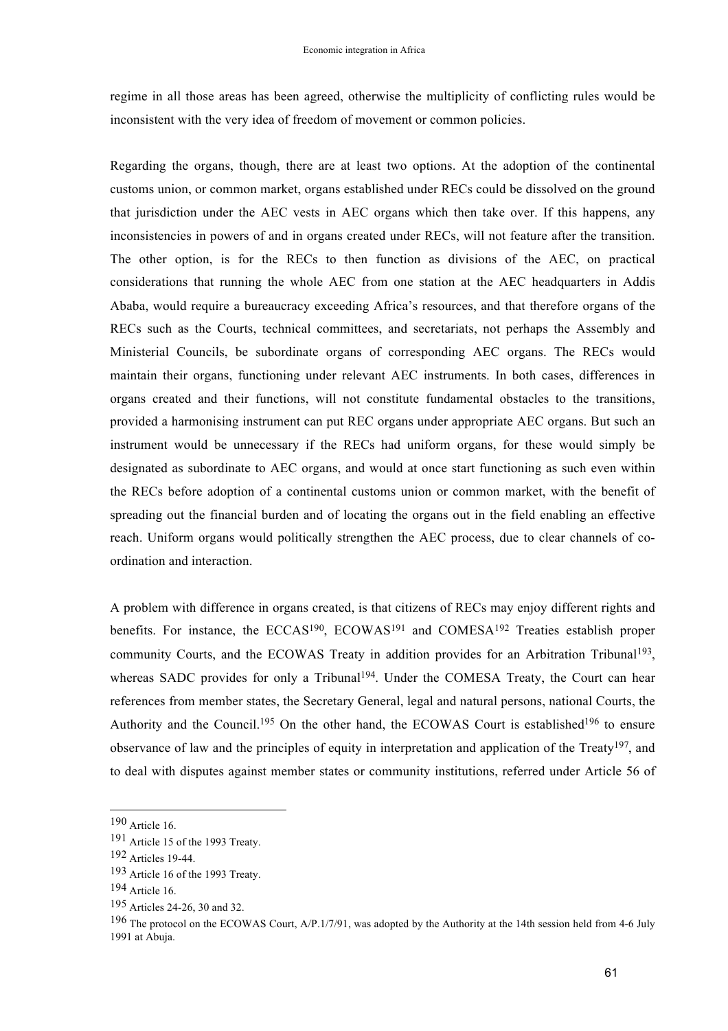regime in all those areas has been agreed, otherwise the multiplicity of conflicting rules would be inconsistent with the very idea of freedom of movement or common policies.

Regarding the organs, though, there are at least two options. At the adoption of the continental customs union, or common market, organs established under RECs could be dissolved on the ground that jurisdiction under the AEC vests in AEC organs which then take over. If this happens, any inconsistencies in powers of and in organs created under RECs, will not feature after the transition. The other option, is for the RECs to then function as divisions of the AEC, on practical considerations that running the whole AEC from one station at the AEC headquarters in Addis Ababa, would require a bureaucracy exceeding Africa's resources, and that therefore organs of the RECs such as the Courts, technical committees, and secretariats, not perhaps the Assembly and Ministerial Councils, be subordinate organs of corresponding AEC organs. The RECs would maintain their organs, functioning under relevant AEC instruments. In both cases, differences in organs created and their functions, will not constitute fundamental obstacles to the transitions, provided a harmonising instrument can put REC organs under appropriate AEC organs. But such an instrument would be unnecessary if the RECs had uniform organs, for these would simply be designated as subordinate to AEC organs, and would at once start functioning as such even within the RECs before adoption of a continental customs union or common market, with the benefit of spreading out the financial burden and of locating the organs out in the field enabling an effective reach. Uniform organs would politically strengthen the AEC process, due to clear channels of co-ordination and interaction.

A problem with difference in organs created, is that citizens of RECs may enjoy different rights and benefits. For instance, the ECCAS[190], ECOWAS[191] and COMESA[192] Treaties establish proper community Courts, and the ECOWAS Treaty in addition provides for an Arbitration Tribunal[193], whereas SADC provides for only a Tribunal[194]. Under the COMESA Treaty, the Court can hear references from member states, the Secretary General, legal and natural persons, national Courts, the Authority and the Council.[195] On the other hand, the ECOWAS Court is established[196] to ensure observance of law and the principles of equity in interpretation and application of the Treaty[197], and to deal with disputes against member states or community institutions, referred under Article 56 of

---

190 Article 16.

191 Article 15 of the 1993 Treaty.

192 Articles 19-44.

193 Article 16 of the 1993 Treaty.

194 Article 16.

195 Articles 24-26, 30 and 32.

196 The protocol on the ECOWAS Court, A/P.1/7/91, was adopted by the Authority at the 14th session held from 4-6 July 1991 at Abuja.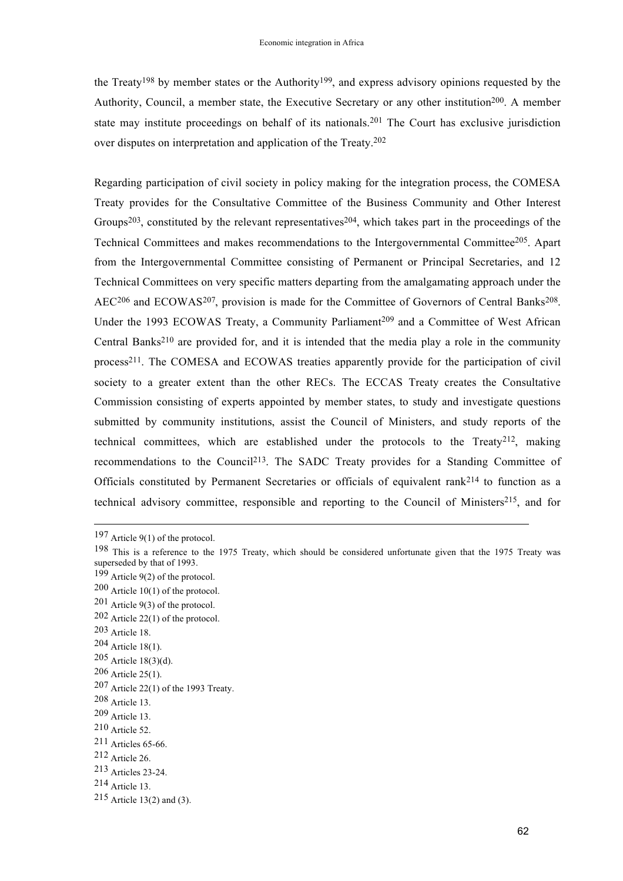the Treaty[198] by member states or the Authority[199], and express advisory opinions requested by the Authority, Council, a member state, the Executive Secretary or any other institution[200]. A member state may institute proceedings on behalf of its nationals.[201] The Court has exclusive jurisdiction over disputes on interpretation and application of the Treaty.[202]

Regarding participation of civil society in policy making for the integration process, the COMESA Treaty provides for the Consultative Committee of the Business Community and Other Interest Groups[203], constituted by the relevant representatives[204], which takes part in the proceedings of the Technical Committees and makes recommendations to the Intergovernmental Committee[205]. Apart from the Intergovernmental Committee consisting of Permanent or Principal Secretaries, and 12 Technical Committees on very specific matters departing from the amalgamating approach under the AEC[206] and ECOWAS[207], provision is made for the Committee of Governors of Central Banks[208]. Under the 1993 ECOWAS Treaty, a Community Parliament[209] and a Committee of West African Central Banks[210] are provided for, and it is intended that the media play a role in the community process[211]. The COMESA and ECOWAS treaties apparently provide for the participation of civil society to a greater extent than the other RECs. The ECCAS Treaty creates the Consultative Commission consisting of experts appointed by member states, to study and investigate questions submitted by community institutions, assist the Council of Ministers, and study reports of the technical committees, which are established under the protocols to the Treaty[212], making recommendations to the Council[213]. The SADC Treaty provides for a Standing Committee of Officials constituted by Permanent Secretaries or officials of equivalent rank[214] to function as a technical advisory committee, responsible and reporting to the Council of Ministers[215], and for

---

197 Article 9(1) of the protocol.

198 This is a reference to the 1975 Treaty, which should be considered unfortunate given that the 1975 Treaty was superseded by that of 1993.

199 Article 9(2) of the protocol.

200 Article 10(1) of the protocol.

201 Article 9(3) of the protocol.

202 Article 22(1) of the protocol.

203 Article 18.

204 Article 18(1).

205 Article 18(3)(d).

206 Article 25(1).

207 Article 22(1) of the 1993 Treaty.

208 Article 13.

209 Article 13.

210 Article 52.

211 Articles 65-66.

212 Article 26.

213 Articles 23-24.

214 Article 13.

215 Article 13(2) and (3).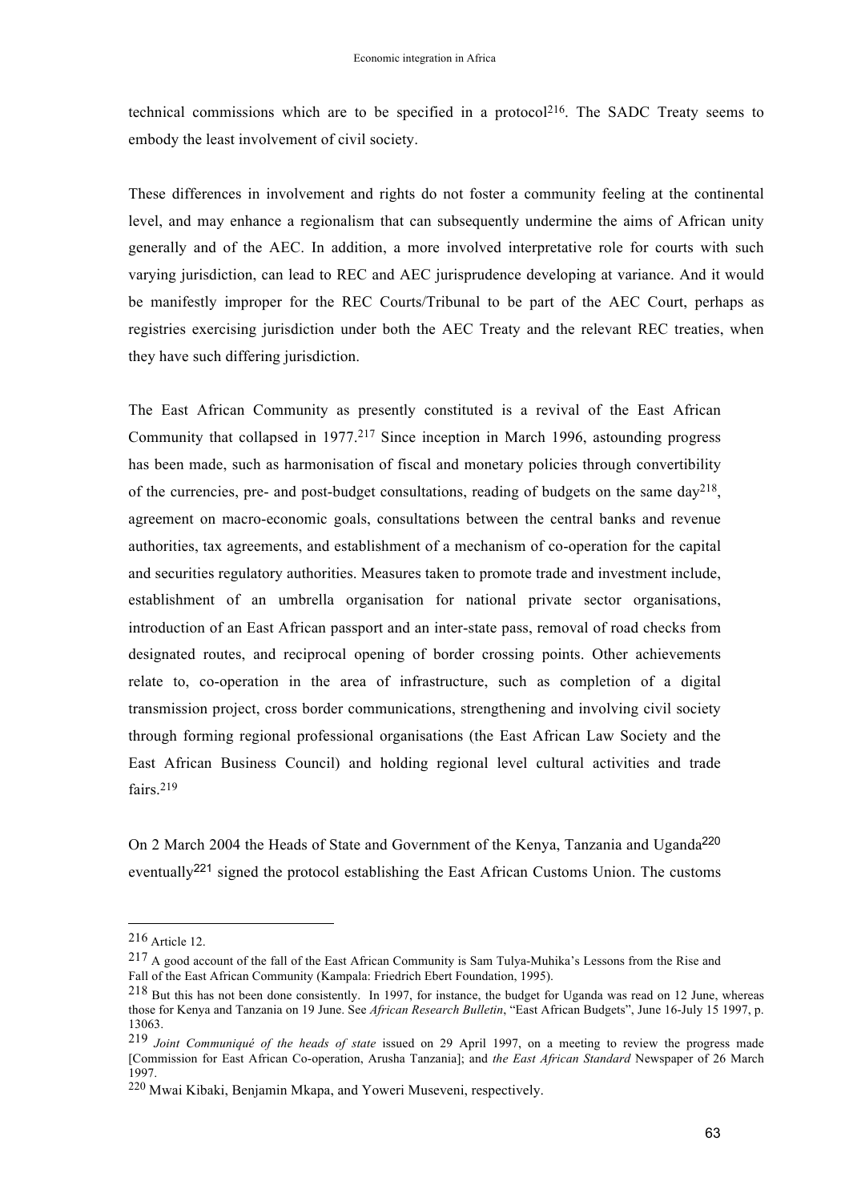technical commissions which are to be specified in a protocol[216]. The SADC Treaty seems to embody the least involvement of civil society.

These differences in involvement and rights do not foster a community feeling at the continental level, and may enhance a regionalism that can subsequently undermine the aims of African unity generally and of the AEC. In addition, a more involved interpretative role for courts with such varying jurisdiction, can lead to REC and AEC jurisprudence developing at variance. And it would be manifestly improper for the REC Courts/Tribunal to be part of the AEC Court, perhaps as registries exercising jurisdiction under both the AEC Treaty and the relevant REC treaties, when they have such differing jurisdiction.

The East African Community as presently constituted is a revival of the East African Community that collapsed in 1977.[217] Since inception in March 1996, astounding progress has been made, such as harmonisation of fiscal and monetary policies through convertibility of the currencies, pre- and post-budget consultations, reading of budgets on the same day[218], agreement on macro-economic goals, consultations between the central banks and revenue authorities, tax agreements, and establishment of a mechanism of co-operation for the capital and securities regulatory authorities. Measures taken to promote trade and investment include, establishment of an umbrella organisation for national private sector organisations, introduction of an East African passport and an inter-state pass, removal of road checks from designated routes, and reciprocal opening of border crossing points. Other achievements relate to, co-operation in the area of infrastructure, such as completion of a digital transmission project, cross border communications, strengthening and involving civil society through forming regional professional organisations (the East African Law Society and the East African Business Council) and holding regional level cultural activities and trade fairs.[219]

On 2 March 2004 the Heads of State and Government of the Kenya, Tanzania and Uganda[220] eventually[221] signed the protocol establishing the East African Customs Union. The customs

---

[216] Article 12.

[217] A good account of the fall of the East African Community is Sam Tulya-Muhika's Lessons from the Rise and Fall of the East African Community (Kampala: Friedrich Ebert Foundation, 1995).

[218] But this has not been done consistently. In 1997, for instance, the budget for Uganda was read on 12 June, whereas those for Kenya and Tanzania on 19 June. See *African Research Bulletin*, "East African Budgets", June 16-July 15 1997, p. 13063.

[219] *Joint Communiqué of the heads of state* issued on 29 April 1997, on a meeting to review the progress made [Commission for East African Co-operation, Arusha Tanzania]; and *the East African Standard* Newspaper of 26 March 1997.

[220] Mwai Kibaki, Benjamin Mkapa, and Yoweri Museveni, respectively.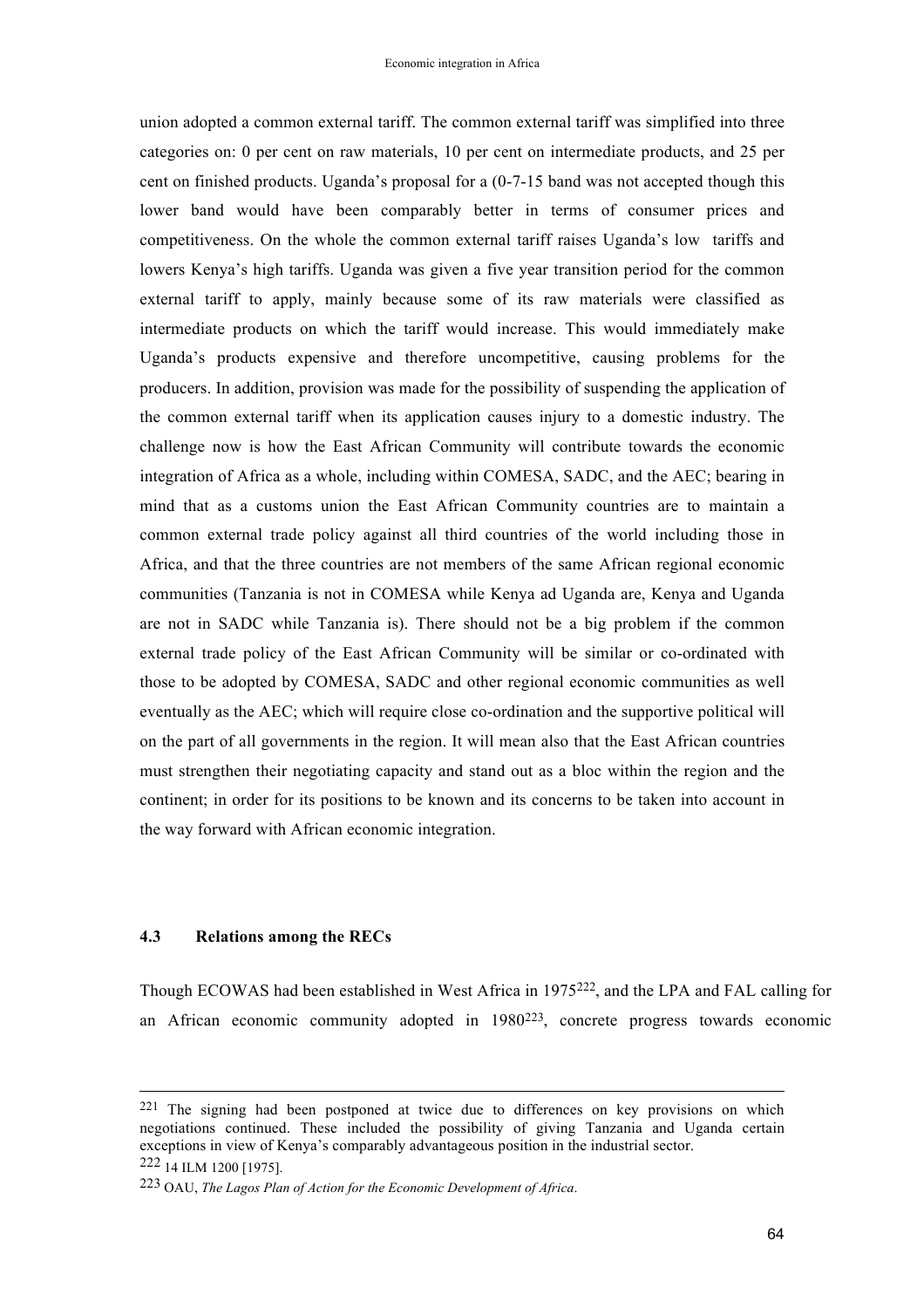union adopted a common external tariff. The common external tariff was simplified into three categories on: 0 per cent on raw materials, 10 per cent on intermediate products, and 25 per cent on finished products. Uganda's proposal for a (0-7-15 band was not accepted though this lower band would have been comparably better in terms of consumer prices and competitiveness. On the whole the common external tariff raises Uganda's low tariffs and lowers Kenya's high tariffs. Uganda was given a five year transition period for the common external tariff to apply, mainly because some of its raw materials were classified as intermediate products on which the tariff would increase. This would immediately make Uganda's products expensive and therefore uncompetitive, causing problems for the producers. In addition, provision was made for the possibility of suspending the application of the common external tariff when its application causes injury to a domestic industry. The challenge now is how the East African Community will contribute towards the economic integration of Africa as a whole, including within COMESA, SADC, and the AEC; bearing in mind that as a customs union the East African Community countries are to maintain a common external trade policy against all third countries of the world including those in Africa, and that the three countries are not members of the same African regional economic communities (Tanzania is not in COMESA while Kenya ad Uganda are, Kenya and Uganda are not in SADC while Tanzania is). There should not be a big problem if the common external trade policy of the East African Community will be similar or co-ordinated with those to be adopted by COMESA, SADC and other regional economic communities as well eventually as the AEC; which will require close co-ordination and the supportive political will on the part of all governments in the region. It will mean also that the East African countries must strengthen their negotiating capacity and stand out as a bloc within the region and the continent; in order for its positions to be known and its concerns to be taken into account in the way forward with African economic integration.

### 4.3 Relations among the RECs

Though ECOWAS had been established in West Africa in 1975[222], and the LPA and FAL calling for an African economic community adopted in 1980[223], concrete progress towards economic

---

[221] The signing had been postponed at twice due to differences on key provisions on which negotiations continued. These included the possibility of giving Tanzania and Uganda certain exceptions in view of Kenya's comparably advantageous position in the industrial sector.

[222] 14 ILM 1200 [1975].

[223] OAU, *The Lagos Plan of Action for the Economic Development of Africa*.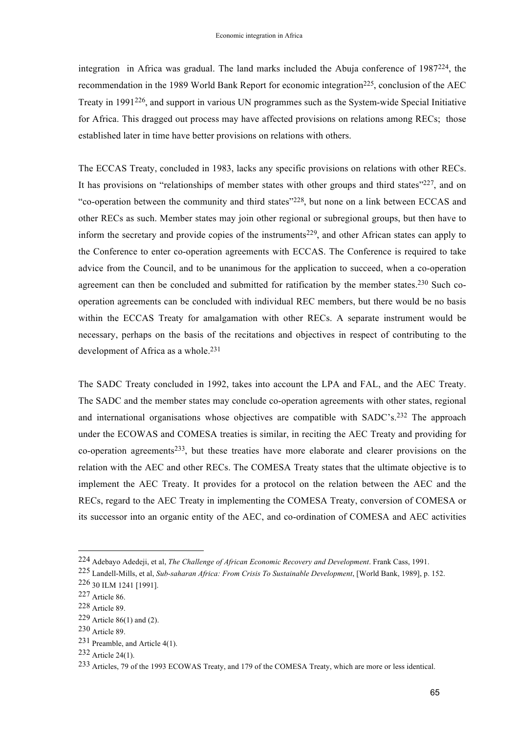integration in Africa was gradual. The land marks included the Abuja conference of 1987[224], the recommendation in the 1989 World Bank Report for economic integration[225], conclusion of the AEC Treaty in 1991[226], and support in various UN programmes such as the System-wide Special Initiative for Africa. This dragged out process may have affected provisions on relations among RECs; those established later in time have better provisions on relations with others.

The ECCAS Treaty, concluded in 1983, lacks any specific provisions on relations with other RECs. It has provisions on "relationships of member states with other groups and third states"[227], and on "co-operation between the community and third states"[228], but none on a link between ECCAS and other RECs as such. Member states may join other regional or subregional groups, but then have to inform the secretary and provide copies of the instruments[229], and other African states can apply to the Conference to enter co-operation agreements with ECCAS. The Conference is required to take advice from the Council, and to be unanimous for the application to succeed, when a co-operation agreement can then be concluded and submitted for ratification by the member states.[230] Such co-operation agreements can be concluded with individual REC members, but there would be no basis within the ECCAS Treaty for amalgamation with other RECs. A separate instrument would be necessary, perhaps on the basis of the recitations and objectives in respect of contributing to the development of Africa as a whole.[231]

The SADC Treaty concluded in 1992, takes into account the LPA and FAL, and the AEC Treaty. The SADC and the member states may conclude co-operation agreements with other states, regional and international organisations whose objectives are compatible with SADC's.[232] The approach under the ECOWAS and COMESA treaties is similar, in reciting the AEC Treaty and providing for co-operation agreements[233], but these treaties have more elaborate and clearer provisions on the relation with the AEC and other RECs. The COMESA Treaty states that the ultimate objective is to implement the AEC Treaty. It provides for a protocol on the relation between the AEC and the RECs, regard to the AEC Treaty in implementing the COMESA Treaty, conversion of COMESA or its successor into an organic entity of the AEC, and co-ordination of COMESA and AEC activities

---

[224] Adebayo Adedeji, et al, *The Challenge of African Economic Recovery and Development*. Frank Cass, 1991.

[225] Landell-Mills, et al, *Sub-saharan Africa: From Crisis To Sustainable Development*, [World Bank, 1989], p. 152.

[226] 30 ILM 1241 [1991].

[227] Article 86.

[228] Article 89.

[229] Article 86(1) and (2).

[230] Article 89.

[231] Preamble, and Article 4(1).

[232] Article 24(1).

[233] Articles, 79 of the 1993 ECOWAS Treaty, and 179 of the COMESA Treaty, which are more or less identical.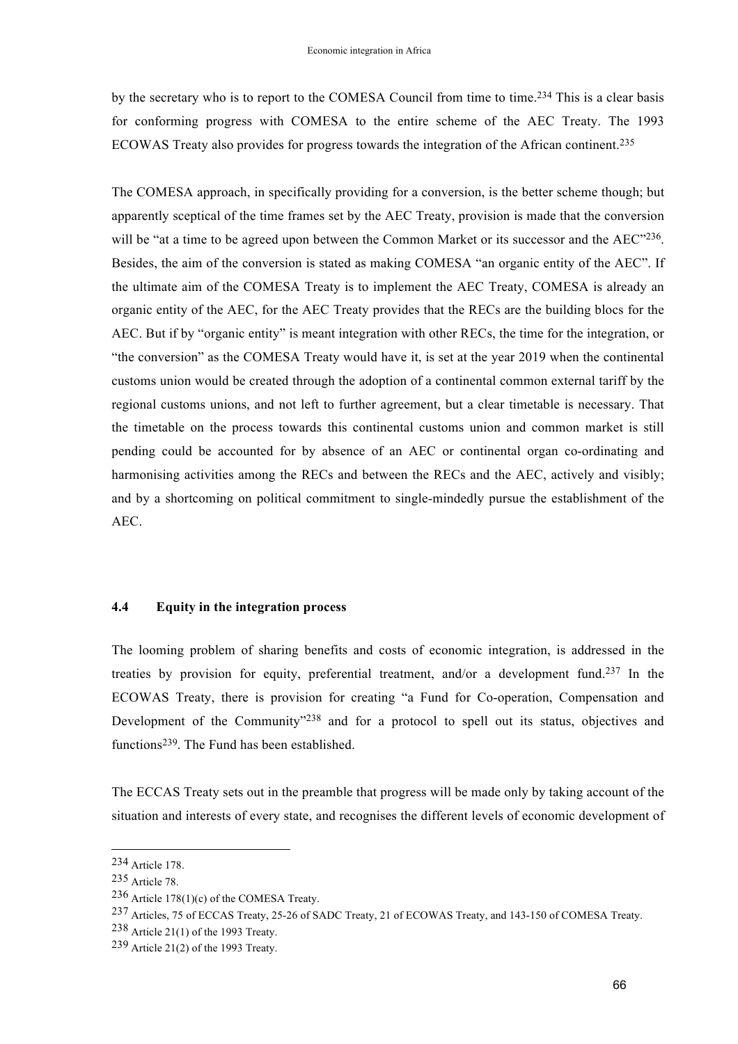by the secretary who is to report to the COMESA Council from time to time.[234] This is a clear basis for conforming progress with COMESA to the entire scheme of the AEC Treaty. The 1993 ECOWAS Treaty also provides for progress towards the integration of the African continent.[235]

The COMESA approach, in specifically providing for a conversion, is the better scheme though; but apparently sceptical of the time frames set by the AEC Treaty, provision is made that the conversion will be "at a time to be agreed upon between the Common Market or its successor and the AEC"[236]. Besides, the aim of the conversion is stated as making COMESA "an organic entity of the AEC". If the ultimate aim of the COMESA Treaty is to implement the AEC Treaty, COMESA is already an organic entity of the AEC, for the AEC Treaty provides that the RECs are the building blocs for the AEC. But if by "organic entity" is meant integration with other RECs, the time for the integration, or "the conversion" as the COMESA Treaty would have it, is set at the year 2019 when the continental customs union would be created through the adoption of a continental common external tariff by the regional customs unions, and not left to further agreement, but a clear timetable is necessary. That the timetable on the process towards this continental customs union and common market is still pending could be accounted for by absence of an AEC or continental organ co-ordinating and harmonising activities among the RECs and between the RECs and the AEC, actively and visibly; and by a shortcoming on political commitment to single-mindedly pursue the establishment of the AEC.

### 4.4 Equity in the integration process

The looming problem of sharing benefits and costs of economic integration, is addressed in the treaties by provision for equity, preferential treatment, and/or a development fund.[237] In the ECOWAS Treaty, there is provision for creating "a Fund for Co-operation, Compensation and Development of the Community"[238] and for a protocol to spell out its status, objectives and functions[239]. The Fund has been established.

The ECCAS Treaty sets out in the preamble that progress will be made only by taking account of the situation and interests of every state, and recognises the different levels of economic development of

---

[234] Article 178.

[235] Article 78.

[236] Article 178(1)(c) of the COMESA Treaty.

[237] Articles, 75 of ECCAS Treaty, 25-26 of SADC Treaty, 21 of ECOWAS Treaty, and 143-150 of COMESA Treaty.

[238] Article 21(1) of the 1993 Treaty.

[239] Article 21(2) of the 1993 Treaty.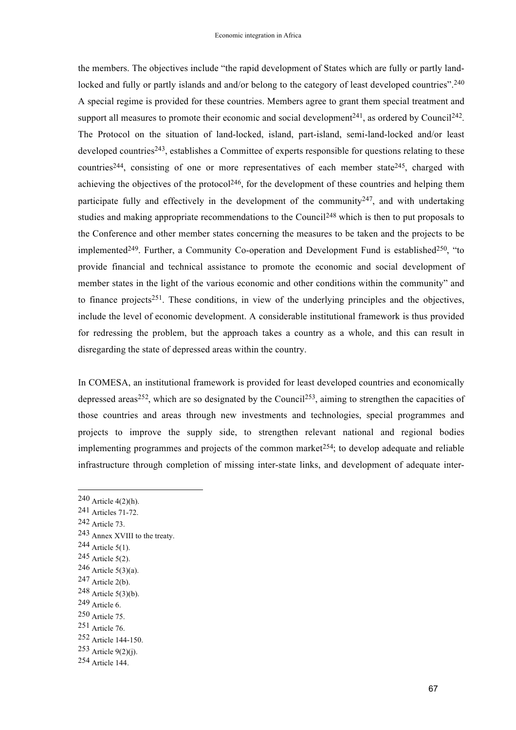the members. The objectives include "the rapid development of States which are fully or partly land-locked and fully or partly islands and and/or belong to the category of least developed countries".[240] A special regime is provided for these countries. Members agree to grant them special treatment and support all measures to promote their economic and social development[241], as ordered by Council[242]. The Protocol on the situation of land-locked, island, part-island, semi-land-locked and/or least developed countries[243], establishes a Committee of experts responsible for questions relating to these countries[244], consisting of one or more representatives of each member state[245], charged with achieving the objectives of the protocol[246], for the development of these countries and helping them participate fully and effectively in the development of the community[247], and with undertaking studies and making appropriate recommendations to the Council[248] which is then to put proposals to the Conference and other member states concerning the measures to be taken and the projects to be implemented[249]. Further, a Community Co-operation and Development Fund is established[250], "to provide financial and technical assistance to promote the economic and social development of member states in the light of the various economic and other conditions within the community" and to finance projects[251]. These conditions, in view of the underlying principles and the objectives, include the level of economic development. A considerable institutional framework is thus provided for redressing the problem, but the approach takes a country as a whole, and this can result in disregarding the state of depressed areas within the country.

In COMESA, an institutional framework is provided for least developed countries and economically depressed areas[252], which are so designated by the Council[253], aiming to strengthen the capacities of those countries and areas through new investments and technologies, special programmes and projects to improve the supply side, to strengthen relevant national and regional bodies implementing programmes and projects of the common market[254]; to develop adequate and reliable infrastructure through completion of missing inter-state links, and development of adequate inter-

---

[240] Article 4(2)(h).
[241] Articles 71-72.
[242] Article 73.
[243] Annex XVIII to the treaty.
[244] Article 5(1).
[245] Article 5(2).
[246] Article 5(3)(a).
[247] Article 2(b).
[248] Article 5(3)(b).
[249] Article 6.
[250] Article 75.
[251] Article 76.
[252] Article 144-150.
[253] Article 9(2)(j).
[254] Article 144.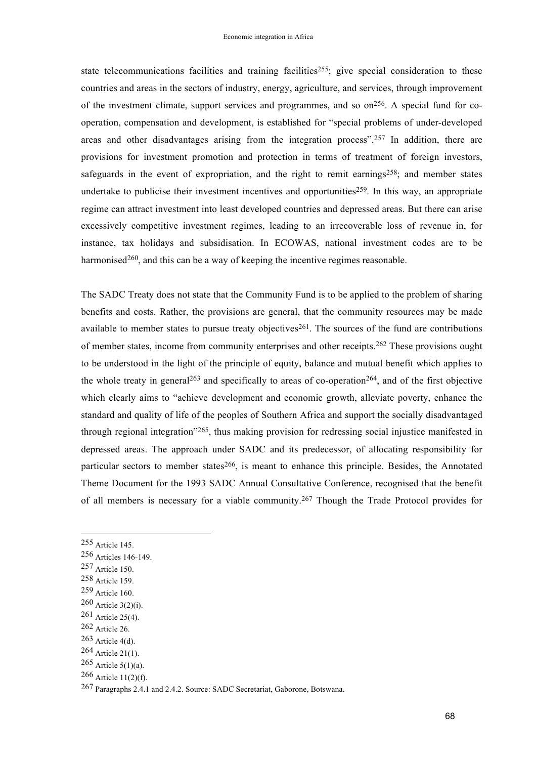state telecommunications facilities and training facilities[255]; give special consideration to these countries and areas in the sectors of industry, energy, agriculture, and services, through improvement of the investment climate, support services and programmes, and so on[256]. A special fund for co-operation, compensation and development, is established for "special problems of under-developed areas and other disadvantages arising from the integration process".[257] In addition, there are provisions for investment promotion and protection in terms of treatment of foreign investors, safeguards in the event of expropriation, and the right to remit earnings[258]; and member states undertake to publicise their investment incentives and opportunities[259]. In this way, an appropriate regime can attract investment into least developed countries and depressed areas. But there can arise excessively competitive investment regimes, leading to an irrecoverable loss of revenue in, for instance, tax holidays and subsidisation. In ECOWAS, national investment codes are to be harmonised[260], and this can be a way of keeping the incentive regimes reasonable.

The SADC Treaty does not state that the Community Fund is to be applied to the problem of sharing benefits and costs. Rather, the provisions are general, that the community resources may be made available to member states to pursue treaty objectives[261]. The sources of the fund are contributions of member states, income from community enterprises and other receipts.[262] These provisions ought to be understood in the light of the principle of equity, balance and mutual benefit which applies to the whole treaty in general[263] and specifically to areas of co-operation[264], and of the first objective which clearly aims to "achieve development and economic growth, alleviate poverty, enhance the standard and quality of life of the peoples of Southern Africa and support the socially disadvantaged through regional integration"[265], thus making provision for redressing social injustice manifested in depressed areas. The approach under SADC and its predecessor, of allocating responsibility for particular sectors to member states[266], is meant to enhance this principle. Besides, the Annotated Theme Document for the 1993 SADC Annual Consultative Conference, recognised that the benefit of all members is necessary for a viable community.[267] Though the Trade Protocol provides for

---

[255] Article 145.
[256] Articles 146-149.
[257] Article 150.
[258] Article 159.
[259] Article 160.
[260] Article 3(2)(i).
[261] Article 25(4).
[262] Article 26.
[263] Article 4(d).
[264] Article 21(1).
[265] Article 5(1)(a).
[266] Article 11(2)(f).
[267] Paragraphs 2.4.1 and 2.4.2. Source: SADC Secretariat, Gaborone, Botswana.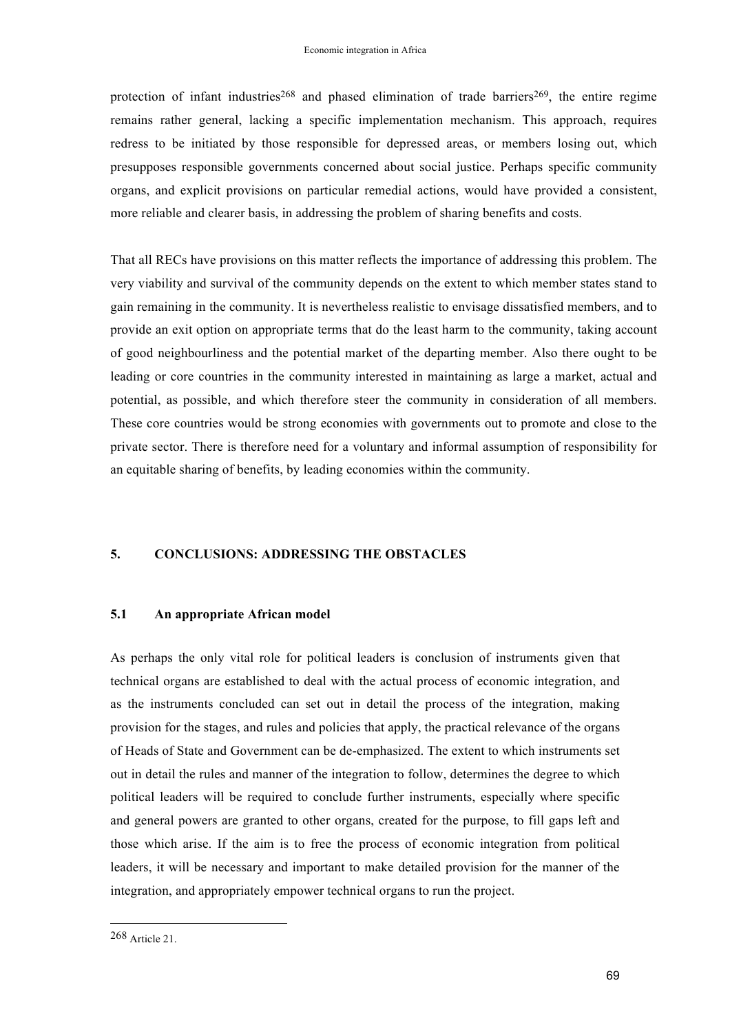protection of infant industries[268] and phased elimination of trade barriers[269], the entire regime remains rather general, lacking a specific implementation mechanism. This approach, requires redress to be initiated by those responsible for depressed areas, or members losing out, which presupposes responsible governments concerned about social justice. Perhaps specific community organs, and explicit provisions on particular remedial actions, would have provided a consistent, more reliable and clearer basis, in addressing the problem of sharing benefits and costs.

That all RECs have provisions on this matter reflects the importance of addressing this problem. The very viability and survival of the community depends on the extent to which member states stand to gain remaining in the community. It is nevertheless realistic to envisage dissatisfied members, and to provide an exit option on appropriate terms that do the least harm to the community, taking account of good neighbourliness and the potential market of the departing member. Also there ought to be leading or core countries in the community interested in maintaining as large a market, actual and potential, as possible, and which therefore steer the community in consideration of all members. These core countries would be strong economies with governments out to promote and close to the private sector. There is therefore need for a voluntary and informal assumption of responsibility for an equitable sharing of benefits, by leading economies within the community.

## 5. CONCLUSIONS: ADDRESSING THE OBSTACLES

### 5.1 An appropriate African model

As perhaps the only vital role for political leaders is conclusion of instruments given that technical organs are established to deal with the actual process of economic integration, and as the instruments concluded can set out in detail the process of the integration, making provision for the stages, and rules and policies that apply, the practical relevance of the organs of Heads of State and Government can be de-emphasized. The extent to which instruments set out in detail the rules and manner of the integration to follow, determines the degree to which political leaders will be required to conclude further instruments, especially where specific and general powers are granted to other organs, created for the purpose, to fill gaps left and those which arise. If the aim is to free the process of economic integration from political leaders, it will be necessary and important to make detailed provision for the manner of the integration, and appropriately empower technical organs to run the project.

---

[268] Article 21.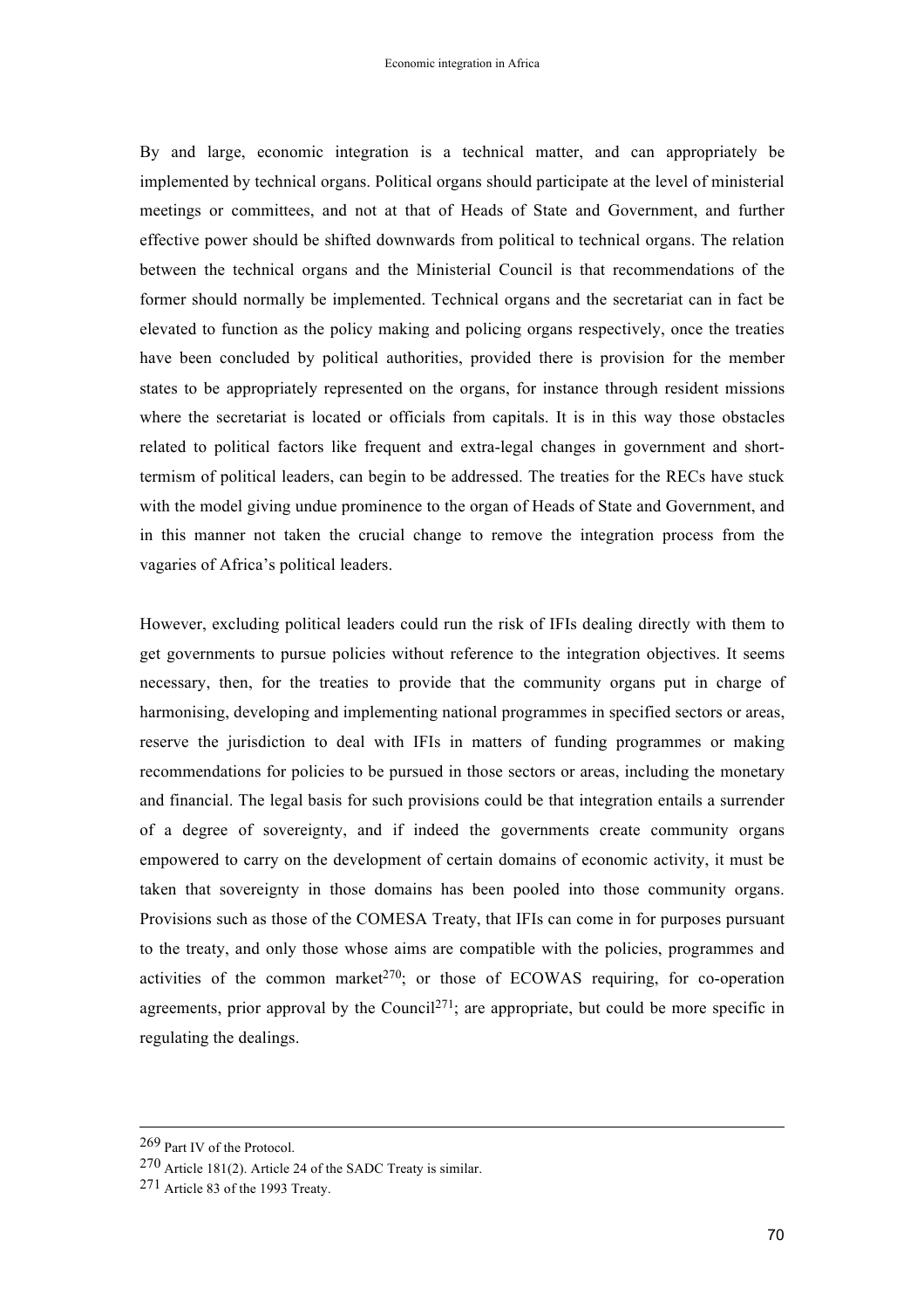By and large, economic integration is a technical matter, and can appropriately be implemented by technical organs. Political organs should participate at the level of ministerial meetings or committees, and not at that of Heads of State and Government, and further effective power should be shifted downwards from political to technical organs. The relation between the technical organs and the Ministerial Council is that recommendations of the former should normally be implemented. Technical organs and the secretariat can in fact be elevated to function as the policy making and policing organs respectively, once the treaties have been concluded by political authorities, provided there is provision for the member states to be appropriately represented on the organs, for instance through resident missions where the secretariat is located or officials from capitals. It is in this way those obstacles related to political factors like frequent and extra-legal changes in government and short-termism of political leaders, can begin to be addressed. The treaties for the RECs have stuck with the model giving undue prominence to the organ of Heads of State and Government, and in this manner not taken the crucial change to remove the integration process from the vagaries of Africa's political leaders.

However, excluding political leaders could run the risk of IFIs dealing directly with them to get governments to pursue policies without reference to the integration objectives. It seems necessary, then, for the treaties to provide that the community organs put in charge of harmonising, developing and implementing national programmes in specified sectors or areas, reserve the jurisdiction to deal with IFIs in matters of funding programmes or making recommendations for policies to be pursued in those sectors or areas, including the monetary and financial. The legal basis for such provisions could be that integration entails a surrender of a degree of sovereignty, and if indeed the governments create community organs empowered to carry on the development of certain domains of economic activity, it must be taken that sovereignty in those domains has been pooled into those community organs. Provisions such as those of the COMESA Treaty, that IFIs can come in for purposes pursuant to the treaty, and only those whose aims are compatible with the policies, programmes and activities of the common market[270]; or those of ECOWAS requiring, for co-operation agreements, prior approval by the Council[271]; are appropriate, but could be more specific in regulating the dealings.

---

269 Part IV of the Protocol.

270 Article 181(2). Article 24 of the SADC Treaty is similar.

271 Article 83 of the 1993 Treaty.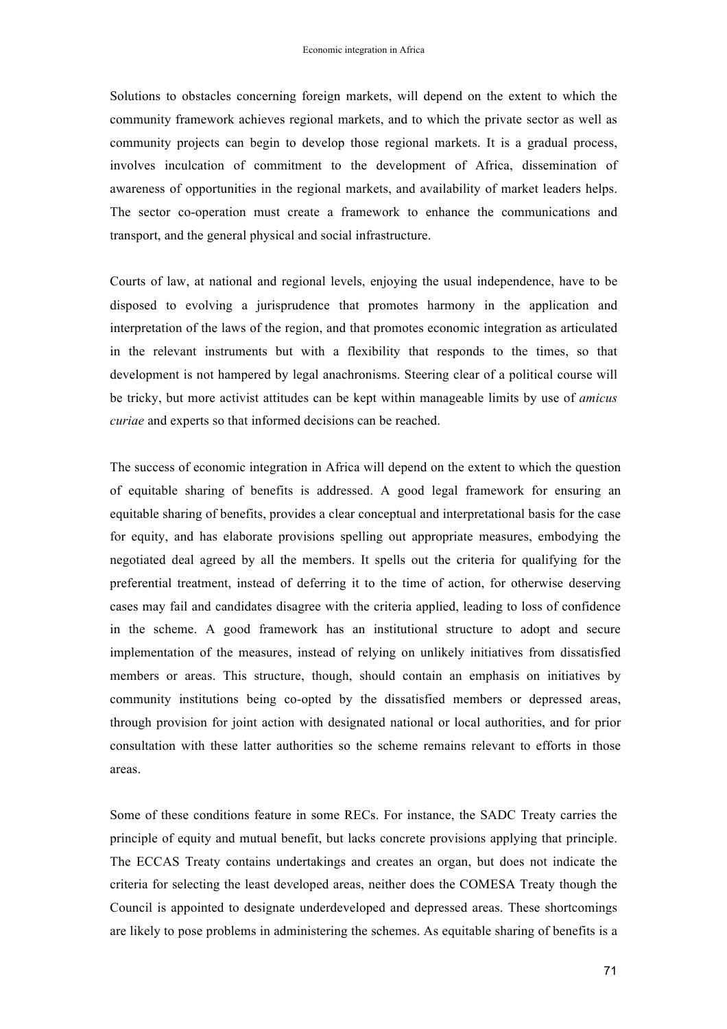Solutions to obstacles concerning foreign markets, will depend on the extent to which the community framework achieves regional markets, and to which the private sector as well as community projects can begin to develop those regional markets. It is a gradual process, involves inculcation of commitment to the development of Africa, dissemination of awareness of opportunities in the regional markets, and availability of market leaders helps. The sector co-operation must create a framework to enhance the communications and transport, and the general physical and social infrastructure.

Courts of law, at national and regional levels, enjoying the usual independence, have to be disposed to evolving a jurisprudence that promotes harmony in the application and interpretation of the laws of the region, and that promotes economic integration as articulated in the relevant instruments but with a flexibility that responds to the times, so that development is not hampered by legal anachronisms. Steering clear of a political course will be tricky, but more activist attitudes can be kept within manageable limits by use of *amicus curiae* and experts so that informed decisions can be reached.

The success of economic integration in Africa will depend on the extent to which the question of equitable sharing of benefits is addressed. A good legal framework for ensuring an equitable sharing of benefits, provides a clear conceptual and interpretational basis for the case for equity, and has elaborate provisions spelling out appropriate measures, embodying the negotiated deal agreed by all the members. It spells out the criteria for qualifying for the preferential treatment, instead of deferring it to the time of action, for otherwise deserving cases may fail and candidates disagree with the criteria applied, leading to loss of confidence in the scheme. A good framework has an institutional structure to adopt and secure implementation of the measures, instead of relying on unlikely initiatives from dissatisfied members or areas. This structure, though, should contain an emphasis on initiatives by community institutions being co-opted by the dissatisfied members or depressed areas, through provision for joint action with designated national or local authorities, and for prior consultation with these latter authorities so the scheme remains relevant to efforts in those areas.

Some of these conditions feature in some RECs. For instance, the SADC Treaty carries the principle of equity and mutual benefit, but lacks concrete provisions applying that principle. The ECCAS Treaty contains undertakings and creates an organ, but does not indicate the criteria for selecting the least developed areas, neither does the COMESA Treaty though the Council is appointed to designate underdeveloped and depressed areas. These shortcomings are likely to pose problems in administering the schemes. As equitable sharing of benefits is a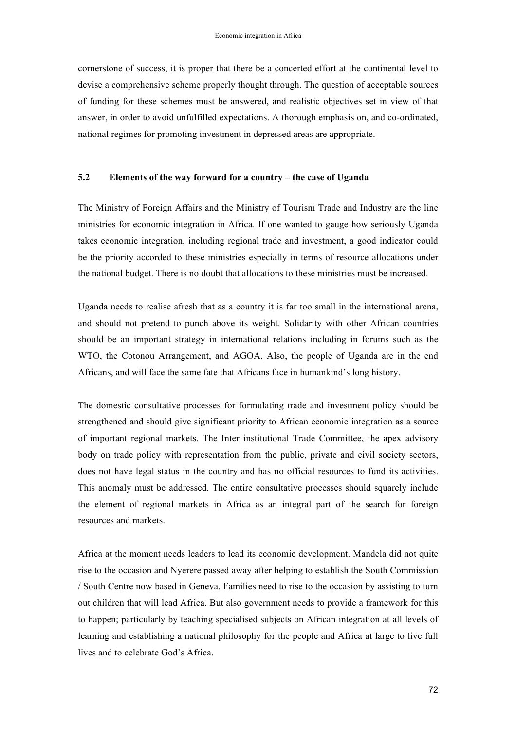cornerstone of success, it is proper that there be a concerted effort at the continental level to devise a comprehensive scheme properly thought through. The question of acceptable sources of funding for these schemes must be answered, and realistic objectives set in view of that answer, in order to avoid unfulfilled expectations. A thorough emphasis on, and co-ordinated, national regimes for promoting investment in depressed areas are appropriate.

### 5.2 Elements of the way forward for a country – the case of Uganda

The Ministry of Foreign Affairs and the Ministry of Tourism Trade and Industry are the line ministries for economic integration in Africa. If one wanted to gauge how seriously Uganda takes economic integration, including regional trade and investment, a good indicator could be the priority accorded to these ministries especially in terms of resource allocations under the national budget. There is no doubt that allocations to these ministries must be increased.

Uganda needs to realise afresh that as a country it is far too small in the international arena, and should not pretend to punch above its weight. Solidarity with other African countries should be an important strategy in international relations including in forums such as the WTO, the Cotonou Arrangement, and AGOA. Also, the people of Uganda are in the end Africans, and will face the same fate that Africans face in humankind's long history.

The domestic consultative processes for formulating trade and investment policy should be strengthened and should give significant priority to African economic integration as a source of important regional markets. The Inter institutional Trade Committee, the apex advisory body on trade policy with representation from the public, private and civil society sectors, does not have legal status in the country and has no official resources to fund its activities. This anomaly must be addressed. The entire consultative processes should squarely include the element of regional markets in Africa as an integral part of the search for foreign resources and markets.

Africa at the moment needs leaders to lead its economic development. Mandela did not quite rise to the occasion and Nyerere passed away after helping to establish the South Commission / South Centre now based in Geneva. Families need to rise to the occasion by assisting to turn out children that will lead Africa. But also government needs to provide a framework for this to happen; particularly by teaching specialised subjects on African integration at all levels of learning and establishing a national philosophy for the people and Africa at large to live full lives and to celebrate God's Africa.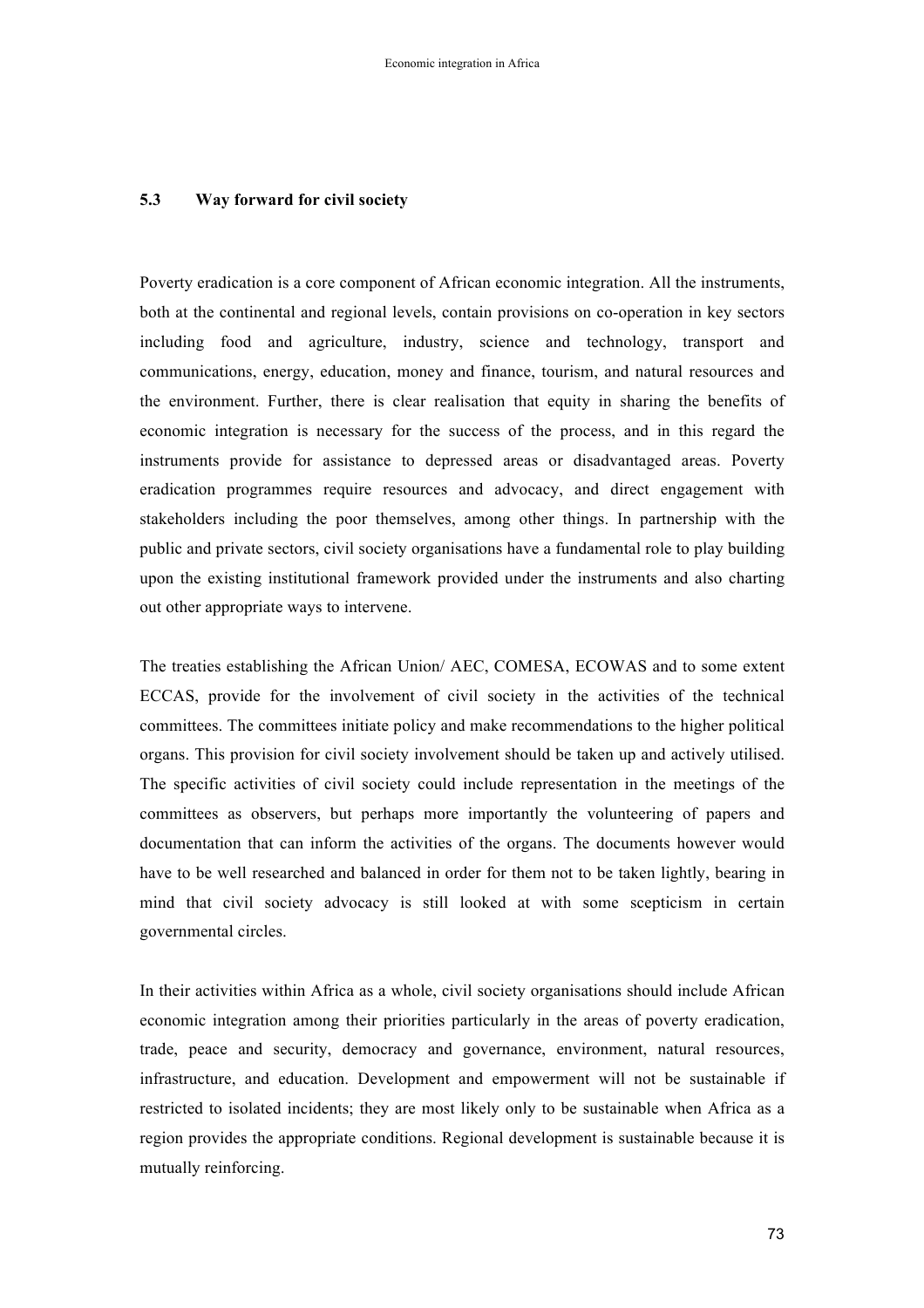## 5.3 Way forward for civil society

Poverty eradication is a core component of African economic integration. All the instruments, both at the continental and regional levels, contain provisions on co-operation in key sectors including food and agriculture, industry, science and technology, transport and communications, energy, education, money and finance, tourism, and natural resources and the environment. Further, there is clear realisation that equity in sharing the benefits of economic integration is necessary for the success of the process, and in this regard the instruments provide for assistance to depressed areas or disadvantaged areas. Poverty eradication programmes require resources and advocacy, and direct engagement with stakeholders including the poor themselves, among other things. In partnership with the public and private sectors, civil society organisations have a fundamental role to play building upon the existing institutional framework provided under the instruments and also charting out other appropriate ways to intervene.

The treaties establishing the African Union/ AEC, COMESA, ECOWAS and to some extent ECCAS, provide for the involvement of civil society in the activities of the technical committees. The committees initiate policy and make recommendations to the higher political organs. This provision for civil society involvement should be taken up and actively utilised. The specific activities of civil society could include representation in the meetings of the committees as observers, but perhaps more importantly the volunteering of papers and documentation that can inform the activities of the organs. The documents however would have to be well researched and balanced in order for them not to be taken lightly, bearing in mind that civil society advocacy is still looked at with some scepticism in certain governmental circles.

In their activities within Africa as a whole, civil society organisations should include African economic integration among their priorities particularly in the areas of poverty eradication, trade, peace and security, democracy and governance, environment, natural resources, infrastructure, and education. Development and empowerment will not be sustainable if restricted to isolated incidents; they are most likely only to be sustainable when Africa as a region provides the appropriate conditions. Regional development is sustainable because it is mutually reinforcing.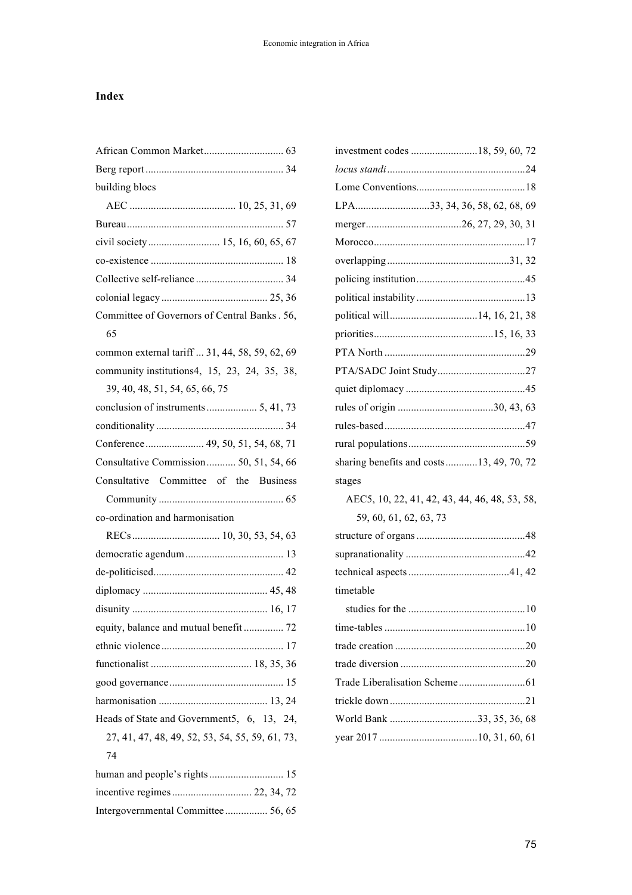## Index

African Common Market .............................. 63
Berg report .................................................... 34
building blocs
  AEC ........................................ 10, 25, 31, 69
Bureau ........................................................... 57
civil society ........................... 15, 16, 60, 65, 67
co-existence .................................................. 18
Collective self-reliance ................................. 34
colonial legacy ........................................ 25, 36
Committee of Governors of Central Banks . 56, 65
common external tariff ... 31, 44, 58, 59, 62, 69
community institutions4, 15, 23, 24, 35, 38, 39, 40, 48, 51, 54, 65, 66, 75
conclusion of instruments ................... 5, 41, 73
conditionality ................................................ 34
Conference ...................... 49, 50, 51, 54, 68, 71
Consultative Commission ........... 50, 51, 54, 66
Consultative Committee of the Business Community ............................................... 65
co-ordination and harmonisation
  RECs ................................. 10, 30, 53, 54, 63
democratic agendum ..................................... 13
de-politicised ................................................. 42
diplomacy ............................................... 45, 48
disunity .................................................. 16, 17
equity, balance and mutual benefit ............... 72
ethnic violence .............................................. 17
functionalist ...................................... 18, 35, 36
good governance ........................................... 15
harmonisation ......................................... 13, 24
Heads of State and Government5, 6, 13, 24, 27, 41, 47, 48, 49, 52, 53, 54, 55, 59, 61, 73, 74
human and people's rights ............................ 15
incentive regimes .............................. 22, 34, 72
Intergovernmental Committee ................ 56, 65
investment codes .........................18, 59, 60, 72
*locus standi* ....................................................24
Lome Conventions.........................................18
LPA............................33, 34, 36, 58, 62, 68, 69
merger....................................26, 27, 29, 30, 31
Morocco.........................................................17
overlapping .............................................31, 32
policing institution.........................................45
political instability .........................................13
political will.................................14, 16, 21, 38
priorities.............................................15, 16, 33
PTA North .....................................................29
PTA/SADC Joint Study.................................27
quiet diplomacy .............................................45
rules of origin ....................................30, 43, 63
rules-based .....................................................47
rural populations ............................................59
sharing benefits and costs............13, 49, 70, 72
stages
  AEC5, 10, 22, 41, 42, 43, 44, 46, 48, 53, 58, 59, 60, 61, 62, 63, 73
structure of organs .........................................48
supranationality .............................................42
technical aspects ......................................41, 42
timetable
  studies for the ............................................10
time-tables .....................................................10
trade creation .................................................20
trade diversion ...............................................20
Trade Liberalisation Scheme .........................61
trickle down ...................................................21
World Bank .................................33, 35, 36, 68
year 2017 .....................................10, 31, 60, 61